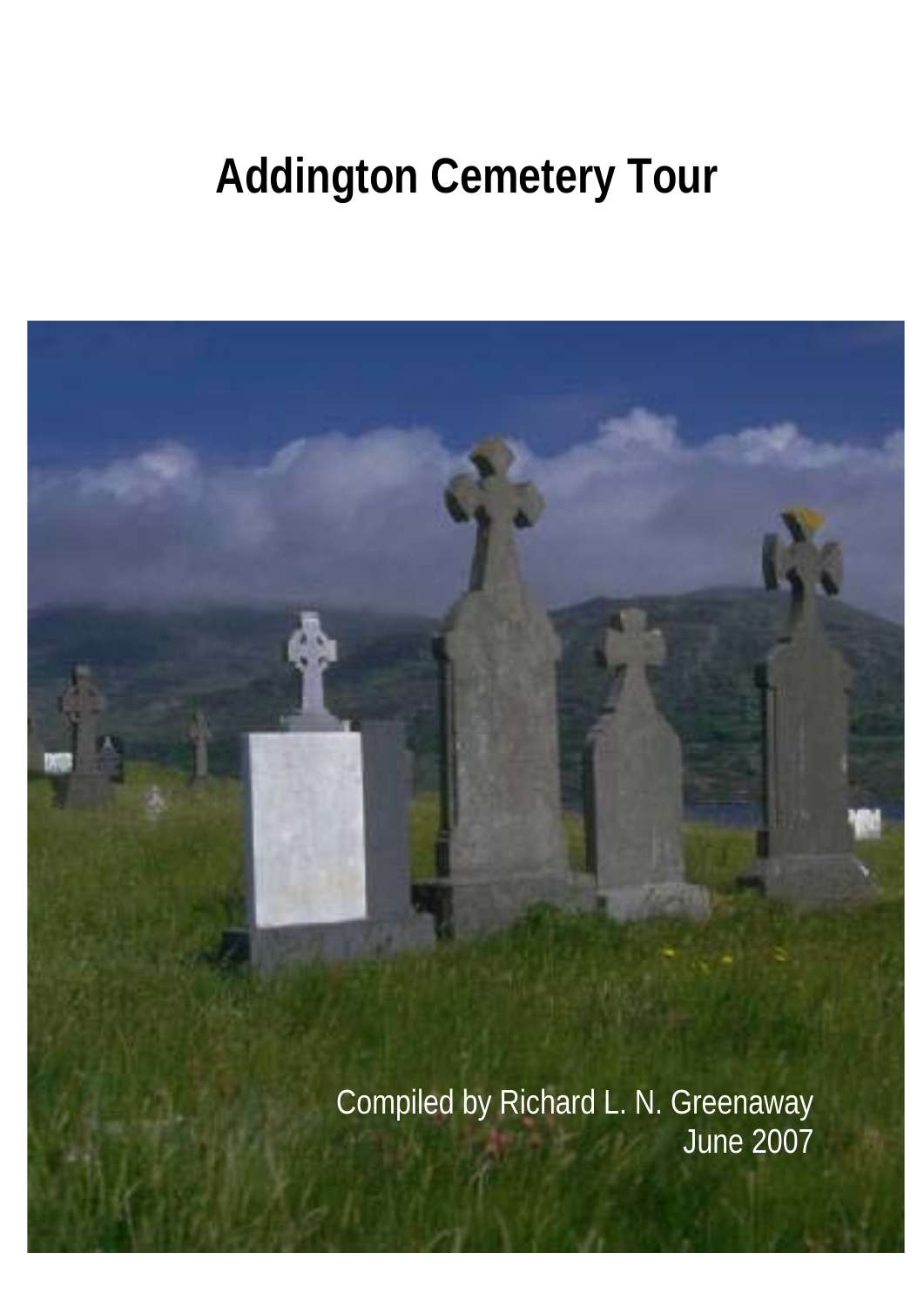# Addington Cemetery Tour

Compiled by Richard L. N. Greenaway
June 2007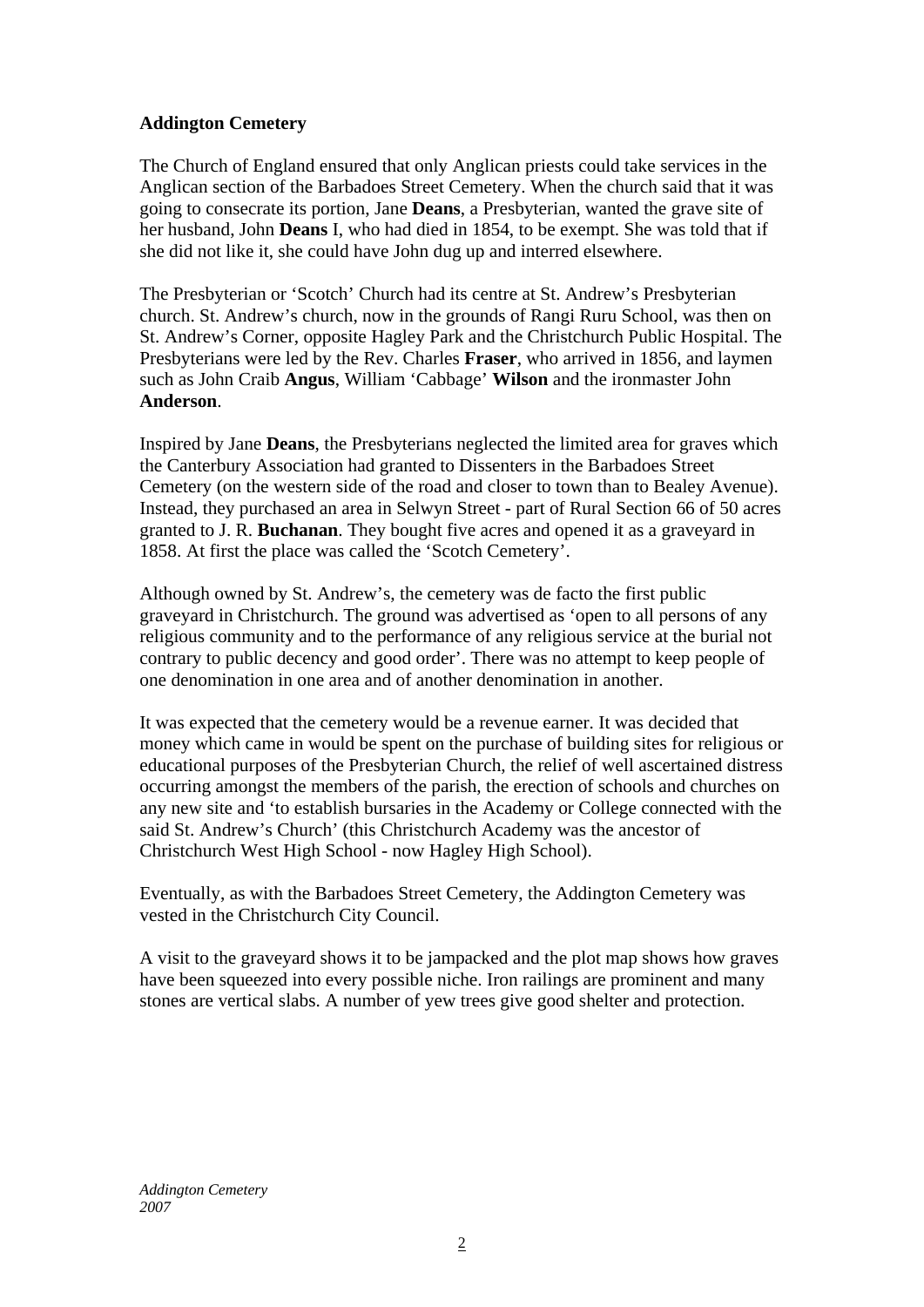**Addington Cemetery**

The Church of England ensured that only Anglican priests could take services in the Anglican section of the Barbadoes Street Cemetery. When the church said that it was going to consecrate its portion, Jane **Deans**, a Presbyterian, wanted the grave site of her husband, John **Deans** I, who had died in 1854, to be exempt. She was told that if she did not like it, she could have John dug up and interred elsewhere.

The Presbyterian or 'Scotch' Church had its centre at St. Andrew's Presbyterian church. St. Andrew's church, now in the grounds of Rangi Ruru School, was then on St. Andrew's Corner, opposite Hagley Park and the Christchurch Public Hospital. The Presbyterians were led by the Rev. Charles **Fraser**, who arrived in 1856, and laymen such as John Craib **Angus**, William 'Cabbage' **Wilson** and the ironmaster John **Anderson**.

Inspired by Jane **Deans**, the Presbyterians neglected the limited area for graves which the Canterbury Association had granted to Dissenters in the Barbadoes Street Cemetery (on the western side of the road and closer to town than to Bealey Avenue). Instead, they purchased an area in Selwyn Street - part of Rural Section 66 of 50 acres granted to J. R. **Buchanan**. They bought five acres and opened it as a graveyard in 1858. At first the place was called the 'Scotch Cemetery'.

Although owned by St. Andrew's, the cemetery was de facto the first public graveyard in Christchurch. The ground was advertised as 'open to all persons of any religious community and to the performance of any religious service at the burial not contrary to public decency and good order'. There was no attempt to keep people of one denomination in one area and of another denomination in another.

It was expected that the cemetery would be a revenue earner. It was decided that money which came in would be spent on the purchase of building sites for religious or educational purposes of the Presbyterian Church, the relief of well ascertained distress occurring amongst the members of the parish, the erection of schools and churches on any new site and 'to establish bursaries in the Academy or College connected with the said St. Andrew's Church' (this Christchurch Academy was the ancestor of Christchurch West High School - now Hagley High School).

Eventually, as with the Barbadoes Street Cemetery, the Addington Cemetery was vested in the Christchurch City Council.

A visit to the graveyard shows it to be jampacked and the plot map shows how graves have been squeezed into every possible niche. Iron railings are prominent and many stones are vertical slabs. A number of yew trees give good shelter and protection.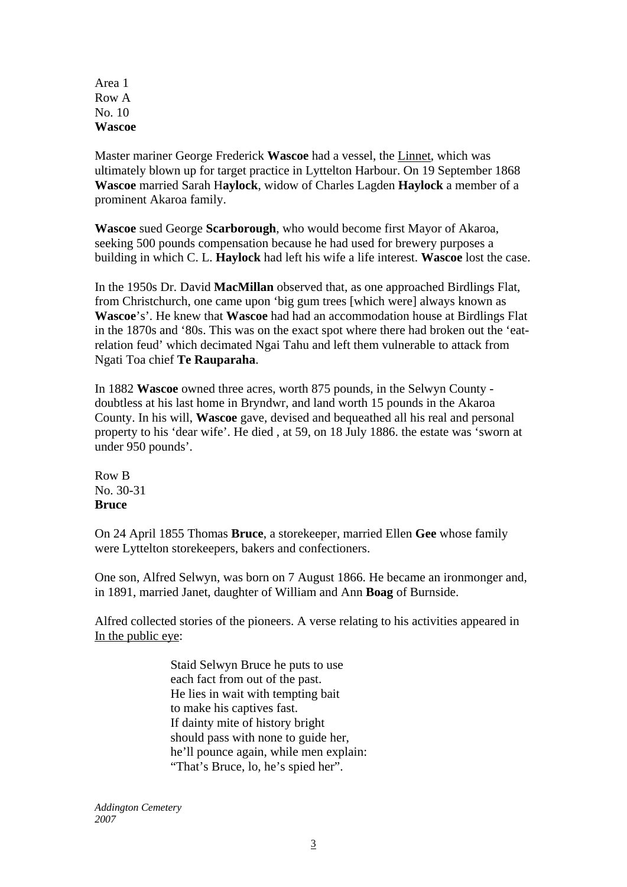Area 1
Row A
No. 10
**Wascoe**

Master mariner George Frederick **Wascoe** had a vessel, the Linnet, which was ultimately blown up for target practice in Lyttelton Harbour. On 19 September 1868 **Wascoe** married Sarah H**aylock**, widow of Charles Lagden **Haylock** a member of a prominent Akaroa family.

**Wascoe** sued George **Scarborough**, who would become first Mayor of Akaroa, seeking 500 pounds compensation because he had used for brewery purposes a building in which C. L. **Haylock** had left his wife a life interest. **Wascoe** lost the case.

In the 1950s Dr. David **MacMillan** observed that, as one approached Birdlings Flat, from Christchurch, one came upon 'big gum trees [which were] always known as **Wascoe**'s'. He knew that **Wascoe** had had an accommodation house at Birdlings Flat in the 1870s and '80s. This was on the exact spot where there had broken out the 'eat-relation feud' which decimated Ngai Tahu and left them vulnerable to attack from Ngati Toa chief **Te Rauparaha**.

In 1882 **Wascoe** owned three acres, worth 875 pounds, in the Selwyn County - doubtless at his last home in Bryndwr, and land worth 15 pounds in the Akaroa County. In his will, **Wascoe** gave, devised and bequeathed all his real and personal property to his 'dear wife'. He died , at 59, on 18 July 1886. the estate was 'sworn at under 950 pounds'.

Row B
No. 30-31
**Bruce**

On 24 April 1855 Thomas **Bruce**, a storekeeper, married Ellen **Gee** whose family were Lyttelton storekeepers, bakers and confectioners.

One son, Alfred Selwyn, was born on 7 August 1866. He became an ironmonger and, in 1891, married Janet, daughter of William and Ann **Boag** of Burnside.

Alfred collected stories of the pioneers. A verse relating to his activities appeared in In the public eye:

> Staid Selwyn Bruce he puts to use
> each fact from out of the past.
> He lies in wait with tempting bait
> to make his captives fast.
> If dainty mite of history bright
> should pass with none to guide her,
> he'll pounce again, while men explain:
> "That's Bruce, lo, he's spied her".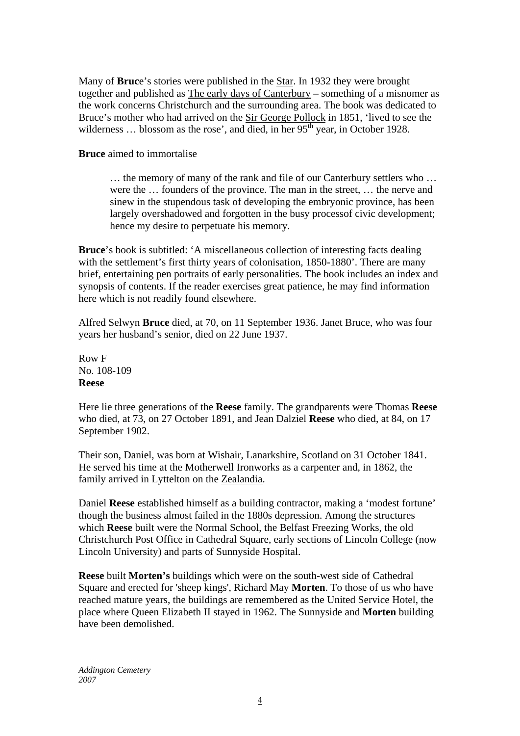Many of **Bruc**e's stories were published in the Star. In 1932 they were brought together and published as The early days of Canterbury – something of a misnomer as the work concerns Christchurch and the surrounding area. The book was dedicated to Bruce's mother who had arrived on the Sir George Pollock in 1851, 'lived to see the wilderness … blossom as the rose', and died, in her 95th year, in October 1928.

**Bruce** aimed to immortalise

> … the memory of many of the rank and file of our Canterbury settlers who … were the … founders of the province. The man in the street, … the nerve and sinew in the stupendous task of developing the embryonic province, has been largely overshadowed and forgotten in the busy processof civic development; hence my desire to perpetuate his memory.

**Bruce**'s book is subtitled: 'A miscellaneous collection of interesting facts dealing with the settlement's first thirty years of colonisation, 1850-1880'. There are many brief, entertaining pen portraits of early personalities. The book includes an index and synopsis of contents. If the reader exercises great patience, he may find information here which is not readily found elsewhere.

Alfred Selwyn **Bruce** died, at 70, on 11 September 1936. Janet Bruce, who was four years her husband's senior, died on 22 June 1937.

Row F
No. 108-109
**Reese**

Here lie three generations of the **Reese** family. The grandparents were Thomas **Reese** who died, at 73, on 27 October 1891, and Jean Dalziel **Reese** who died, at 84, on 17 September 1902.

Their son, Daniel, was born at Wishair, Lanarkshire, Scotland on 31 October 1841. He served his time at the Motherwell Ironworks as a carpenter and, in 1862, the family arrived in Lyttelton on the Zealandia.

Daniel **Reese** established himself as a building contractor, making a 'modest fortune' though the business almost failed in the 1880s depression. Among the structures which **Reese** built were the Normal School, the Belfast Freezing Works, the old Christchurch Post Office in Cathedral Square, early sections of Lincoln College (now Lincoln University) and parts of Sunnyside Hospital.

**Reese** built **Morten's** buildings which were on the south-west side of Cathedral Square and erected for 'sheep kings', Richard May **Morten**. To those of us who have reached mature years, the buildings are remembered as the United Service Hotel, the place where Queen Elizabeth II stayed in 1962. The Sunnyside and **Morten** building have been demolished.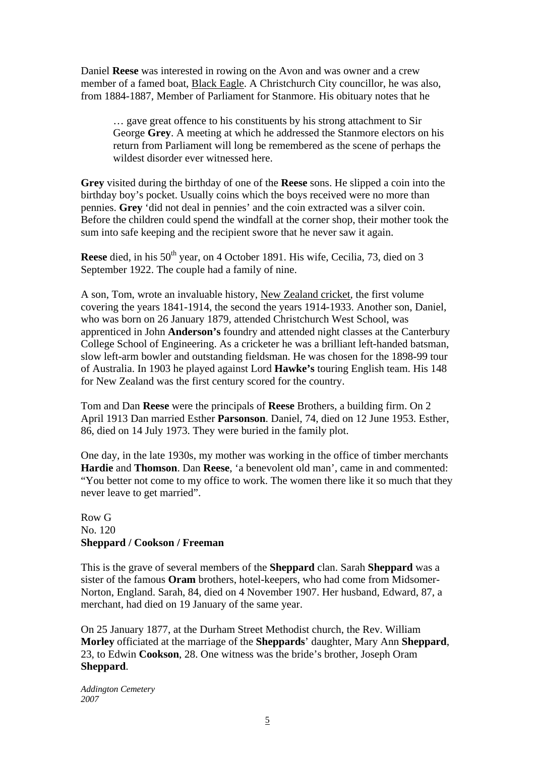Daniel **Reese** was interested in rowing on the Avon and was owner and a crew member of a famed boat, Black Eagle. A Christchurch City councillor, he was also, from 1884-1887, Member of Parliament for Stanmore. His obituary notes that he

> … gave great offence to his constituents by his strong attachment to Sir George **Grey**. A meeting at which he addressed the Stanmore electors on his return from Parliament will long be remembered as the scene of perhaps the wildest disorder ever witnessed here.

**Grey** visited during the birthday of one of the **Reese** sons. He slipped a coin into the birthday boy's pocket. Usually coins which the boys received were no more than pennies. **Grey** 'did not deal in pennies' and the coin extracted was a silver coin. Before the children could spend the windfall at the corner shop, their mother took the sum into safe keeping and the recipient swore that he never saw it again.

**Reese** died, in his 50th year, on 4 October 1891. His wife, Cecilia, 73, died on 3 September 1922. The couple had a family of nine.

A son, Tom, wrote an invaluable history, New Zealand cricket, the first volume covering the years 1841-1914, the second the years 1914-1933. Another son, Daniel, who was born on 26 January 1879, attended Christchurch West School, was apprenticed in John **Anderson's** foundry and attended night classes at the Canterbury College School of Engineering. As a cricketer he was a brilliant left-handed batsman, slow left-arm bowler and outstanding fieldsman. He was chosen for the 1898-99 tour of Australia. In 1903 he played against Lord **Hawke's** touring English team. His 148 for New Zealand was the first century scored for the country.

Tom and Dan **Reese** were the principals of **Reese** Brothers, a building firm. On 2 April 1913 Dan married Esther **Parsonson**. Daniel, 74, died on 12 June 1953. Esther, 86, died on 14 July 1973. They were buried in the family plot.

One day, in the late 1930s, my mother was working in the office of timber merchants **Hardie** and **Thomson**. Dan **Reese**, 'a benevolent old man', came in and commented: "You better not come to my office to work. The women there like it so much that they never leave to get married".

Row G
No. 120
**Sheppard / Cookson / Freeman**

This is the grave of several members of the **Sheppard** clan. Sarah **Sheppard** was a sister of the famous **Oram** brothers, hotel-keepers, who had come from Midsomer-Norton, England. Sarah, 84, died on 4 November 1907. Her husband, Edward, 87, a merchant, had died on 19 January of the same year.

On 25 January 1877, at the Durham Street Methodist church, the Rev. William **Morley** officiated at the marriage of the **Sheppards**' daughter, Mary Ann **Sheppard**, 23, to Edwin **Cookson**, 28. One witness was the bride's brother, Joseph Oram **Sheppard**.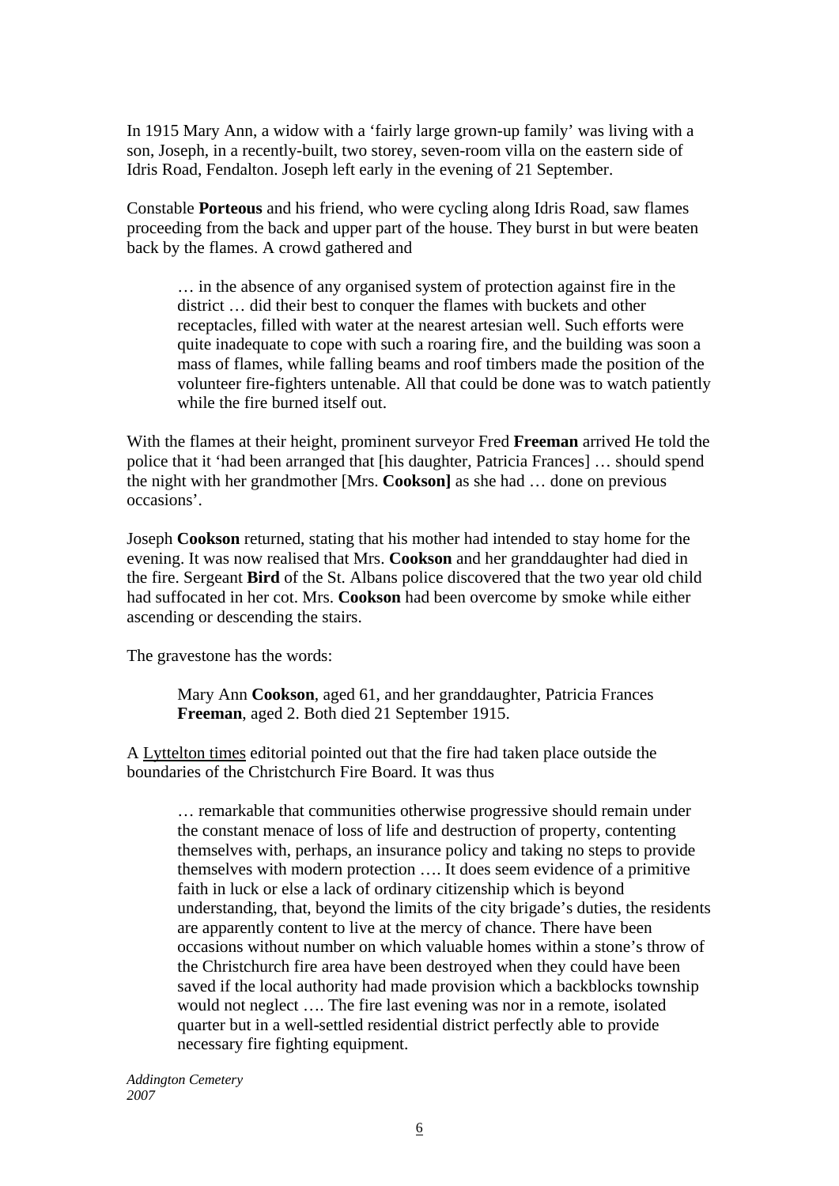In 1915 Mary Ann, a widow with a 'fairly large grown-up family' was living with a son, Joseph, in a recently-built, two storey, seven-room villa on the eastern side of Idris Road, Fendalton. Joseph left early in the evening of 21 September.

Constable **Porteous** and his friend, who were cycling along Idris Road, saw flames proceeding from the back and upper part of the house. They burst in but were beaten back by the flames. A crowd gathered and

> … in the absence of any organised system of protection against fire in the district … did their best to conquer the flames with buckets and other receptacles, filled with water at the nearest artesian well. Such efforts were quite inadequate to cope with such a roaring fire, and the building was soon a mass of flames, while falling beams and roof timbers made the position of the volunteer fire-fighters untenable. All that could be done was to watch patiently while the fire burned itself out.

With the flames at their height, prominent surveyor Fred **Freeman** arrived He told the police that it 'had been arranged that [his daughter, Patricia Frances] … should spend the night with her grandmother [Mrs. **Cookson]** as she had … done on previous occasions'.

Joseph **Cookson** returned, stating that his mother had intended to stay home for the evening. It was now realised that Mrs. **Cookson** and her granddaughter had died in the fire. Sergeant **Bird** of the St. Albans police discovered that the two year old child had suffocated in her cot. Mrs. **Cookson** had been overcome by smoke while either ascending or descending the stairs.

The gravestone has the words:

> Mary Ann **Cookson**, aged 61, and her granddaughter, Patricia Frances **Freeman**, aged 2. Both died 21 September 1915.

A Lyttelton times editorial pointed out that the fire had taken place outside the boundaries of the Christchurch Fire Board. It was thus

> … remarkable that communities otherwise progressive should remain under the constant menace of loss of life and destruction of property, contenting themselves with, perhaps, an insurance policy and taking no steps to provide themselves with modern protection …. It does seem evidence of a primitive faith in luck or else a lack of ordinary citizenship which is beyond understanding, that, beyond the limits of the city brigade's duties, the residents are apparently content to live at the mercy of chance. There have been occasions without number on which valuable homes within a stone's throw of the Christchurch fire area have been destroyed when they could have been saved if the local authority had made provision which a backblocks township would not neglect …. The fire last evening was nor in a remote, isolated quarter but in a well-settled residential district perfectly able to provide necessary fire fighting equipment.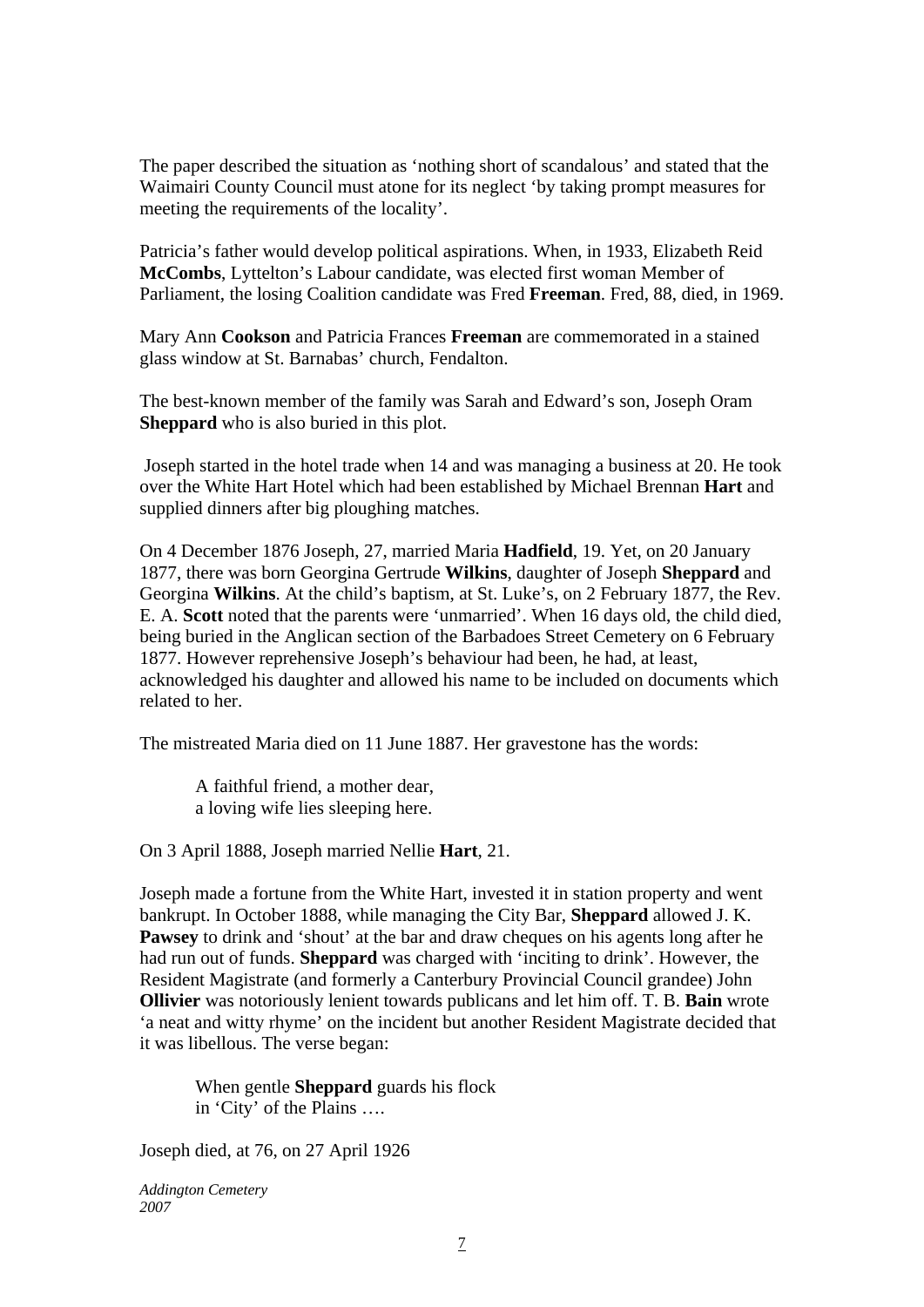The paper described the situation as 'nothing short of scandalous' and stated that the Waimairi County Council must atone for its neglect 'by taking prompt measures for meeting the requirements of the locality'.

Patricia's father would develop political aspirations. When, in 1933, Elizabeth Reid **McCombs**, Lyttelton's Labour candidate, was elected first woman Member of Parliament, the losing Coalition candidate was Fred **Freeman**. Fred, 88, died, in 1969.

Mary Ann **Cookson** and Patricia Frances **Freeman** are commemorated in a stained glass window at St. Barnabas' church, Fendalton.

The best-known member of the family was Sarah and Edward's son, Joseph Oram **Sheppard** who is also buried in this plot.

Joseph started in the hotel trade when 14 and was managing a business at 20. He took over the White Hart Hotel which had been established by Michael Brennan **Hart** and supplied dinners after big ploughing matches.

On 4 December 1876 Joseph, 27, married Maria **Hadfield**, 19. Yet, on 20 January 1877, there was born Georgina Gertrude **Wilkins**, daughter of Joseph **Sheppard** and Georgina **Wilkins**. At the child's baptism, at St. Luke's, on 2 February 1877, the Rev. E. A. **Scott** noted that the parents were 'unmarried'. When 16 days old, the child died, being buried in the Anglican section of the Barbadoes Street Cemetery on 6 February 1877. However reprehensive Joseph's behaviour had been, he had, at least, acknowledged his daughter and allowed his name to be included on documents which related to her.

The mistreated Maria died on 11 June 1887. Her gravestone has the words:

> A faithful friend, a mother dear,
> a loving wife lies sleeping here.

On 3 April 1888, Joseph married Nellie **Hart**, 21.

Joseph made a fortune from the White Hart, invested it in station property and went bankrupt. In October 1888, while managing the City Bar, **Sheppard** allowed J. K. **Pawsey** to drink and 'shout' at the bar and draw cheques on his agents long after he had run out of funds. **Sheppard** was charged with 'inciting to drink'. However, the Resident Magistrate (and formerly a Canterbury Provincial Council grandee) John **Ollivier** was notoriously lenient towards publicans and let him off. T. B. **Bain** wrote 'a neat and witty rhyme' on the incident but another Resident Magistrate decided that it was libellous. The verse began:

> When gentle **Sheppard** guards his flock
> in 'City' of the Plains ….

Joseph died, at 76, on 27 April 1926

*Addington Cemetery*
*2007*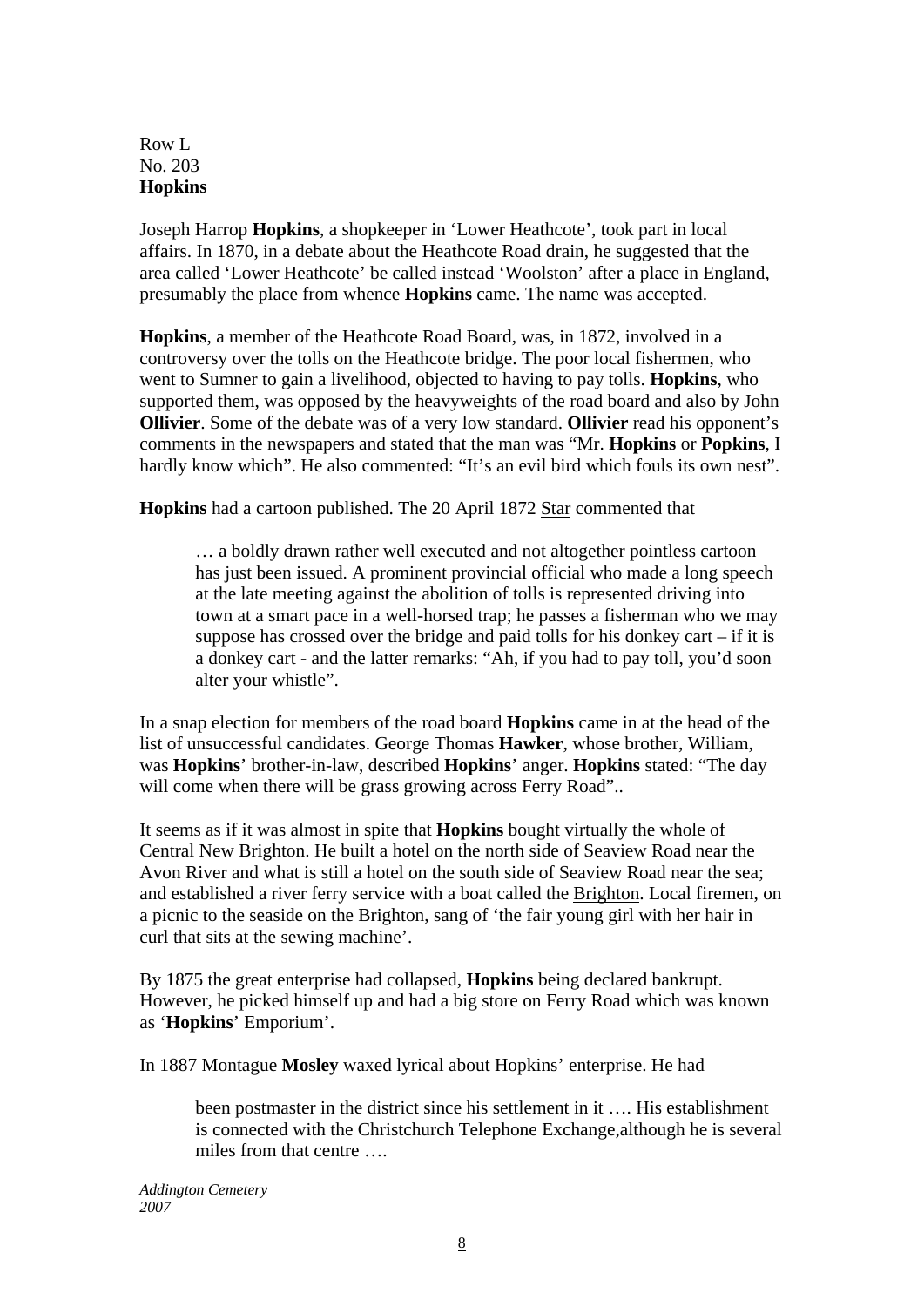Row L
No. 203
**Hopkins**

Joseph Harrop **Hopkins**, a shopkeeper in 'Lower Heathcote', took part in local affairs. In 1870, in a debate about the Heathcote Road drain, he suggested that the area called 'Lower Heathcote' be called instead 'Woolston' after a place in England, presumably the place from whence **Hopkins** came. The name was accepted.

**Hopkins**, a member of the Heathcote Road Board, was, in 1872, involved in a controversy over the tolls on the Heathcote bridge. The poor local fishermen, who went to Sumner to gain a livelihood, objected to having to pay tolls. **Hopkins**, who supported them, was opposed by the heavyweights of the road board and also by John **Ollivier**. Some of the debate was of a very low standard. **Ollivier** read his opponent's comments in the newspapers and stated that the man was "Mr. **Hopkins** or **Popkins**, I hardly know which". He also commented: "It's an evil bird which fouls its own nest".

**Hopkins** had a cartoon published. The 20 April 1872 Star commented that

> … a boldly drawn rather well executed and not altogether pointless cartoon has just been issued. A prominent provincial official who made a long speech at the late meeting against the abolition of tolls is represented driving into town at a smart pace in a well-horsed trap; he passes a fisherman who we may suppose has crossed over the bridge and paid tolls for his donkey cart – if it is a donkey cart - and the latter remarks: "Ah, if you had to pay toll, you'd soon alter your whistle".

In a snap election for members of the road board **Hopkins** came in at the head of the list of unsuccessful candidates. George Thomas **Hawker**, whose brother, William, was **Hopkins**' brother-in-law, described **Hopkins**' anger. **Hopkins** stated: "The day will come when there will be grass growing across Ferry Road"..

It seems as if it was almost in spite that **Hopkins** bought virtually the whole of Central New Brighton. He built a hotel on the north side of Seaview Road near the Avon River and what is still a hotel on the south side of Seaview Road near the sea; and established a river ferry service with a boat called the Brighton. Local firemen, on a picnic to the seaside on the Brighton, sang of 'the fair young girl with her hair in curl that sits at the sewing machine'.

By 1875 the great enterprise had collapsed, **Hopkins** being declared bankrupt. However, he picked himself up and had a big store on Ferry Road which was known as '**Hopkins**' Emporium'.

In 1887 Montague **Mosley** waxed lyrical about Hopkins' enterprise. He had

> been postmaster in the district since his settlement in it …. His establishment is connected with the Christchurch Telephone Exchange,although he is several miles from that centre ….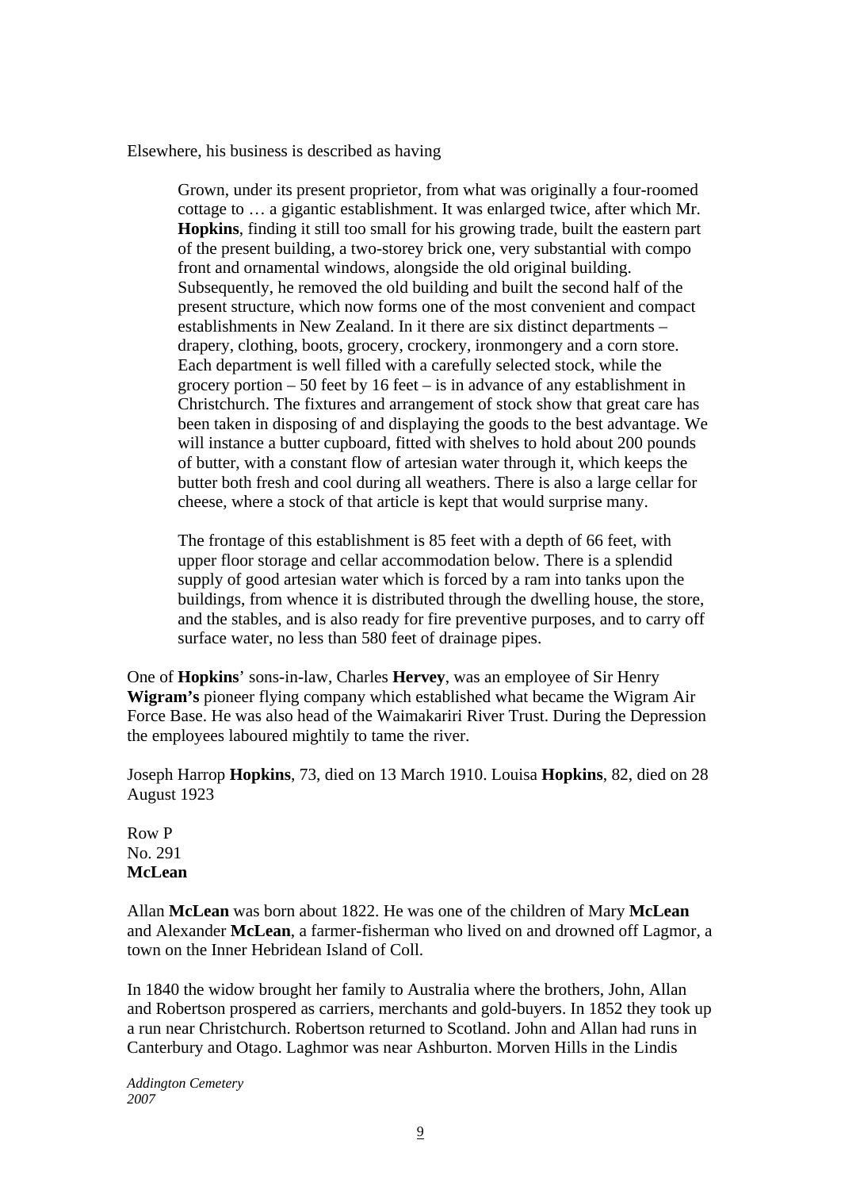Elsewhere, his business is described as having

> Grown, under its present proprietor, from what was originally a four-roomed cottage to … a gigantic establishment. It was enlarged twice, after which Mr. **Hopkins**, finding it still too small for his growing trade, built the eastern part of the present building, a two-storey brick one, very substantial with compo front and ornamental windows, alongside the old original building. Subsequently, he removed the old building and built the second half of the present structure, which now forms one of the most convenient and compact establishments in New Zealand. In it there are six distinct departments – drapery, clothing, boots, grocery, crockery, ironmongery and a corn store. Each department is well filled with a carefully selected stock, while the grocery portion – 50 feet by 16 feet – is in advance of any establishment in Christchurch. The fixtures and arrangement of stock show that great care has been taken in disposing of and displaying the goods to the best advantage. We will instance a butter cupboard, fitted with shelves to hold about 200 pounds of butter, with a constant flow of artesian water through it, which keeps the butter both fresh and cool during all weathers. There is also a large cellar for cheese, where a stock of that article is kept that would surprise many.
>
> The frontage of this establishment is 85 feet with a depth of 66 feet, with upper floor storage and cellar accommodation below. There is a splendid supply of good artesian water which is forced by a ram into tanks upon the buildings, from whence it is distributed through the dwelling house, the store, and the stables, and is also ready for fire preventive purposes, and to carry off surface water, no less than 580 feet of drainage pipes.

One of **Hopkins**' sons-in-law, Charles **Hervey**, was an employee of Sir Henry **Wigram's** pioneer flying company which established what became the Wigram Air Force Base. He was also head of the Waimakariri River Trust. During the Depression the employees laboured mightily to tame the river.

Joseph Harrop **Hopkins**, 73, died on 13 March 1910. Louisa **Hopkins**, 82, died on 28 August 1923

Row P
No. 291
**McLean**

Allan **McLean** was born about 1822. He was one of the children of Mary **McLean** and Alexander **McLean**, a farmer-fisherman who lived on and drowned off Lagmor, a town on the Inner Hebridean Island of Coll.

In 1840 the widow brought her family to Australia where the brothers, John, Allan and Robertson prospered as carriers, merchants and gold-buyers. In 1852 they took up a run near Christchurch. Robertson returned to Scotland. John and Allan had runs in Canterbury and Otago. Laghmor was near Ashburton. Morven Hills in the Lindis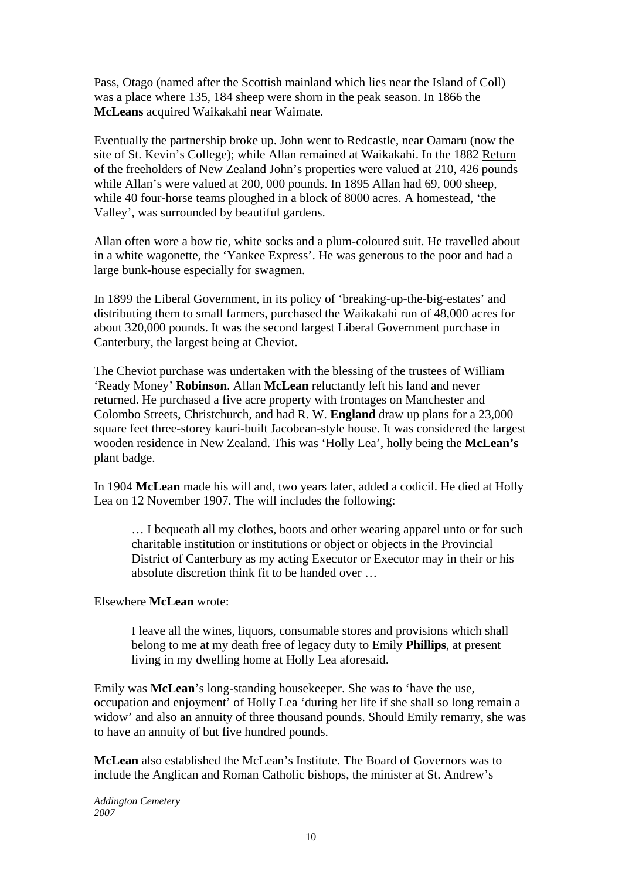Pass, Otago (named after the Scottish mainland which lies near the Island of Coll) was a place where 135, 184 sheep were shorn in the peak season. In 1866 the **McLeans** acquired Waikakahi near Waimate.

Eventually the partnership broke up. John went to Redcastle, near Oamaru (now the site of St. Kevin's College); while Allan remained at Waikakahi. In the 1882 Return of the freeholders of New Zealand John's properties were valued at 210, 426 pounds while Allan's were valued at 200, 000 pounds. In 1895 Allan had 69, 000 sheep, while 40 four-horse teams ploughed in a block of 8000 acres. A homestead, 'the Valley', was surrounded by beautiful gardens.

Allan often wore a bow tie, white socks and a plum-coloured suit. He travelled about in a white wagonette, the 'Yankee Express'. He was generous to the poor and had a large bunk-house especially for swagmen.

In 1899 the Liberal Government, in its policy of 'breaking-up-the-big-estates' and distributing them to small farmers, purchased the Waikakahi run of 48,000 acres for about 320,000 pounds. It was the second largest Liberal Government purchase in Canterbury, the largest being at Cheviot.

The Cheviot purchase was undertaken with the blessing of the trustees of William 'Ready Money' **Robinson**. Allan **McLean** reluctantly left his land and never returned. He purchased a five acre property with frontages on Manchester and Colombo Streets, Christchurch, and had R. W. **England** draw up plans for a 23,000 square feet three-storey kauri-built Jacobean-style house. It was considered the largest wooden residence in New Zealand. This was 'Holly Lea', holly being the **McLean's** plant badge.

In 1904 **McLean** made his will and, two years later, added a codicil. He died at Holly Lea on 12 November 1907. The will includes the following:

> … I bequeath all my clothes, boots and other wearing apparel unto or for such charitable institution or institutions or object or objects in the Provincial District of Canterbury as my acting Executor or Executor may in their or his absolute discretion think fit to be handed over …

Elsewhere **McLean** wrote:

> I leave all the wines, liquors, consumable stores and provisions which shall belong to me at my death free of legacy duty to Emily **Phillips**, at present living in my dwelling home at Holly Lea aforesaid.

Emily was **McLean**'s long-standing housekeeper. She was to 'have the use, occupation and enjoyment' of Holly Lea 'during her life if she shall so long remain a widow' and also an annuity of three thousand pounds. Should Emily remarry, she was to have an annuity of but five hundred pounds.

**McLean** also established the McLean's Institute. The Board of Governors was to include the Anglican and Roman Catholic bishops, the minister at St. Andrew's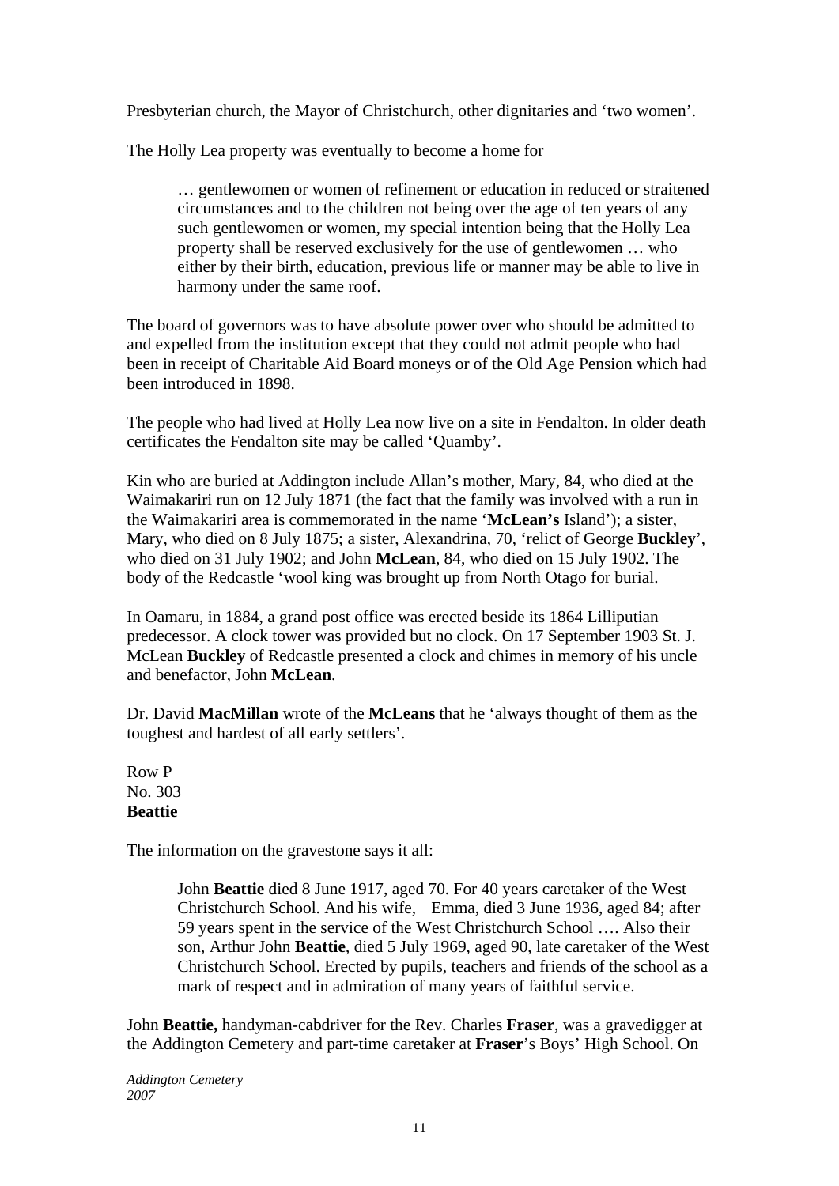Presbyterian church, the Mayor of Christchurch, other dignitaries and 'two women'.

The Holly Lea property was eventually to become a home for

> … gentlewomen or women of refinement or education in reduced or straitened circumstances and to the children not being over the age of ten years of any such gentlewomen or women, my special intention being that the Holly Lea property shall be reserved exclusively for the use of gentlewomen … who either by their birth, education, previous life or manner may be able to live in harmony under the same roof.

The board of governors was to have absolute power over who should be admitted to and expelled from the institution except that they could not admit people who had been in receipt of Charitable Aid Board moneys or of the Old Age Pension which had been introduced in 1898.

The people who had lived at Holly Lea now live on a site in Fendalton. In older death certificates the Fendalton site may be called 'Quamby'.

Kin who are buried at Addington include Allan's mother, Mary, 84, who died at the Waimakariri run on 12 July 1871 (the fact that the family was involved with a run in the Waimakariri area is commemorated in the name '**McLean's** Island'); a sister, Mary, who died on 8 July 1875; a sister, Alexandrina, 70, 'relict of George **Buckley**', who died on 31 July 1902; and John **McLean**, 84, who died on 15 July 1902. The body of the Redcastle 'wool king was brought up from North Otago for burial.

In Oamaru, in 1884, a grand post office was erected beside its 1864 Lilliputian predecessor. A clock tower was provided but no clock. On 17 September 1903 St. J. McLean **Buckley** of Redcastle presented a clock and chimes in memory of his uncle and benefactor, John **McLean**.

Dr. David **MacMillan** wrote of the **McLeans** that he 'always thought of them as the toughest and hardest of all early settlers'.

Row P
No. 303
**Beattie**

The information on the gravestone says it all:

> John **Beattie** died 8 June 1917, aged 70. For 40 years caretaker of the West Christchurch School. And his wife, Emma, died 3 June 1936, aged 84; after 59 years spent in the service of the West Christchurch School …. Also their son, Arthur John **Beattie**, died 5 July 1969, aged 90, late caretaker of the West Christchurch School. Erected by pupils, teachers and friends of the school as a mark of respect and in admiration of many years of faithful service.

John **Beattie,** handyman-cabdriver for the Rev. Charles **Fraser**, was a gravedigger at the Addington Cemetery and part-time caretaker at **Fraser**'s Boys' High School. On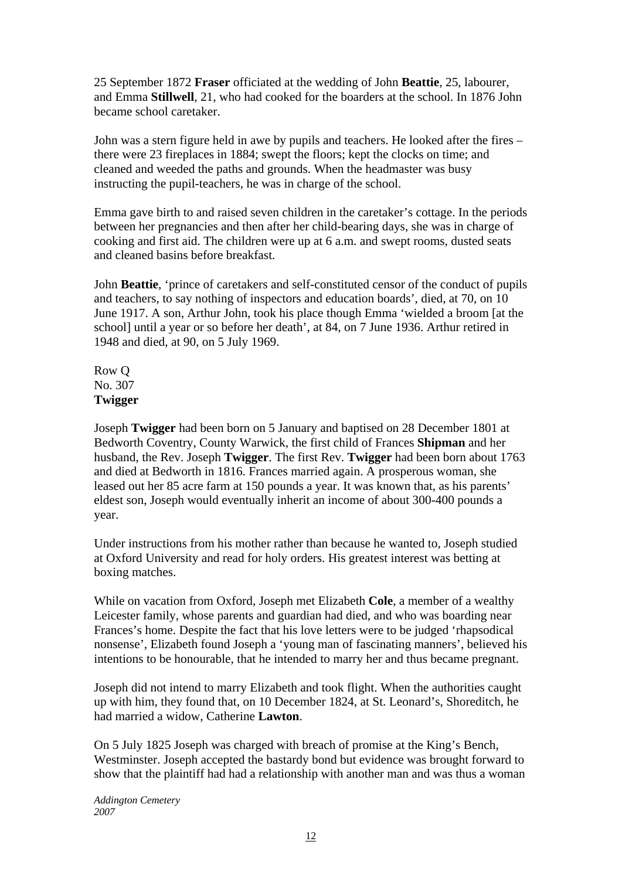25 September 1872 **Fraser** officiated at the wedding of John **Beattie**, 25, labourer, and Emma **Stillwell**, 21, who had cooked for the boarders at the school. In 1876 John became school caretaker.

John was a stern figure held in awe by pupils and teachers. He looked after the fires – there were 23 fireplaces in 1884; swept the floors; kept the clocks on time; and cleaned and weeded the paths and grounds. When the headmaster was busy instructing the pupil-teachers, he was in charge of the school.

Emma gave birth to and raised seven children in the caretaker's cottage. In the periods between her pregnancies and then after her child-bearing days, she was in charge of cooking and first aid. The children were up at 6 a.m. and swept rooms, dusted seats and cleaned basins before breakfast.

John **Beattie**, 'prince of caretakers and self-constituted censor of the conduct of pupils and teachers, to say nothing of inspectors and education boards', died, at 70, on 10 June 1917. A son, Arthur John, took his place though Emma 'wielded a broom [at the school] until a year or so before her death', at 84, on 7 June 1936. Arthur retired in 1948 and died, at 90, on 5 July 1969.

Row Q
No. 307
**Twigger**

Joseph **Twigger** had been born on 5 January and baptised on 28 December 1801 at Bedworth Coventry, County Warwick, the first child of Frances **Shipman** and her husband, the Rev. Joseph **Twigger**. The first Rev. **Twigger** had been born about 1763 and died at Bedworth in 1816. Frances married again. A prosperous woman, she leased out her 85 acre farm at 150 pounds a year. It was known that, as his parents' eldest son, Joseph would eventually inherit an income of about 300-400 pounds a year.

Under instructions from his mother rather than because he wanted to, Joseph studied at Oxford University and read for holy orders. His greatest interest was betting at boxing matches.

While on vacation from Oxford, Joseph met Elizabeth **Cole**, a member of a wealthy Leicester family, whose parents and guardian had died, and who was boarding near Frances's home. Despite the fact that his love letters were to be judged 'rhapsodical nonsense', Elizabeth found Joseph a 'young man of fascinating manners', believed his intentions to be honourable, that he intended to marry her and thus became pregnant.

Joseph did not intend to marry Elizabeth and took flight. When the authorities caught up with him, they found that, on 10 December 1824, at St. Leonard's, Shoreditch, he had married a widow, Catherine **Lawton**.

On 5 July 1825 Joseph was charged with breach of promise at the King's Bench, Westminster. Joseph accepted the bastardy bond but evidence was brought forward to show that the plaintiff had had a relationship with another man and was thus a woman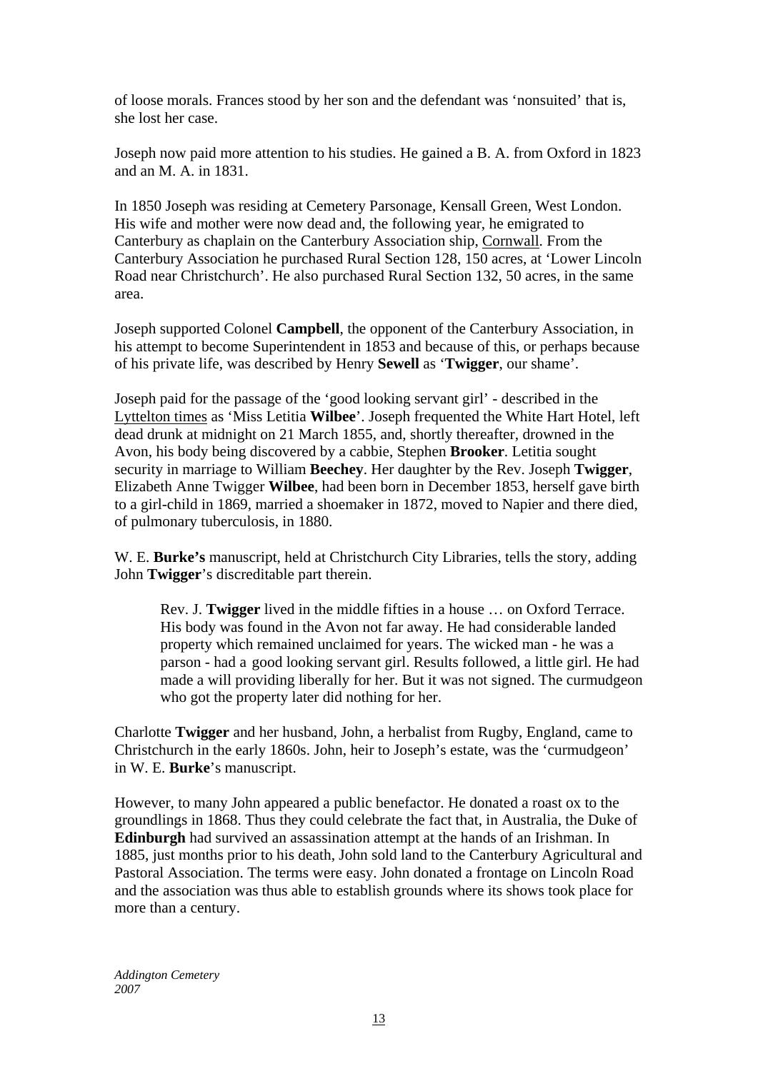of loose morals. Frances stood by her son and the defendant was 'nonsuited' that is, she lost her case.

Joseph now paid more attention to his studies. He gained a B. A. from Oxford in 1823 and an M. A. in 1831.

In 1850 Joseph was residing at Cemetery Parsonage, Kensall Green, West London. His wife and mother were now dead and, the following year, he emigrated to Canterbury as chaplain on the Canterbury Association ship, Cornwall. From the Canterbury Association he purchased Rural Section 128, 150 acres, at 'Lower Lincoln Road near Christchurch'. He also purchased Rural Section 132, 50 acres, in the same area.

Joseph supported Colonel **Campbell**, the opponent of the Canterbury Association, in his attempt to become Superintendent in 1853 and because of this, or perhaps because of his private life, was described by Henry **Sewell** as '**Twigger**, our shame'.

Joseph paid for the passage of the 'good looking servant girl' - described in the Lyttelton times as 'Miss Letitia **Wilbee**'. Joseph frequented the White Hart Hotel, left dead drunk at midnight on 21 March 1855, and, shortly thereafter, drowned in the Avon, his body being discovered by a cabbie, Stephen **Brooker**. Letitia sought security in marriage to William **Beechey**. Her daughter by the Rev. Joseph **Twigger**, Elizabeth Anne Twigger **Wilbee**, had been born in December 1853, herself gave birth to a girl-child in 1869, married a shoemaker in 1872, moved to Napier and there died, of pulmonary tuberculosis, in 1880.

W. E. **Burke's** manuscript, held at Christchurch City Libraries, tells the story, adding John **Twigger**'s discreditable part therein.

> Rev. J. **Twigger** lived in the middle fifties in a house … on Oxford Terrace. His body was found in the Avon not far away. He had considerable landed property which remained unclaimed for years. The wicked man - he was a parson - had a good looking servant girl. Results followed, a little girl. He had made a will providing liberally for her. But it was not signed. The curmudgeon who got the property later did nothing for her.

Charlotte **Twigger** and her husband, John, a herbalist from Rugby, England, came to Christchurch in the early 1860s. John, heir to Joseph's estate, was the 'curmudgeon' in W. E. **Burke**'s manuscript.

However, to many John appeared a public benefactor. He donated a roast ox to the groundlings in 1868. Thus they could celebrate the fact that, in Australia, the Duke of **Edinburgh** had survived an assassination attempt at the hands of an Irishman. In 1885, just months prior to his death, John sold land to the Canterbury Agricultural and Pastoral Association. The terms were easy. John donated a frontage on Lincoln Road and the association was thus able to establish grounds where its shows took place for more than a century.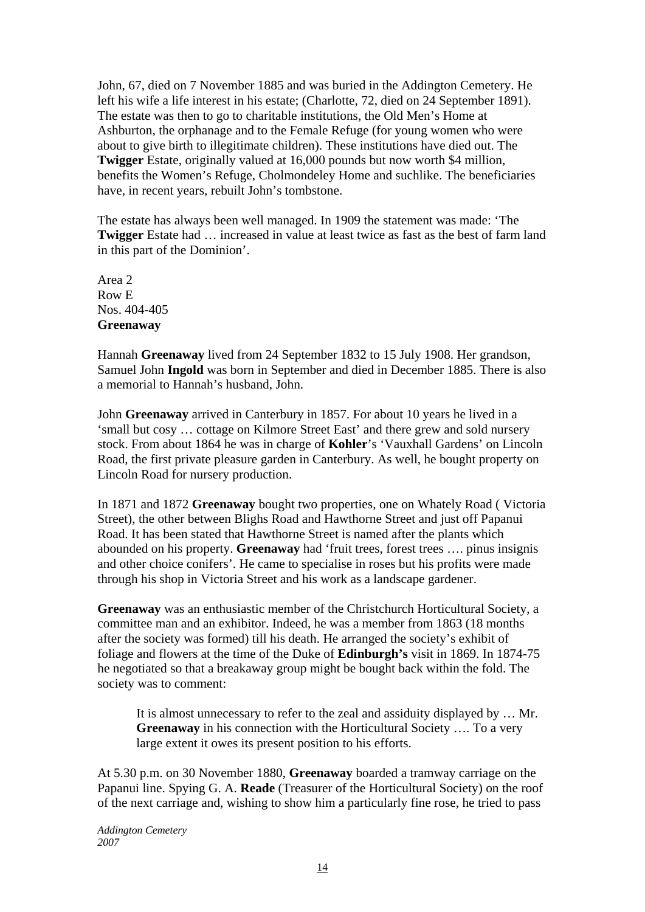John, 67, died on 7 November 1885 and was buried in the Addington Cemetery. He left his wife a life interest in his estate; (Charlotte, 72, died on 24 September 1891). The estate was then to go to charitable institutions, the Old Men's Home at Ashburton, the orphanage and to the Female Refuge (for young women who were about to give birth to illegitimate children). These institutions have died out. The **Twigger** Estate, originally valued at 16,000 pounds but now worth $4 million, benefits the Women's Refuge, Cholmondeley Home and suchlike. The beneficiaries have, in recent years, rebuilt John's tombstone.

The estate has always been well managed. In 1909 the statement was made: 'The **Twigger** Estate had … increased in value at least twice as fast as the best of farm land in this part of the Dominion'.

Area 2
Row E
Nos. 404-405
**Greenaway**

Hannah **Greenaway** lived from 24 September 1832 to 15 July 1908. Her grandson, Samuel John **Ingold** was born in September and died in December 1885. There is also a memorial to Hannah's husband, John.

John **Greenaway** arrived in Canterbury in 1857. For about 10 years he lived in a 'small but cosy … cottage on Kilmore Street East' and there grew and sold nursery stock. From about 1864 he was in charge of **Kohler**'s 'Vauxhall Gardens' on Lincoln Road, the first private pleasure garden in Canterbury. As well, he bought property on Lincoln Road for nursery production.

In 1871 and 1872 **Greenaway** bought two properties, one on Whately Road ( Victoria Street), the other between Blighs Road and Hawthorne Street and just off Papanui Road. It has been stated that Hawthorne Street is named after the plants which abounded on his property. **Greenaway** had 'fruit trees, forest trees …. pinus insignis and other choice conifers'. He came to specialise in roses but his profits were made through his shop in Victoria Street and his work as a landscape gardener.

**Greenaway** was an enthusiastic member of the Christchurch Horticultural Society, a committee man and an exhibitor. Indeed, he was a member from 1863 (18 months after the society was formed) till his death. He arranged the society's exhibit of foliage and flowers at the time of the Duke of **Edinburgh's** visit in 1869. In 1874-75 he negotiated so that a breakaway group might be bought back within the fold. The society was to comment:

> It is almost unnecessary to refer to the zeal and assiduity displayed by … Mr. **Greenaway** in his connection with the Horticultural Society …. To a very large extent it owes its present position to his efforts.

At 5.30 p.m. on 30 November 1880, **Greenaway** boarded a tramway carriage on the Papanui line. Spying G. A. **Reade** (Treasurer of the Horticultural Society) on the roof of the next carriage and, wishing to show him a particularly fine rose, he tried to pass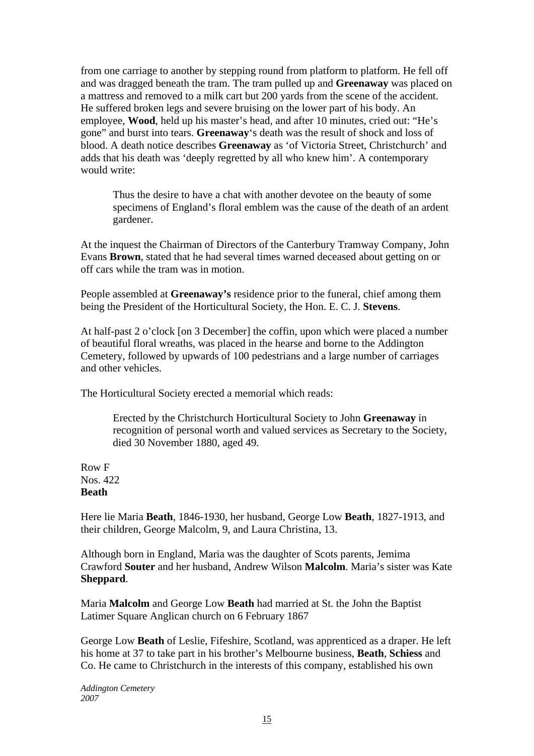from one carriage to another by stepping round from platform to platform. He fell off and was dragged beneath the tram. The tram pulled up and **Greenaway** was placed on a mattress and removed to a milk cart but 200 yards from the scene of the accident. He suffered broken legs and severe bruising on the lower part of his body. An employee, **Wood**, held up his master's head, and after 10 minutes, cried out: "He's gone" and burst into tears. **Greenaway**'s death was the result of shock and loss of blood. A death notice describes **Greenaway** as 'of Victoria Street, Christchurch' and adds that his death was 'deeply regretted by all who knew him'. A contemporary would write:

> Thus the desire to have a chat with another devotee on the beauty of some specimens of England's floral emblem was the cause of the death of an ardent gardener.

At the inquest the Chairman of Directors of the Canterbury Tramway Company, John Evans **Brown**, stated that he had several times warned deceased about getting on or off cars while the tram was in motion.

People assembled at **Greenaway's** residence prior to the funeral, chief among them being the President of the Horticultural Society, the Hon. E. C. J. **Stevens**.

At half-past 2 o'clock [on 3 December] the coffin, upon which were placed a number of beautiful floral wreaths, was placed in the hearse and borne to the Addington Cemetery, followed by upwards of 100 pedestrians and a large number of carriages and other vehicles.

The Horticultural Society erected a memorial which reads:

> Erected by the Christchurch Horticultural Society to John **Greenaway** in recognition of personal worth and valued services as Secretary to the Society, died 30 November 1880, aged 49.

Row F
Nos. 422
**Beath**

Here lie Maria **Beath**, 1846-1930, her husband, George Low **Beath**, 1827-1913, and their children, George Malcolm, 9, and Laura Christina, 13.

Although born in England, Maria was the daughter of Scots parents, Jemima Crawford **Souter** and her husband, Andrew Wilson **Malcolm**. Maria's sister was Kate **Sheppard**.

Maria **Malcolm** and George Low **Beath** had married at St. the John the Baptist Latimer Square Anglican church on 6 February 1867

George Low **Beath** of Leslie, Fifeshire, Scotland, was apprenticed as a draper. He left his home at 37 to take part in his brother's Melbourne business, **Beath**, **Schiess** and Co. He came to Christchurch in the interests of this company, established his own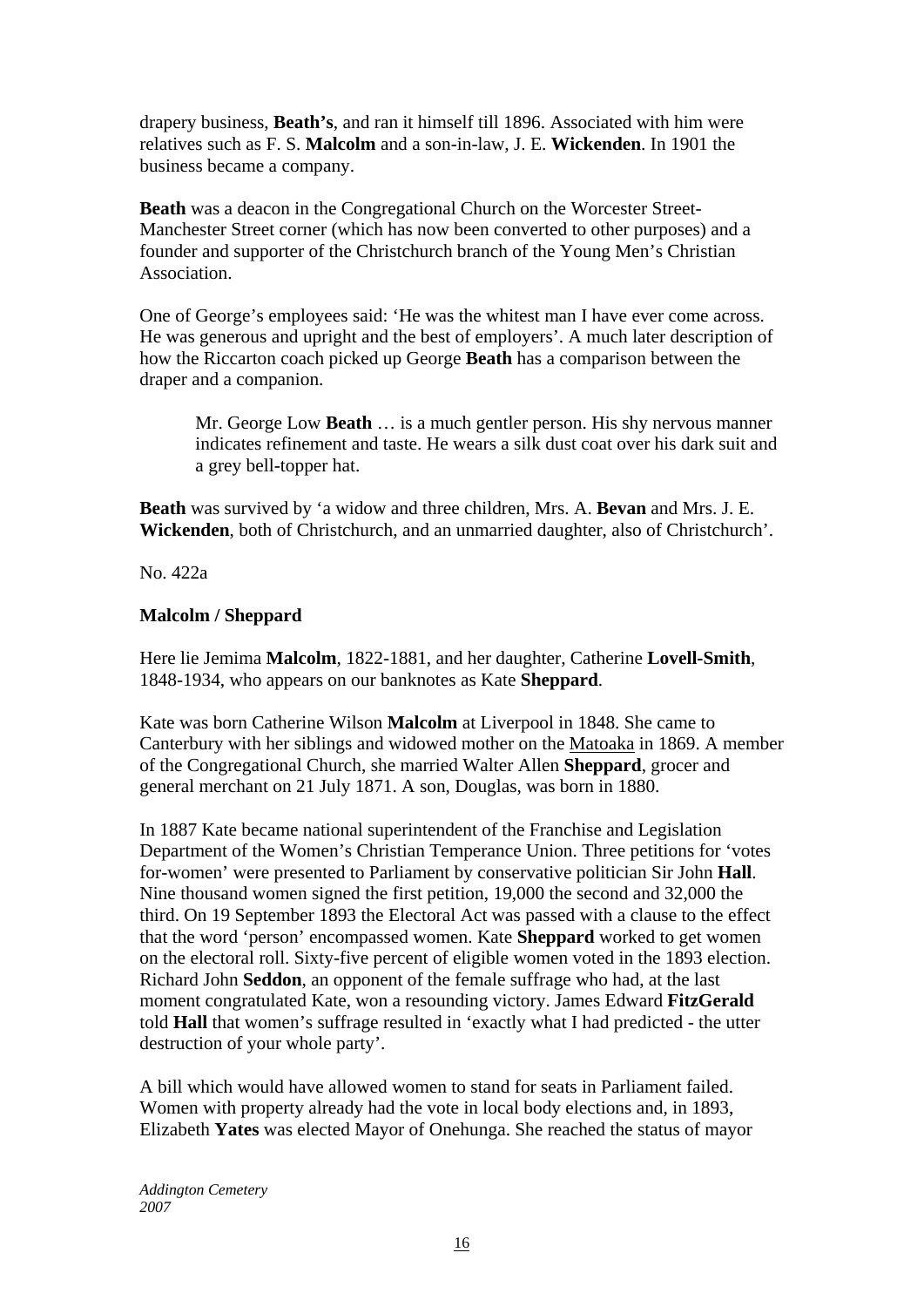drapery business, **Beath's**, and ran it himself till 1896. Associated with him were relatives such as F. S. **Malcolm** and a son-in-law, J. E. **Wickenden**. In 1901 the business became a company.

**Beath** was a deacon in the Congregational Church on the Worcester Street-Manchester Street corner (which has now been converted to other purposes) and a founder and supporter of the Christchurch branch of the Young Men's Christian Association.

One of George's employees said: 'He was the whitest man I have ever come across. He was generous and upright and the best of employers'. A much later description of how the Riccarton coach picked up George **Beath** has a comparison between the draper and a companion.

> Mr. George Low **Beath** … is a much gentler person. His shy nervous manner indicates refinement and taste. He wears a silk dust coat over his dark suit and a grey bell-topper hat.

**Beath** was survived by 'a widow and three children, Mrs. A. **Bevan** and Mrs. J. E. **Wickenden**, both of Christchurch, and an unmarried daughter, also of Christchurch'.

No. 422a

**Malcolm / Sheppard**

Here lie Jemima **Malcolm**, 1822-1881, and her daughter, Catherine **Lovell-Smith**, 1848-1934, who appears on our banknotes as Kate **Sheppard**.

Kate was born Catherine Wilson **Malcolm** at Liverpool in 1848. She came to Canterbury with her siblings and widowed mother on the Matoaka in 1869. A member of the Congregational Church, she married Walter Allen **Sheppard**, grocer and general merchant on 21 July 1871. A son, Douglas, was born in 1880.

In 1887 Kate became national superintendent of the Franchise and Legislation Department of the Women's Christian Temperance Union. Three petitions for 'votes for-women' were presented to Parliament by conservative politician Sir John **Hall**. Nine thousand women signed the first petition, 19,000 the second and 32,000 the third. On 19 September 1893 the Electoral Act was passed with a clause to the effect that the word 'person' encompassed women. Kate **Sheppard** worked to get women on the electoral roll. Sixty-five percent of eligible women voted in the 1893 election. Richard John **Seddon**, an opponent of the female suffrage who had, at the last moment congratulated Kate, won a resounding victory. James Edward **FitzGerald** told **Hall** that women's suffrage resulted in 'exactly what I had predicted - the utter destruction of your whole party'.

A bill which would have allowed women to stand for seats in Parliament failed. Women with property already had the vote in local body elections and, in 1893, Elizabeth **Yates** was elected Mayor of Onehunga. She reached the status of mayor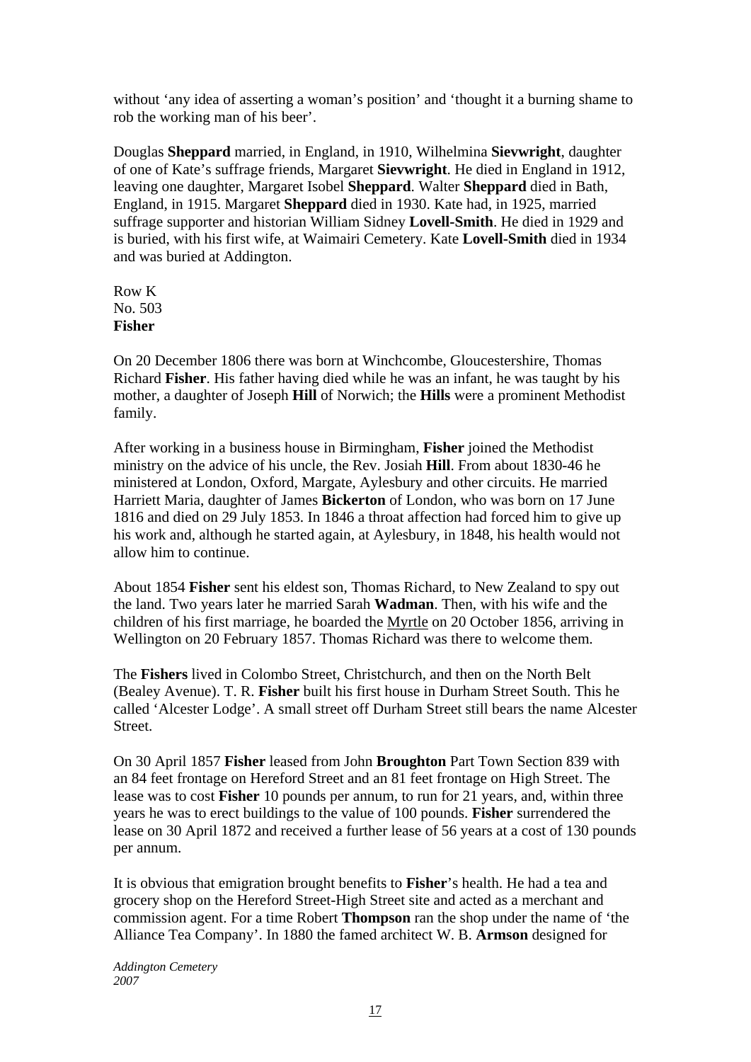without 'any idea of asserting a woman's position' and 'thought it a burning shame to rob the working man of his beer'.

Douglas **Sheppard** married, in England, in 1910, Wilhelmina **Sievwright**, daughter of one of Kate's suffrage friends, Margaret **Sievwright**. He died in England in 1912, leaving one daughter, Margaret Isobel **Sheppard**. Walter **Sheppard** died in Bath, England, in 1915. Margaret **Sheppard** died in 1930. Kate had, in 1925, married suffrage supporter and historian William Sidney **Lovell-Smith**. He died in 1929 and is buried, with his first wife, at Waimairi Cemetery. Kate **Lovell-Smith** died in 1934 and was buried at Addington.

Row K
No. 503
**Fisher**

On 20 December 1806 there was born at Winchcombe, Gloucestershire, Thomas Richard **Fisher**. His father having died while he was an infant, he was taught by his mother, a daughter of Joseph **Hill** of Norwich; the **Hills** were a prominent Methodist family.

After working in a business house in Birmingham, **Fisher** joined the Methodist ministry on the advice of his uncle, the Rev. Josiah **Hill**. From about 1830-46 he ministered at London, Oxford, Margate, Aylesbury and other circuits. He married Harriett Maria, daughter of James **Bickerton** of London, who was born on 17 June 1816 and died on 29 July 1853. In 1846 a throat affection had forced him to give up his work and, although he started again, at Aylesbury, in 1848, his health would not allow him to continue.

About 1854 **Fisher** sent his eldest son, Thomas Richard, to New Zealand to spy out the land. Two years later he married Sarah **Wadman**. Then, with his wife and the children of his first marriage, he boarded the Myrtle on 20 October 1856, arriving in Wellington on 20 February 1857. Thomas Richard was there to welcome them.

The **Fishers** lived in Colombo Street, Christchurch, and then on the North Belt (Bealey Avenue). T. R. **Fisher** built his first house in Durham Street South. This he called 'Alcester Lodge'. A small street off Durham Street still bears the name Alcester Street.

On 30 April 1857 **Fisher** leased from John **Broughton** Part Town Section 839 with an 84 feet frontage on Hereford Street and an 81 feet frontage on High Street. The lease was to cost **Fisher** 10 pounds per annum, to run for 21 years, and, within three years he was to erect buildings to the value of 100 pounds. **Fisher** surrendered the lease on 30 April 1872 and received a further lease of 56 years at a cost of 130 pounds per annum.

It is obvious that emigration brought benefits to **Fisher**'s health. He had a tea and grocery shop on the Hereford Street-High Street site and acted as a merchant and commission agent. For a time Robert **Thompson** ran the shop under the name of 'the Alliance Tea Company'. In 1880 the famed architect W. B. **Armson** designed for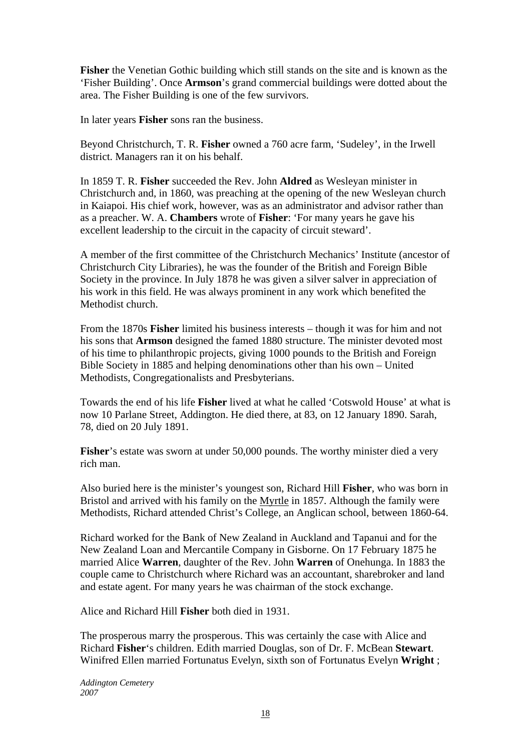**Fisher** the Venetian Gothic building which still stands on the site and is known as the 'Fisher Building'. Once **Armson**'s grand commercial buildings were dotted about the area. The Fisher Building is one of the few survivors.

In later years **Fisher** sons ran the business.

Beyond Christchurch, T. R. **Fisher** owned a 760 acre farm, 'Sudeley', in the Irwell district. Managers ran it on his behalf.

In 1859 T. R. **Fisher** succeeded the Rev. John **Aldred** as Wesleyan minister in Christchurch and, in 1860, was preaching at the opening of the new Wesleyan church in Kaiapoi. His chief work, however, was as an administrator and advisor rather than as a preacher. W. A. **Chambers** wrote of **Fisher**: 'For many years he gave his excellent leadership to the circuit in the capacity of circuit steward'.

A member of the first committee of the Christchurch Mechanics' Institute (ancestor of Christchurch City Libraries), he was the founder of the British and Foreign Bible Society in the province. In July 1878 he was given a silver salver in appreciation of his work in this field. He was always prominent in any work which benefited the Methodist church.

From the 1870s **Fisher** limited his business interests – though it was for him and not his sons that **Armson** designed the famed 1880 structure. The minister devoted most of his time to philanthropic projects, giving 1000 pounds to the British and Foreign Bible Society in 1885 and helping denominations other than his own – United Methodists, Congregationalists and Presbyterians.

Towards the end of his life **Fisher** lived at what he called 'Cotswold House' at what is now 10 Parlane Street, Addington. He died there, at 83, on 12 January 1890. Sarah, 78, died on 20 July 1891.

**Fisher**'s estate was sworn at under 50,000 pounds. The worthy minister died a very rich man.

Also buried here is the minister's youngest son, Richard Hill **Fisher**, who was born in Bristol and arrived with his family on the Myrtle in 1857. Although the family were Methodists, Richard attended Christ's College, an Anglican school, between 1860-64.

Richard worked for the Bank of New Zealand in Auckland and Tapanui and for the New Zealand Loan and Mercantile Company in Gisborne. On 17 February 1875 he married Alice **Warren**, daughter of the Rev. John **Warren** of Onehunga. In 1883 the couple came to Christchurch where Richard was an accountant, sharebroker and land and estate agent. For many years he was chairman of the stock exchange.

Alice and Richard Hill **Fisher** both died in 1931.

The prosperous marry the prosperous. This was certainly the case with Alice and Richard **Fisher**'s children. Edith married Douglas, son of Dr. F. McBean **Stewart**. Winifred Ellen married Fortunatus Evelyn, sixth son of Fortunatus Evelyn **Wright** ;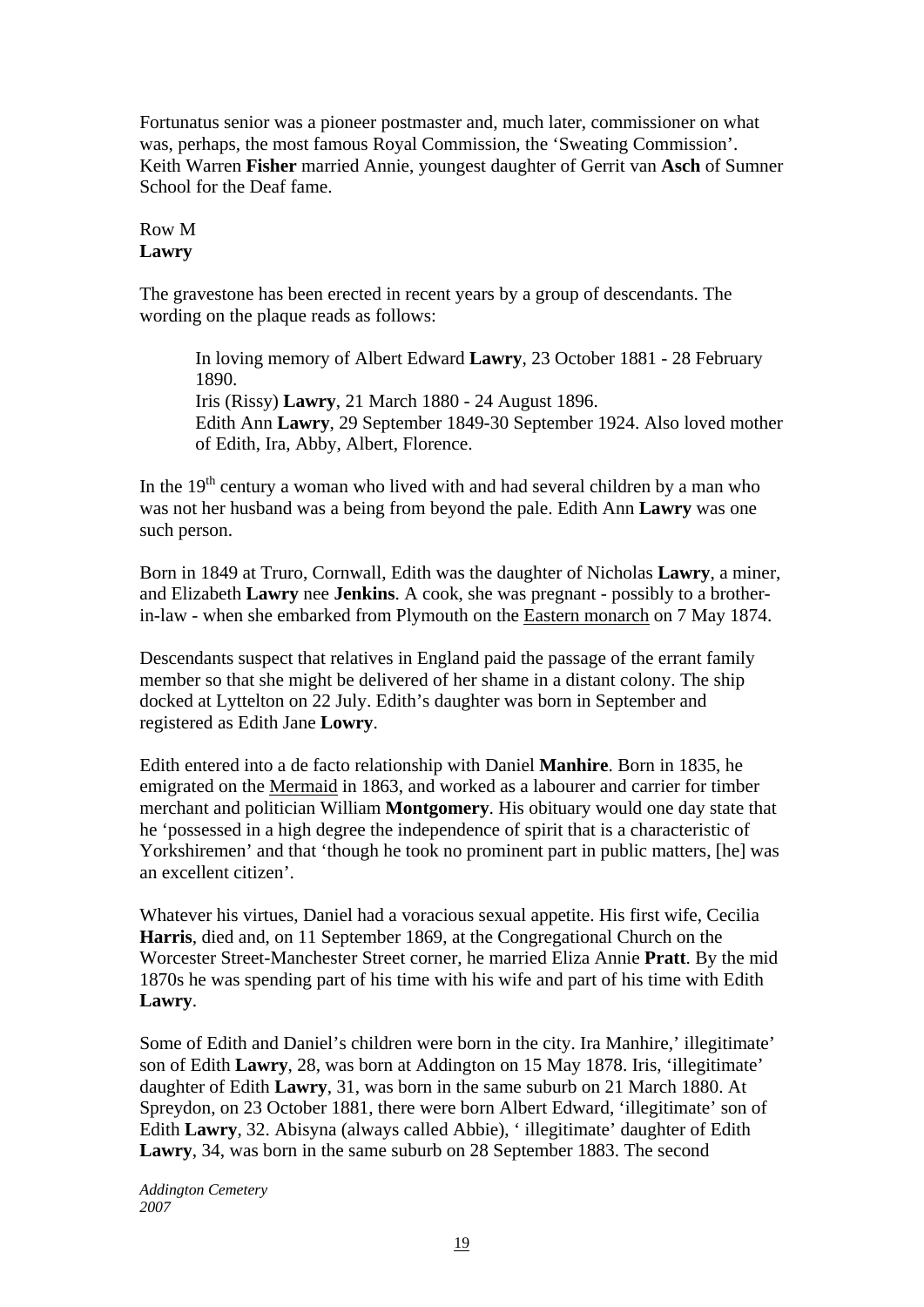Fortunatus senior was a pioneer postmaster and, much later, commissioner on what was, perhaps, the most famous Royal Commission, the 'Sweating Commission'. Keith Warren **Fisher** married Annie, youngest daughter of Gerrit van **Asch** of Sumner School for the Deaf fame.

Row M
**Lawry**

The gravestone has been erected in recent years by a group of descendants. The wording on the plaque reads as follows:

> In loving memory of Albert Edward **Lawry**, 23 October 1881 - 28 February 1890.
> Iris (Rissy) **Lawry**, 21 March 1880 - 24 August 1896.
> Edith Ann **Lawry**, 29 September 1849-30 September 1924. Also loved mother of Edith, Ira, Abby, Albert, Florence.

In the 19th century a woman who lived with and had several children by a man who was not her husband was a being from beyond the pale. Edith Ann **Lawry** was one such person.

Born in 1849 at Truro, Cornwall, Edith was the daughter of Nicholas **Lawry**, a miner, and Elizabeth **Lawry** nee **Jenkins**. A cook, she was pregnant - possibly to a brother-in-law - when she embarked from Plymouth on the Eastern monarch on 7 May 1874.

Descendants suspect that relatives in England paid the passage of the errant family member so that she might be delivered of her shame in a distant colony. The ship docked at Lyttelton on 22 July. Edith's daughter was born in September and registered as Edith Jane **Lowry**.

Edith entered into a de facto relationship with Daniel **Manhire**. Born in 1835, he emigrated on the Mermaid in 1863, and worked as a labourer and carrier for timber merchant and politician William **Montgomery**. His obituary would one day state that he 'possessed in a high degree the independence of spirit that is a characteristic of Yorkshiremen' and that 'though he took no prominent part in public matters, [he] was an excellent citizen'.

Whatever his virtues, Daniel had a voracious sexual appetite. His first wife, Cecilia **Harris**, died and, on 11 September 1869, at the Congregational Church on the Worcester Street-Manchester Street corner, he married Eliza Annie **Pratt**. By the mid 1870s he was spending part of his time with his wife and part of his time with Edith **Lawry**.

Some of Edith and Daniel's children were born in the city. Ira Manhire,' illegitimate' son of Edith **Lawry**, 28, was born at Addington on 15 May 1878. Iris, 'illegitimate' daughter of Edith **Lawry**, 31, was born in the same suburb on 21 March 1880. At Spreydon, on 23 October 1881, there were born Albert Edward, 'illegitimate' son of Edith **Lawry**, 32. Abisyna (always called Abbie), ' illegitimate' daughter of Edith **Lawry**, 34, was born in the same suburb on 28 September 1883. The second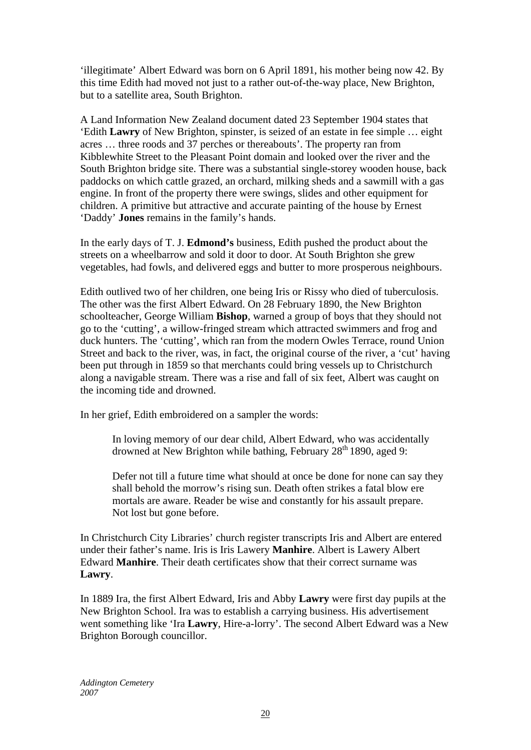'illegitimate' Albert Edward was born on 6 April 1891, his mother being now 42. By this time Edith had moved not just to a rather out-of-the-way place, New Brighton, but to a satellite area, South Brighton.

A Land Information New Zealand document dated 23 September 1904 states that 'Edith **Lawry** of New Brighton, spinster, is seized of an estate in fee simple … eight acres … three roods and 37 perches or thereabouts'. The property ran from Kibblewhite Street to the Pleasant Point domain and looked over the river and the South Brighton bridge site. There was a substantial single-storey wooden house, back paddocks on which cattle grazed, an orchard, milking sheds and a sawmill with a gas engine. In front of the property there were swings, slides and other equipment for children. A primitive but attractive and accurate painting of the house by Ernest 'Daddy' **Jones** remains in the family's hands.

In the early days of T. J. **Edmond's** business, Edith pushed the product about the streets on a wheelbarrow and sold it door to door. At South Brighton she grew vegetables, had fowls, and delivered eggs and butter to more prosperous neighbours.

Edith outlived two of her children, one being Iris or Rissy who died of tuberculosis. The other was the first Albert Edward. On 28 February 1890, the New Brighton schoolteacher, George William **Bishop**, warned a group of boys that they should not go to the 'cutting', a willow-fringed stream which attracted swimmers and frog and duck hunters. The 'cutting', which ran from the modern Owles Terrace, round Union Street and back to the river, was, in fact, the original course of the river, a 'cut' having been put through in 1859 so that merchants could bring vessels up to Christchurch along a navigable stream. There was a rise and fall of six feet, Albert was caught on the incoming tide and drowned.

In her grief, Edith embroidered on a sampler the words:

> In loving memory of our dear child, Albert Edward, who was accidentally drowned at New Brighton while bathing, February 28th 1890, aged 9:
>
> Defer not till a future time what should at once be done for none can say they shall behold the morrow's rising sun. Death often strikes a fatal blow ere mortals are aware. Reader be wise and constantly for his assault prepare. Not lost but gone before.

In Christchurch City Libraries' church register transcripts Iris and Albert are entered under their father's name. Iris is Iris Lawery **Manhire**. Albert is Lawery Albert Edward **Manhire**. Their death certificates show that their correct surname was **Lawry**.

In 1889 Ira, the first Albert Edward, Iris and Abby **Lawry** were first day pupils at the New Brighton School. Ira was to establish a carrying business. His advertisement went something like 'Ira **Lawry**, Hire-a-lorry'. The second Albert Edward was a New Brighton Borough councillor.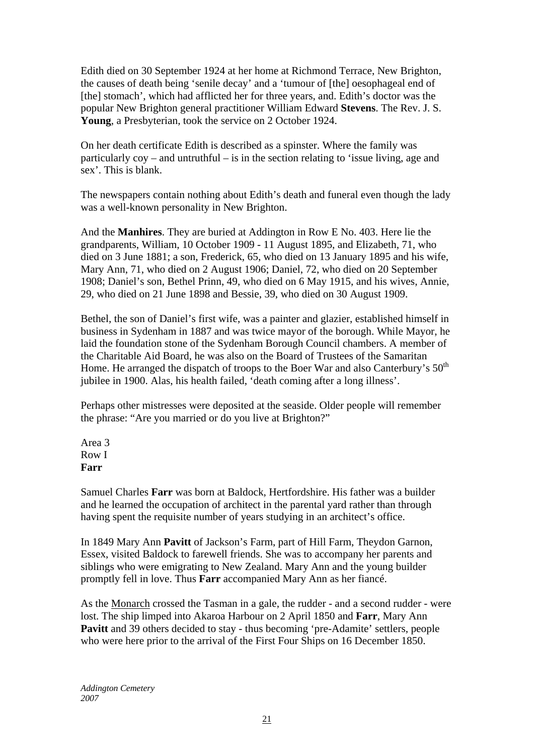Edith died on 30 September 1924 at her home at Richmond Terrace, New Brighton, the causes of death being 'senile decay' and a 'tumour of [the] oesophageal end of [the] stomach', which had afflicted her for three years, and. Edith's doctor was the popular New Brighton general practitioner William Edward **Stevens**. The Rev. J. S. **Young**, a Presbyterian, took the service on 2 October 1924.

On her death certificate Edith is described as a spinster. Where the family was particularly coy – and untruthful – is in the section relating to 'issue living, age and sex'. This is blank.

The newspapers contain nothing about Edith's death and funeral even though the lady was a well-known personality in New Brighton.

And the **Manhires**. They are buried at Addington in Row E No. 403. Here lie the grandparents, William, 10 October 1909 - 11 August 1895, and Elizabeth, 71, who died on 3 June 1881; a son, Frederick, 65, who died on 13 January 1895 and his wife, Mary Ann, 71, who died on 2 August 1906; Daniel, 72, who died on 20 September 1908; Daniel's son, Bethel Prinn, 49, who died on 6 May 1915, and his wives, Annie, 29, who died on 21 June 1898 and Bessie, 39, who died on 30 August 1909.

Bethel, the son of Daniel's first wife, was a painter and glazier, established himself in business in Sydenham in 1887 and was twice mayor of the borough. While Mayor, he laid the foundation stone of the Sydenham Borough Council chambers. A member of the Charitable Aid Board, he was also on the Board of Trustees of the Samaritan Home. He arranged the dispatch of troops to the Boer War and also Canterbury's 50th jubilee in 1900. Alas, his health failed, 'death coming after a long illness'.

Perhaps other mistresses were deposited at the seaside. Older people will remember the phrase: "Are you married or do you live at Brighton?"

Area 3
Row I
**Farr**

Samuel Charles **Farr** was born at Baldock, Hertfordshire. His father was a builder and he learned the occupation of architect in the parental yard rather than through having spent the requisite number of years studying in an architect's office.

In 1849 Mary Ann **Pavitt** of Jackson's Farm, part of Hill Farm, Theydon Garnon, Essex, visited Baldock to farewell friends. She was to accompany her parents and siblings who were emigrating to New Zealand. Mary Ann and the young builder promptly fell in love. Thus **Farr** accompanied Mary Ann as her fiancé.

As the Monarch crossed the Tasman in a gale, the rudder - and a second rudder - were lost. The ship limped into Akaroa Harbour on 2 April 1850 and **Farr**, Mary Ann **Pavitt** and 39 others decided to stay - thus becoming 'pre-Adamite' settlers, people who were here prior to the arrival of the First Four Ships on 16 December 1850.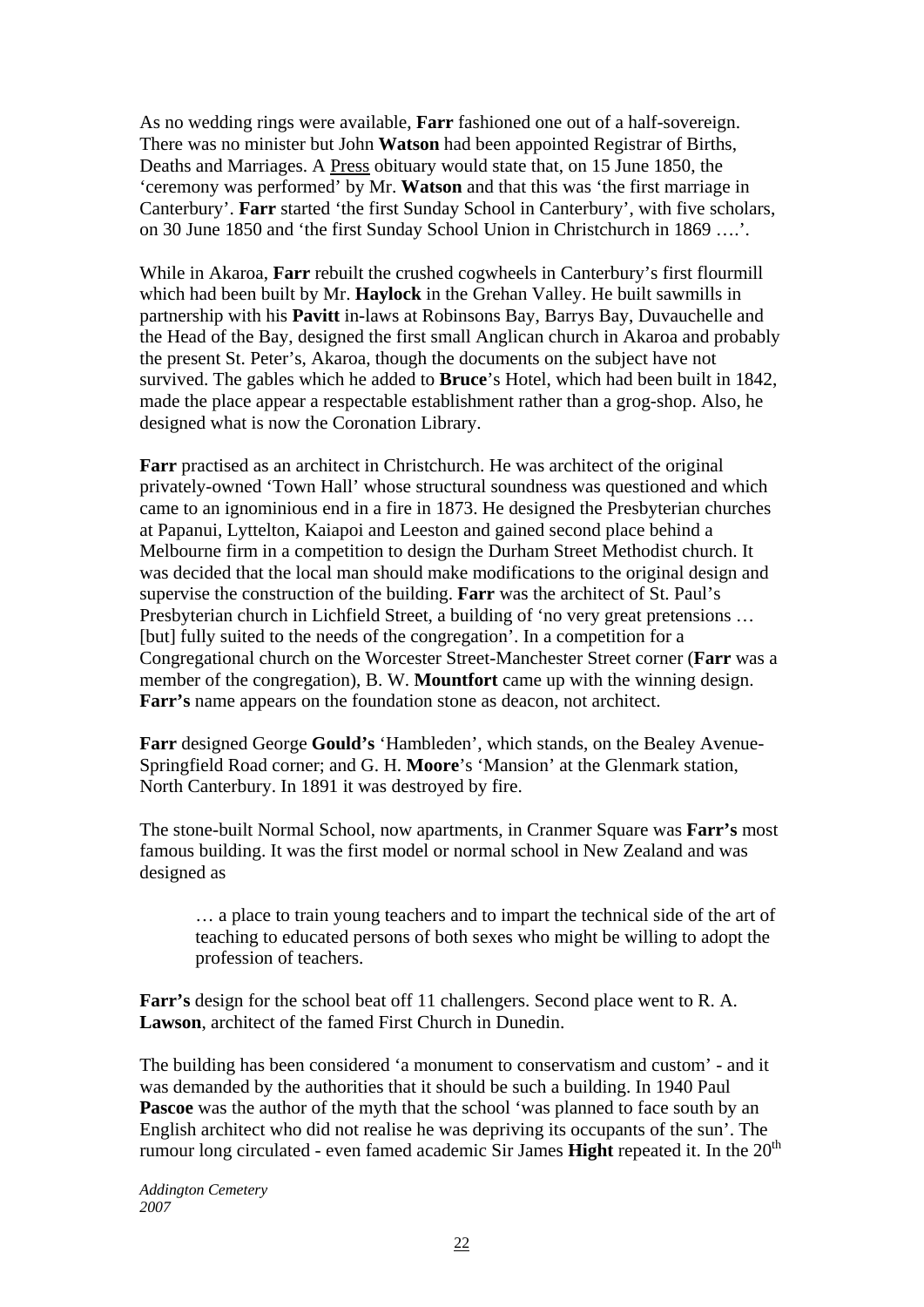As no wedding rings were available, **Farr** fashioned one out of a half-sovereign. There was no minister but John **Watson** had been appointed Registrar of Births, Deaths and Marriages. A Press obituary would state that, on 15 June 1850, the 'ceremony was performed' by Mr. **Watson** and that this was 'the first marriage in Canterbury'. **Farr** started 'the first Sunday School in Canterbury', with five scholars, on 30 June 1850 and 'the first Sunday School Union in Christchurch in 1869 ….'.

While in Akaroa, **Farr** rebuilt the crushed cogwheels in Canterbury's first flourmill which had been built by Mr. **Haylock** in the Grehan Valley. He built sawmills in partnership with his **Pavitt** in-laws at Robinsons Bay, Barrys Bay, Duvauchelle and the Head of the Bay, designed the first small Anglican church in Akaroa and probably the present St. Peter's, Akaroa, though the documents on the subject have not survived. The gables which he added to **Bruce**'s Hotel, which had been built in 1842, made the place appear a respectable establishment rather than a grog-shop. Also, he designed what is now the Coronation Library.

**Farr** practised as an architect in Christchurch. He was architect of the original privately-owned 'Town Hall' whose structural soundness was questioned and which came to an ignominious end in a fire in 1873. He designed the Presbyterian churches at Papanui, Lyttelton, Kaiapoi and Leeston and gained second place behind a Melbourne firm in a competition to design the Durham Street Methodist church. It was decided that the local man should make modifications to the original design and supervise the construction of the building. **Farr** was the architect of St. Paul's Presbyterian church in Lichfield Street, a building of 'no very great pretensions … [but] fully suited to the needs of the congregation'. In a competition for a Congregational church on the Worcester Street-Manchester Street corner (**Farr** was a member of the congregation), B. W. **Mountfort** came up with the winning design. **Farr's** name appears on the foundation stone as deacon, not architect.

**Farr** designed George **Gould's** 'Hambleden', which stands, on the Bealey Avenue-Springfield Road corner; and G. H. **Moore**'s 'Mansion' at the Glenmark station, North Canterbury. In 1891 it was destroyed by fire.

The stone-built Normal School, now apartments, in Cranmer Square was **Farr's** most famous building. It was the first model or normal school in New Zealand and was designed as

> … a place to train young teachers and to impart the technical side of the art of teaching to educated persons of both sexes who might be willing to adopt the profession of teachers.

**Farr's** design for the school beat off 11 challengers. Second place went to R. A. **Lawson**, architect of the famed First Church in Dunedin.

The building has been considered 'a monument to conservatism and custom' - and it was demanded by the authorities that it should be such a building. In 1940 Paul **Pascoe** was the author of the myth that the school 'was planned to face south by an English architect who did not realise he was depriving its occupants of the sun'. The rumour long circulated - even famed academic Sir James **Hight** repeated it. In the 20th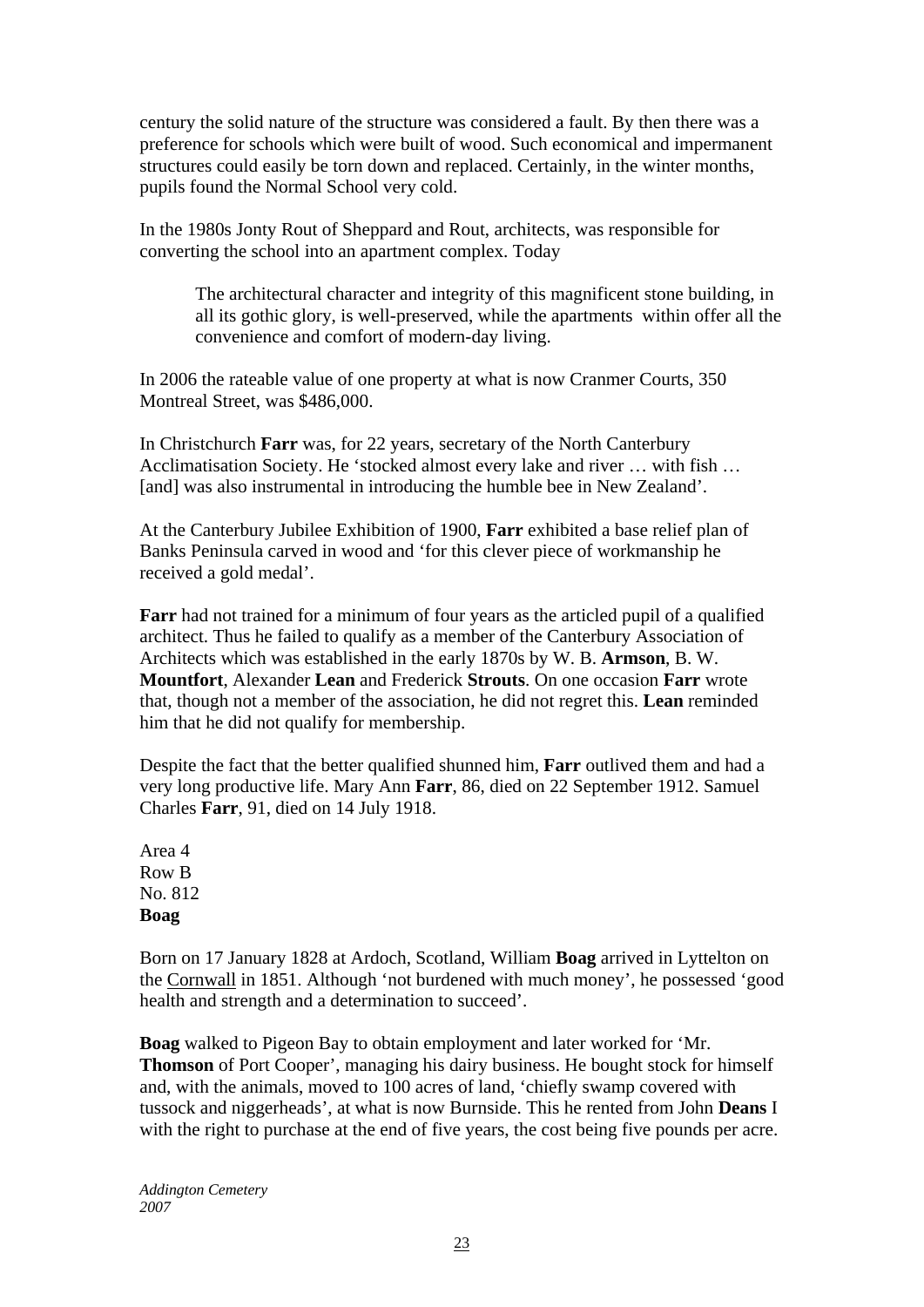century the solid nature of the structure was considered a fault. By then there was a preference for schools which were built of wood. Such economical and impermanent structures could easily be torn down and replaced. Certainly, in the winter months, pupils found the Normal School very cold.

In the 1980s Jonty Rout of Sheppard and Rout, architects, was responsible for converting the school into an apartment complex. Today

> The architectural character and integrity of this magnificent stone building, in all its gothic glory, is well-preserved, while the apartments within offer all the convenience and comfort of modern-day living.

In 2006 the rateable value of one property at what is now Cranmer Courts, 350 Montreal Street, was $486,000.

In Christchurch **Farr** was, for 22 years, secretary of the North Canterbury Acclimatisation Society. He 'stocked almost every lake and river … with fish … [and] was also instrumental in introducing the humble bee in New Zealand'.

At the Canterbury Jubilee Exhibition of 1900, **Farr** exhibited a base relief plan of Banks Peninsula carved in wood and 'for this clever piece of workmanship he received a gold medal'.

**Farr** had not trained for a minimum of four years as the articled pupil of a qualified architect. Thus he failed to qualify as a member of the Canterbury Association of Architects which was established in the early 1870s by W. B. **Armson**, B. W. **Mountfort**, Alexander **Lean** and Frederick **Strouts**. On one occasion **Farr** wrote that, though not a member of the association, he did not regret this. **Lean** reminded him that he did not qualify for membership.

Despite the fact that the better qualified shunned him, **Farr** outlived them and had a very long productive life. Mary Ann **Farr**, 86, died on 22 September 1912. Samuel Charles **Farr**, 91, died on 14 July 1918.

Area 4
Row B
No. 812
**Boag**

Born on 17 January 1828 at Ardoch, Scotland, William **Boag** arrived in Lyttelton on the Cornwall in 1851. Although 'not burdened with much money', he possessed 'good health and strength and a determination to succeed'.

**Boag** walked to Pigeon Bay to obtain employment and later worked for 'Mr. **Thomson** of Port Cooper', managing his dairy business. He bought stock for himself and, with the animals, moved to 100 acres of land, 'chiefly swamp covered with tussock and niggerheads', at what is now Burnside. This he rented from John **Deans** I with the right to purchase at the end of five years, the cost being five pounds per acre.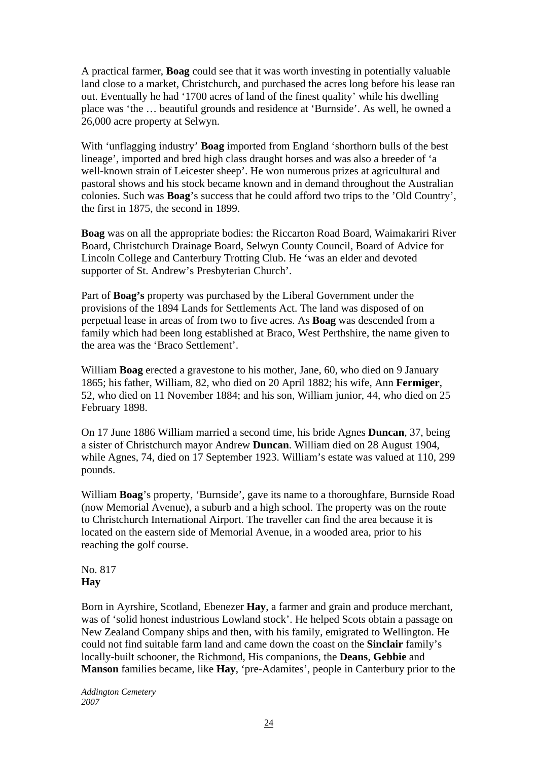A practical farmer, **Boag** could see that it was worth investing in potentially valuable land close to a market, Christchurch, and purchased the acres long before his lease ran out. Eventually he had '1700 acres of land of the finest quality' while his dwelling place was 'the … beautiful grounds and residence at 'Burnside'. As well, he owned a 26,000 acre property at Selwyn.

With 'unflagging industry' **Boag** imported from England 'shorthorn bulls of the best lineage', imported and bred high class draught horses and was also a breeder of 'a well-known strain of Leicester sheep'. He won numerous prizes at agricultural and pastoral shows and his stock became known and in demand throughout the Australian colonies. Such was **Boag**'s success that he could afford two trips to the 'Old Country', the first in 1875, the second in 1899.

**Boag** was on all the appropriate bodies: the Riccarton Road Board, Waimakariri River Board, Christchurch Drainage Board, Selwyn County Council, Board of Advice for Lincoln College and Canterbury Trotting Club. He 'was an elder and devoted supporter of St. Andrew's Presbyterian Church'.

Part of **Boag's** property was purchased by the Liberal Government under the provisions of the 1894 Lands for Settlements Act. The land was disposed of on perpetual lease in areas of from two to five acres. As **Boag** was descended from a family which had been long established at Braco, West Perthshire, the name given to the area was the 'Braco Settlement'.

William **Boag** erected a gravestone to his mother, Jane, 60, who died on 9 January 1865; his father, William, 82, who died on 20 April 1882; his wife, Ann **Fermiger**, 52, who died on 11 November 1884; and his son, William junior, 44, who died on 25 February 1898.

On 17 June 1886 William married a second time, his bride Agnes **Duncan**, 37, being a sister of Christchurch mayor Andrew **Duncan**. William died on 28 August 1904, while Agnes, 74, died on 17 September 1923. William's estate was valued at 110, 299 pounds.

William **Boag**'s property, 'Burnside', gave its name to a thoroughfare, Burnside Road (now Memorial Avenue), a suburb and a high school. The property was on the route to Christchurch International Airport. The traveller can find the area because it is located on the eastern side of Memorial Avenue, in a wooded area, prior to his reaching the golf course.

No. 817
**Hay**

Born in Ayrshire, Scotland, Ebenezer **Hay**, a farmer and grain and produce merchant, was of 'solid honest industrious Lowland stock'. He helped Scots obtain a passage on New Zealand Company ships and then, with his family, emigrated to Wellington. He could not find suitable farm land and came down the coast on the **Sinclair** family's locally-built schooner, the Richmond, His companions, the **Deans**, **Gebbie** and **Manson** families became, like **Hay**, 'pre-Adamites', people in Canterbury prior to the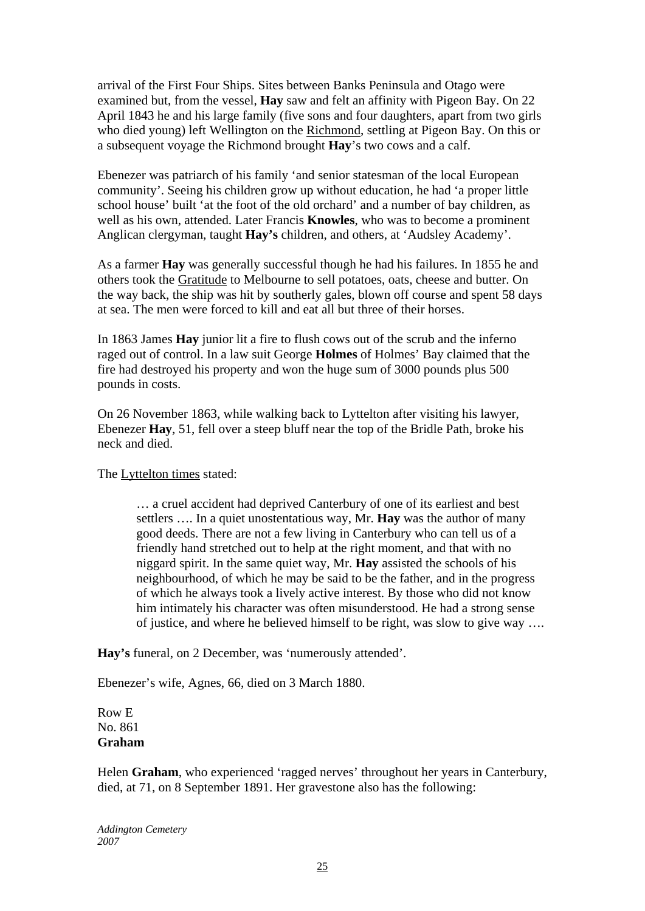arrival of the First Four Ships. Sites between Banks Peninsula and Otago were examined but, from the vessel, **Hay** saw and felt an affinity with Pigeon Bay. On 22 April 1843 he and his large family (five sons and four daughters, apart from two girls who died young) left Wellington on the Richmond, settling at Pigeon Bay. On this or a subsequent voyage the Richmond brought **Hay**'s two cows and a calf.

Ebenezer was patriarch of his family 'and senior statesman of the local European community'. Seeing his children grow up without education, he had 'a proper little school house' built 'at the foot of the old orchard' and a number of bay children, as well as his own, attended. Later Francis **Knowles**, who was to become a prominent Anglican clergyman, taught **Hay's** children, and others, at 'Audsley Academy'.

As a farmer **Hay** was generally successful though he had his failures. In 1855 he and others took the Gratitude to Melbourne to sell potatoes, oats, cheese and butter. On the way back, the ship was hit by southerly gales, blown off course and spent 58 days at sea. The men were forced to kill and eat all but three of their horses.

In 1863 James **Hay** junior lit a fire to flush cows out of the scrub and the inferno raged out of control. In a law suit George **Holmes** of Holmes' Bay claimed that the fire had destroyed his property and won the huge sum of 3000 pounds plus 500 pounds in costs.

On 26 November 1863, while walking back to Lyttelton after visiting his lawyer, Ebenezer **Hay**, 51, fell over a steep bluff near the top of the Bridle Path, broke his neck and died.

The Lyttelton times stated:

> … a cruel accident had deprived Canterbury of one of its earliest and best settlers …. In a quiet unostentatious way, Mr. **Hay** was the author of many good deeds. There are not a few living in Canterbury who can tell us of a friendly hand stretched out to help at the right moment, and that with no niggard spirit. In the same quiet way, Mr. **Hay** assisted the schools of his neighbourhood, of which he may be said to be the father, and in the progress of which he always took a lively active interest. By those who did not know him intimately his character was often misunderstood. He had a strong sense of justice, and where he believed himself to be right, was slow to give way ….

**Hay's** funeral, on 2 December, was 'numerously attended'.

Ebenezer's wife, Agnes, 66, died on 3 March 1880.

Row E
No. 861
**Graham**

Helen **Graham**, who experienced 'ragged nerves' throughout her years in Canterbury, died, at 71, on 8 September 1891. Her gravestone also has the following: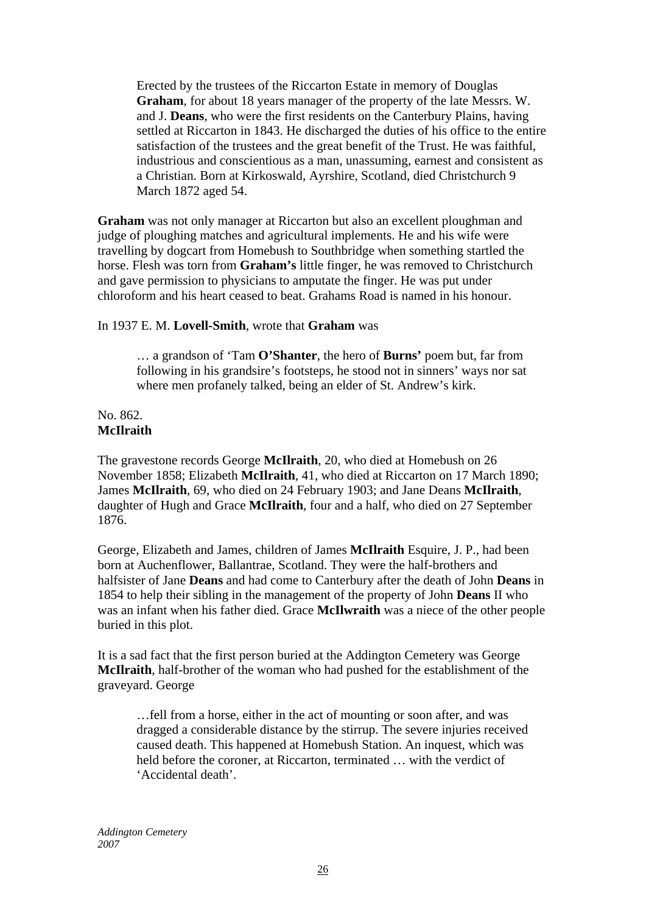> Erected by the trustees of the Riccarton Estate in memory of Douglas **Graham**, for about 18 years manager of the property of the late Messrs. W. and J. **Deans**, who were the first residents on the Canterbury Plains, having settled at Riccarton in 1843. He discharged the duties of his office to the entire satisfaction of the trustees and the great benefit of the Trust. He was faithful, industrious and conscientious as a man, unassuming, earnest and consistent as a Christian. Born at Kirkoswald, Ayrshire, Scotland, died Christchurch 9 March 1872 aged 54.

**Graham** was not only manager at Riccarton but also an excellent ploughman and judge of ploughing matches and agricultural implements. He and his wife were travelling by dogcart from Homebush to Southbridge when something startled the horse. Flesh was torn from **Graham's** little finger, he was removed to Christchurch and gave permission to physicians to amputate the finger. He was put under chloroform and his heart ceased to beat. Grahams Road is named in his honour.

In 1937 E. M. **Lovell-Smith**, wrote that **Graham** was

> … a grandson of 'Tam **O'Shanter**, the hero of **Burns'** poem but, far from following in his grandsire's footsteps, he stood not in sinners' ways nor sat where men profanely talked, being an elder of St. Andrew's kirk.

No. 862.
**McIlraith**

The gravestone records George **McIlraith**, 20, who died at Homebush on 26 November 1858; Elizabeth **McIlraith**, 41, who died at Riccarton on 17 March 1890; James **McIlraith**, 69, who died on 24 February 1903; and Jane Deans **McIlraith**, daughter of Hugh and Grace **McIlraith**, four and a half, who died on 27 September 1876.

George, Elizabeth and James, children of James **McIlraith** Esquire, J. P., had been born at Auchenflower, Ballantrae, Scotland. They were the half-brothers and halfsister of Jane **Deans** and had come to Canterbury after the death of John **Deans** in 1854 to help their sibling in the management of the property of John **Deans** II who was an infant when his father died. Grace **McIlwraith** was a niece of the other people buried in this plot.

It is a sad fact that the first person buried at the Addington Cemetery was George **McIlraith**, half-brother of the woman who had pushed for the establishment of the graveyard. George

> …fell from a horse, either in the act of mounting or soon after, and was dragged a considerable distance by the stirrup. The severe injuries received caused death. This happened at Homebush Station. An inquest, which was held before the coroner, at Riccarton, terminated … with the verdict of 'Accidental death'.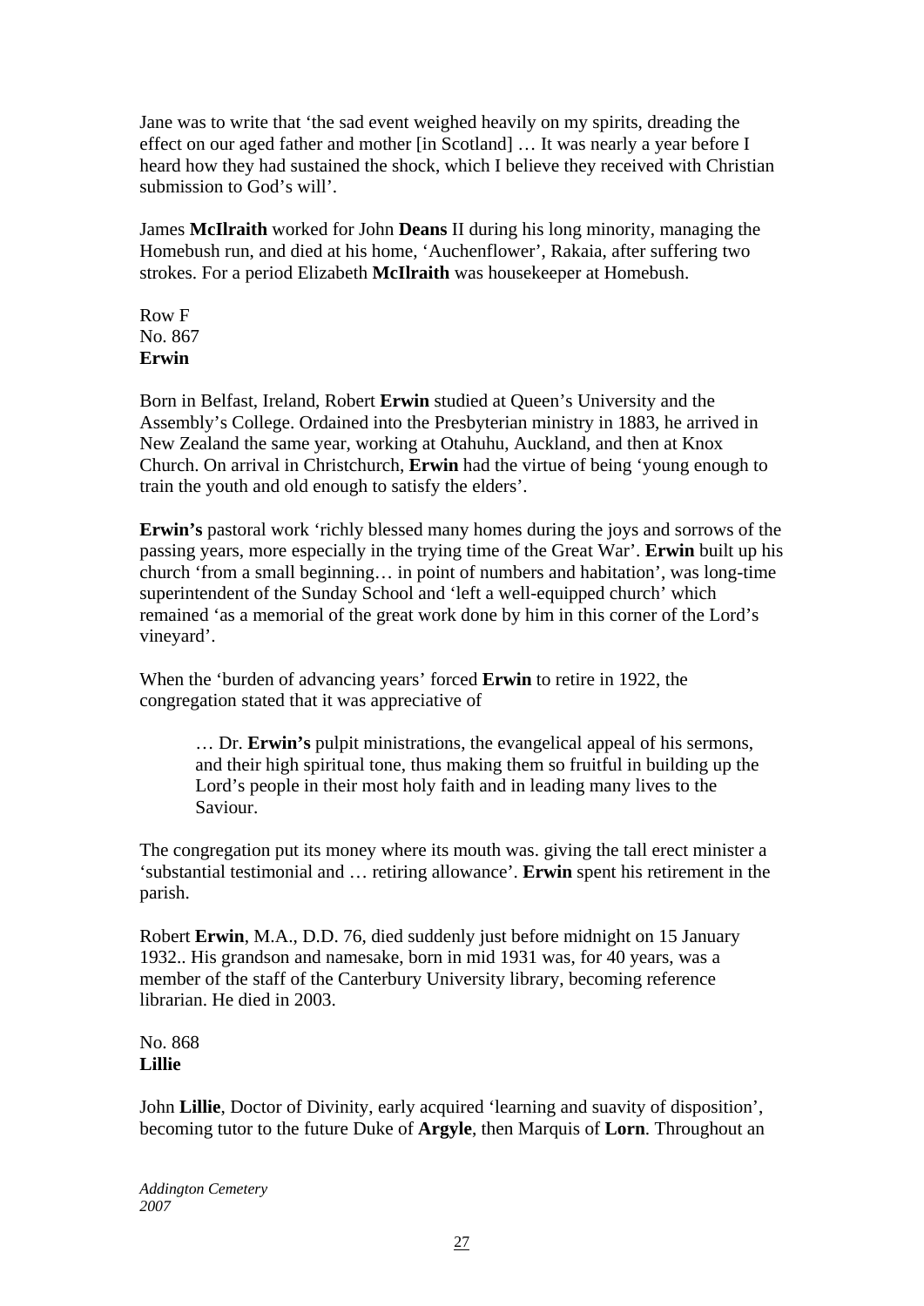Jane was to write that 'the sad event weighed heavily on my spirits, dreading the effect on our aged father and mother [in Scotland] … It was nearly a year before I heard how they had sustained the shock, which I believe they received with Christian submission to God's will'.

James **McIlraith** worked for John **Deans** II during his long minority, managing the Homebush run, and died at his home, 'Auchenflower', Rakaia, after suffering two strokes. For a period Elizabeth **McIlraith** was housekeeper at Homebush.

Row F
No. 867
**Erwin**

Born in Belfast, Ireland, Robert **Erwin** studied at Queen's University and the Assembly's College. Ordained into the Presbyterian ministry in 1883, he arrived in New Zealand the same year, working at Otahuhu, Auckland, and then at Knox Church. On arrival in Christchurch, **Erwin** had the virtue of being 'young enough to train the youth and old enough to satisfy the elders'.

**Erwin's** pastoral work 'richly blessed many homes during the joys and sorrows of the passing years, more especially in the trying time of the Great War'. **Erwin** built up his church 'from a small beginning… in point of numbers and habitation', was long-time superintendent of the Sunday School and 'left a well-equipped church' which remained 'as a memorial of the great work done by him in this corner of the Lord's vineyard'.

When the 'burden of advancing years' forced **Erwin** to retire in 1922, the congregation stated that it was appreciative of

> … Dr. **Erwin's** pulpit ministrations, the evangelical appeal of his sermons, and their high spiritual tone, thus making them so fruitful in building up the Lord's people in their most holy faith and in leading many lives to the Saviour.

The congregation put its money where its mouth was. giving the tall erect minister a 'substantial testimonial and … retiring allowance'. **Erwin** spent his retirement in the parish.

Robert **Erwin**, M.A., D.D. 76, died suddenly just before midnight on 15 January 1932.. His grandson and namesake, born in mid 1931 was, for 40 years, was a member of the staff of the Canterbury University library, becoming reference librarian. He died in 2003.

No. 868
**Lillie**

John **Lillie**, Doctor of Divinity, early acquired 'learning and suavity of disposition', becoming tutor to the future Duke of **Argyle**, then Marquis of **Lorn**. Throughout an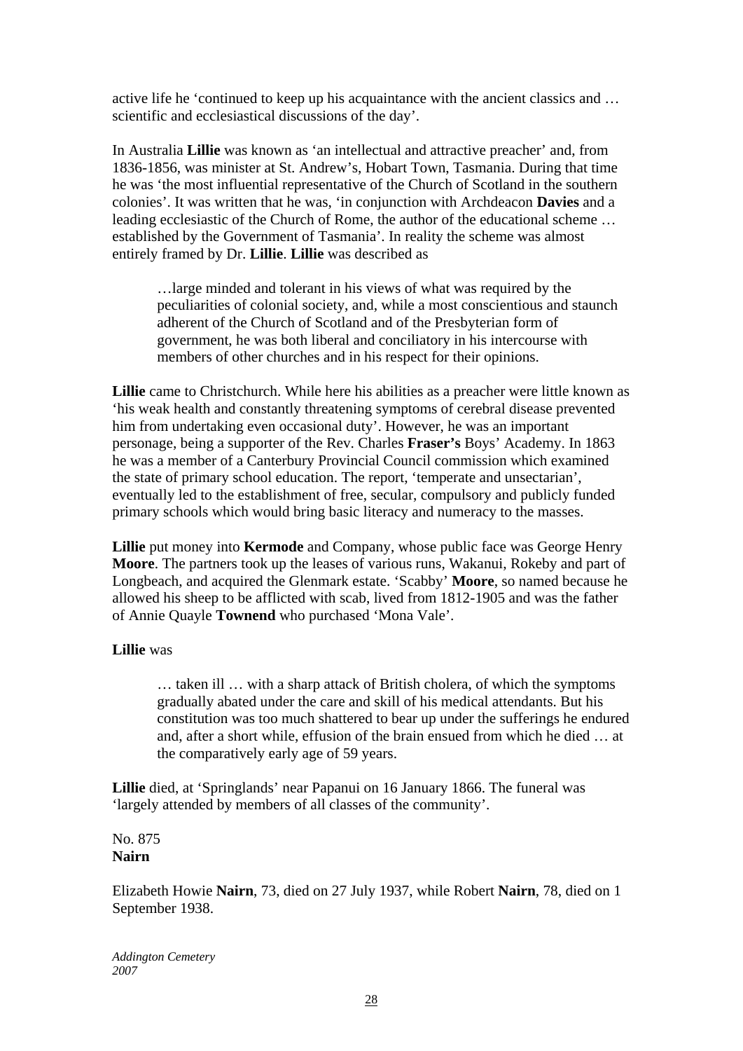active life he 'continued to keep up his acquaintance with the ancient classics and … scientific and ecclesiastical discussions of the day'.

In Australia **Lillie** was known as 'an intellectual and attractive preacher' and, from 1836-1856, was minister at St. Andrew's, Hobart Town, Tasmania. During that time he was 'the most influential representative of the Church of Scotland in the southern colonies'. It was written that he was, 'in conjunction with Archdeacon **Davies** and a leading ecclesiastic of the Church of Rome, the author of the educational scheme … established by the Government of Tasmania'. In reality the scheme was almost entirely framed by Dr. **Lillie**. **Lillie** was described as

> …large minded and tolerant in his views of what was required by the peculiarities of colonial society, and, while a most conscientious and staunch adherent of the Church of Scotland and of the Presbyterian form of government, he was both liberal and conciliatory in his intercourse with members of other churches and in his respect for their opinions.

**Lillie** came to Christchurch. While here his abilities as a preacher were little known as 'his weak health and constantly threatening symptoms of cerebral disease prevented him from undertaking even occasional duty'. However, he was an important personage, being a supporter of the Rev. Charles **Fraser's** Boys' Academy. In 1863 he was a member of a Canterbury Provincial Council commission which examined the state of primary school education. The report, 'temperate and unsectarian', eventually led to the establishment of free, secular, compulsory and publicly funded primary schools which would bring basic literacy and numeracy to the masses.

**Lillie** put money into **Kermode** and Company, whose public face was George Henry **Moore**. The partners took up the leases of various runs, Wakanui, Rokeby and part of Longbeach, and acquired the Glenmark estate. 'Scabby' **Moore**, so named because he allowed his sheep to be afflicted with scab, lived from 1812-1905 and was the father of Annie Quayle **Townend** who purchased 'Mona Vale'.

**Lillie** was

> … taken ill … with a sharp attack of British cholera, of which the symptoms gradually abated under the care and skill of his medical attendants. But his constitution was too much shattered to bear up under the sufferings he endured and, after a short while, effusion of the brain ensued from which he died … at the comparatively early age of 59 years.

**Lillie** died, at 'Springlands' near Papanui on 16 January 1866. The funeral was 'largely attended by members of all classes of the community'.

No. 875
**Nairn**

Elizabeth Howie **Nairn**, 73, died on 27 July 1937, while Robert **Nairn**, 78, died on 1 September 1938.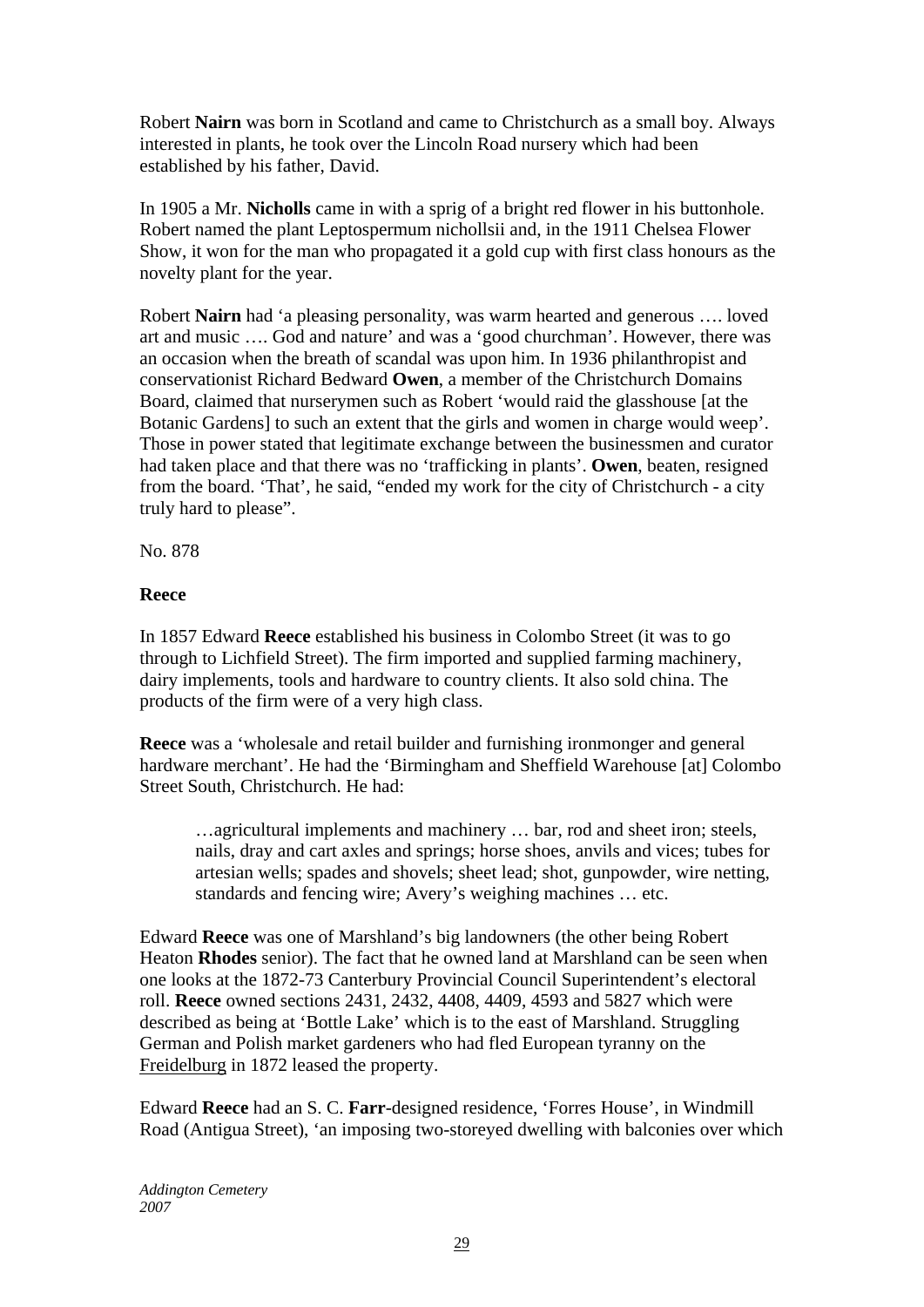Robert **Nairn** was born in Scotland and came to Christchurch as a small boy. Always interested in plants, he took over the Lincoln Road nursery which had been established by his father, David.

In 1905 a Mr. **Nicholls** came in with a sprig of a bright red flower in his buttonhole. Robert named the plant Leptospermum nichollsii and, in the 1911 Chelsea Flower Show, it won for the man who propagated it a gold cup with first class honours as the novelty plant for the year.

Robert **Nairn** had 'a pleasing personality, was warm hearted and generous …. loved art and music …. God and nature' and was a 'good churchman'. However, there was an occasion when the breath of scandal was upon him. In 1936 philanthropist and conservationist Richard Bedward **Owen**, a member of the Christchurch Domains Board, claimed that nurserymen such as Robert 'would raid the glasshouse [at the Botanic Gardens] to such an extent that the girls and women in charge would weep'. Those in power stated that legitimate exchange between the businessmen and curator had taken place and that there was no 'trafficking in plants'. **Owen**, beaten, resigned from the board. 'That', he said, "ended my work for the city of Christchurch - a city truly hard to please".

No. 878

**Reece**

In 1857 Edward **Reece** established his business in Colombo Street (it was to go through to Lichfield Street). The firm imported and supplied farming machinery, dairy implements, tools and hardware to country clients. It also sold china. The products of the firm were of a very high class.

**Reece** was a 'wholesale and retail builder and furnishing ironmonger and general hardware merchant'. He had the 'Birmingham and Sheffield Warehouse [at] Colombo Street South, Christchurch. He had:

> …agricultural implements and machinery … bar, rod and sheet iron; steels, nails, dray and cart axles and springs; horse shoes, anvils and vices; tubes for artesian wells; spades and shovels; sheet lead; shot, gunpowder, wire netting, standards and fencing wire; Avery's weighing machines … etc.

Edward **Reece** was one of Marshland's big landowners (the other being Robert Heaton **Rhodes** senior). The fact that he owned land at Marshland can be seen when one looks at the 1872-73 Canterbury Provincial Council Superintendent's electoral roll. **Reece** owned sections 2431, 2432, 4408, 4409, 4593 and 5827 which were described as being at 'Bottle Lake' which is to the east of Marshland. Struggling German and Polish market gardeners who had fled European tyranny on the Freidelburg in 1872 leased the property.

Edward **Reece** had an S. C. **Farr**-designed residence, 'Forres House', in Windmill Road (Antigua Street), 'an imposing two-storeyed dwelling with balconies over which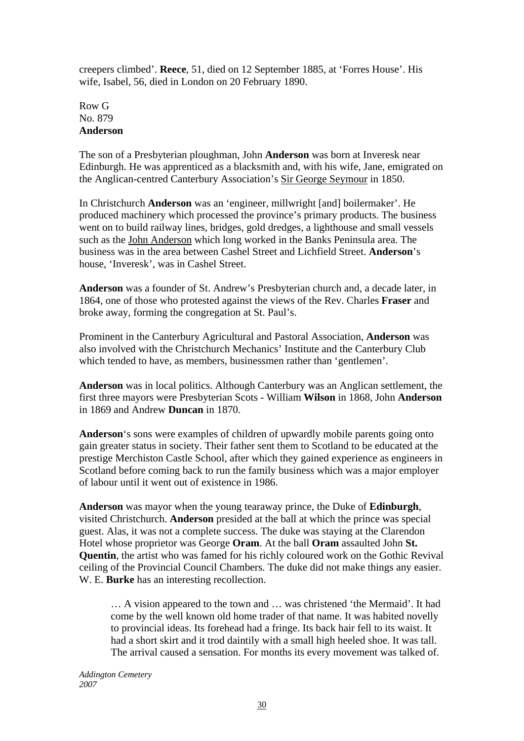creepers climbed'. **Reece**, 51, died on 12 September 1885, at 'Forres House'. His wife, Isabel, 56, died in London on 20 February 1890.

Row G
No. 879
**Anderson**

The son of a Presbyterian ploughman, John **Anderson** was born at Inveresk near Edinburgh. He was apprenticed as a blacksmith and, with his wife, Jane, emigrated on the Anglican-centred Canterbury Association's <u>Sir George Seymour</u> in 1850.

In Christchurch **Anderson** was an 'engineer, millwright [and] boilermaker'. He produced machinery which processed the province's primary products. The business went on to build railway lines, bridges, gold dredges, a lighthouse and small vessels such as the <u>John Anderson</u> which long worked in the Banks Peninsula area. The business was in the area between Cashel Street and Lichfield Street. **Anderson**'s house, 'Inveresk', was in Cashel Street.

**Anderson** was a founder of St. Andrew's Presbyterian church and, a decade later, in 1864, one of those who protested against the views of the Rev. Charles **Fraser** and broke away, forming the congregation at St. Paul's.

Prominent in the Canterbury Agricultural and Pastoral Association, **Anderson** was also involved with the Christchurch Mechanics' Institute and the Canterbury Club which tended to have, as members, businessmen rather than 'gentlemen'.

**Anderson** was in local politics. Although Canterbury was an Anglican settlement, the first three mayors were Presbyterian Scots - William **Wilson** in 1868, John **Anderson** in 1869 and Andrew **Duncan** in 1870.

**Anderson**'s sons were examples of children of upwardly mobile parents going onto gain greater status in society. Their father sent them to Scotland to be educated at the prestige Merchiston Castle School, after which they gained experience as engineers in Scotland before coming back to run the family business which was a major employer of labour until it went out of existence in 1986.

**Anderson** was mayor when the young tearaway prince, the Duke of **Edinburgh**, visited Christchurch. **Anderson** presided at the ball at which the prince was special guest. Alas, it was not a complete success. The duke was staying at the Clarendon Hotel whose proprietor was George **Oram**. At the ball **Oram** assaulted John **St. Quentin**, the artist who was famed for his richly coloured work on the Gothic Revival ceiling of the Provincial Council Chambers. The duke did not make things any easier. W. E. **Burke** has an interesting recollection.

> … A vision appeared to the town and … was christened 'the Mermaid'. It had come by the well known old home trader of that name. It was habited novelly to provincial ideas. Its forehead had a fringe. Its back hair fell to its waist. It had a short skirt and it trod daintily with a small high heeled shoe. It was tall. The arrival caused a sensation. For months its every movement was talked of.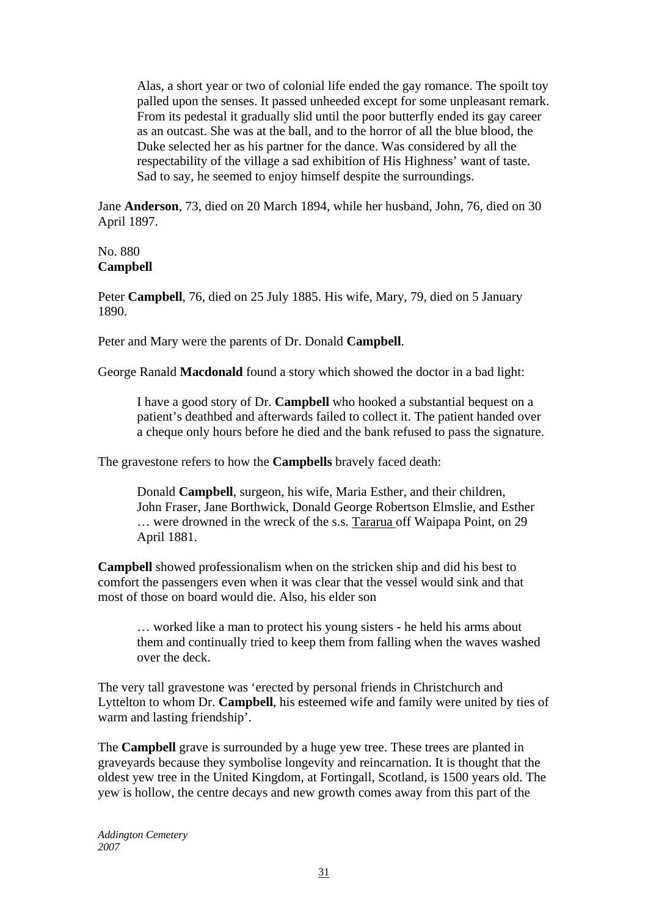> Alas, a short year or two of colonial life ended the gay romance. The spoilt toy palled upon the senses. It passed unheeded except for some unpleasant remark. From its pedestal it gradually slid until the poor butterfly ended its gay career as an outcast. She was at the ball, and to the horror of all the blue blood, the Duke selected her as his partner for the dance. Was considered by all the respectability of the village a sad exhibition of His Highness' want of taste. Sad to say, he seemed to enjoy himself despite the surroundings.

Jane **Anderson**, 73, died on 20 March 1894, while her husband, John, 76, died on 30 April 1897.

No. 880
**Campbell**

Peter **Campbell**, 76, died on 25 July 1885. His wife, Mary, 79, died on 5 January 1890.

Peter and Mary were the parents of Dr. Donald **Campbell**.

George Ranald **Macdonald** found a story which showed the doctor in a bad light:

> I have a good story of Dr. **Campbell** who hooked a substantial bequest on a patient's deathbed and afterwards failed to collect it. The patient handed over a cheque only hours before he died and the bank refused to pass the signature.

The gravestone refers to how the **Campbells** bravely faced death:

> Donald **Campbell**, surgeon, his wife, Maria Esther, and their children, John Fraser, Jane Borthwick, Donald George Robertson Elmslie, and Esther … were drowned in the wreck of the s.s. Tararua off Waipapa Point, on 29 April 1881.

**Campbell** showed professionalism when on the stricken ship and did his best to comfort the passengers even when it was clear that the vessel would sink and that most of those on board would die. Also, his elder son

> … worked like a man to protect his young sisters - he held his arms about them and continually tried to keep them from falling when the waves washed over the deck.

The very tall gravestone was 'erected by personal friends in Christchurch and Lyttelton to whom Dr. **Campbell**, his esteemed wife and family were united by ties of warm and lasting friendship'.

The **Campbell** grave is surrounded by a huge yew tree. These trees are planted in graveyards because they symbolise longevity and reincarnation. It is thought that the oldest yew tree in the United Kingdom, at Fortingall, Scotland, is 1500 years old. The yew is hollow, the centre decays and new growth comes away from this part of the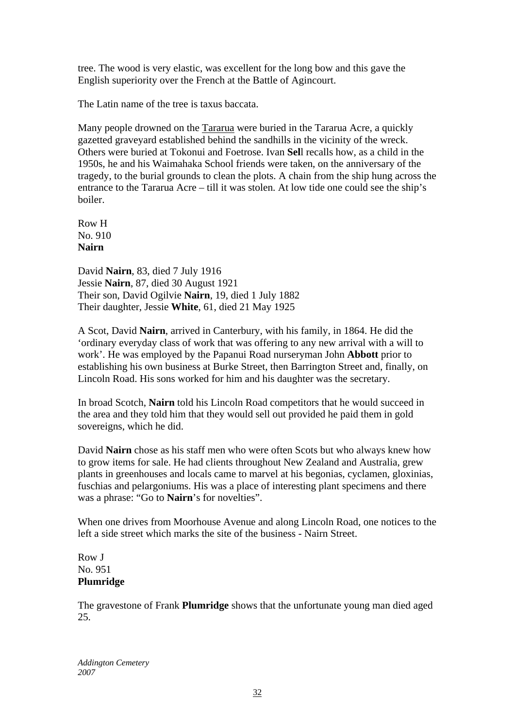tree. The wood is very elastic, was excellent for the long bow and this gave the English superiority over the French at the Battle of Agincourt.

The Latin name of the tree is taxus baccata.

Many people drowned on the Tararua were buried in the Tararua Acre, a quickly gazetted graveyard established behind the sandhills in the vicinity of the wreck. Others were buried at Tokonui and Foetrose. Ivan **Sel**l recalls how, as a child in the 1950s, he and his Waimahaka School friends were taken, on the anniversary of the tragedy, to the burial grounds to clean the plots. A chain from the ship hung across the entrance to the Tararua Acre – till it was stolen. At low tide one could see the ship's boiler.

Row H  
No. 910  
**Nairn**

David **Nairn**, 83, died 7 July 1916  
Jessie **Nairn**, 87, died 30 August 1921  
Their son, David Ogilvie **Nairn**, 19, died 1 July 1882  
Their daughter, Jessie **White**, 61, died 21 May 1925

A Scot, David **Nairn**, arrived in Canterbury, with his family, in 1864. He did the 'ordinary everyday class of work that was offering to any new arrival with a will to work'. He was employed by the Papanui Road nurseryman John **Abbott** prior to establishing his own business at Burke Street, then Barrington Street and, finally, on Lincoln Road. His sons worked for him and his daughter was the secretary.

In broad Scotch, **Nairn** told his Lincoln Road competitors that he would succeed in the area and they told him that they would sell out provided he paid them in gold sovereigns, which he did.

David **Nairn** chose as his staff men who were often Scots but who always knew how to grow items for sale. He had clients throughout New Zealand and Australia, grew plants in greenhouses and locals came to marvel at his begonias, cyclamen, gloxinias, fuschias and pelargoniums. His was a place of interesting plant specimens and there was a phrase: "Go to **Nairn**'s for novelties".

When one drives from Moorhouse Avenue and along Lincoln Road, one notices to the left a side street which marks the site of the business - Nairn Street.

Row J  
No. 951  
**Plumridge**

The gravestone of Frank **Plumridge** shows that the unfortunate young man died aged 25.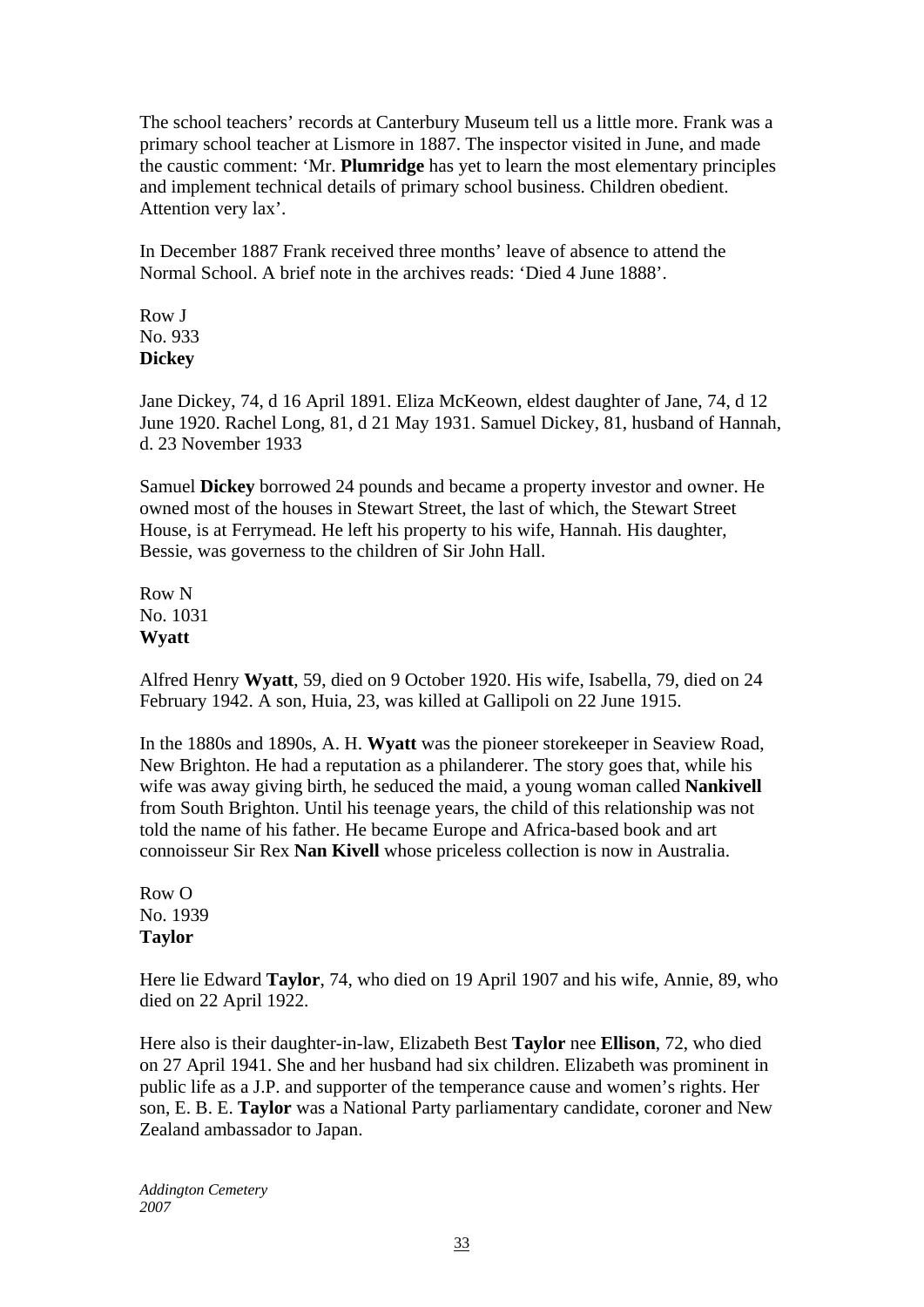The school teachers' records at Canterbury Museum tell us a little more. Frank was a primary school teacher at Lismore in 1887. The inspector visited in June, and made the caustic comment: 'Mr. **Plumridge** has yet to learn the most elementary principles and implement technical details of primary school business. Children obedient. Attention very lax'.

In December 1887 Frank received three months' leave of absence to attend the Normal School. A brief note in the archives reads: 'Died 4 June 1888'.

Row J
No. 933
**Dickey**

Jane Dickey, 74, d 16 April 1891. Eliza McKeown, eldest daughter of Jane, 74, d 12 June 1920. Rachel Long, 81, d 21 May 1931. Samuel Dickey, 81, husband of Hannah, d. 23 November 1933

Samuel **Dickey** borrowed 24 pounds and became a property investor and owner. He owned most of the houses in Stewart Street, the last of which, the Stewart Street House, is at Ferrymead. He left his property to his wife, Hannah. His daughter, Bessie, was governess to the children of Sir John Hall.

Row N
No. 1031
**Wyatt**

Alfred Henry **Wyatt**, 59, died on 9 October 1920. His wife, Isabella, 79, died on 24 February 1942. A son, Huia, 23, was killed at Gallipoli on 22 June 1915.

In the 1880s and 1890s, A. H. **Wyatt** was the pioneer storekeeper in Seaview Road, New Brighton. He had a reputation as a philanderer. The story goes that, while his wife was away giving birth, he seduced the maid, a young woman called **Nankivell** from South Brighton. Until his teenage years, the child of this relationship was not told the name of his father. He became Europe and Africa-based book and art connoisseur Sir Rex **Nan Kivell** whose priceless collection is now in Australia.

Row O
No. 1939
**Taylor**

Here lie Edward **Taylor**, 74, who died on 19 April 1907 and his wife, Annie, 89, who died on 22 April 1922.

Here also is their daughter-in-law, Elizabeth Best **Taylor** nee **Ellison**, 72, who died on 27 April 1941. She and her husband had six children. Elizabeth was prominent in public life as a J.P. and supporter of the temperance cause and women's rights. Her son, E. B. E. **Taylor** was a National Party parliamentary candidate, coroner and New Zealand ambassador to Japan.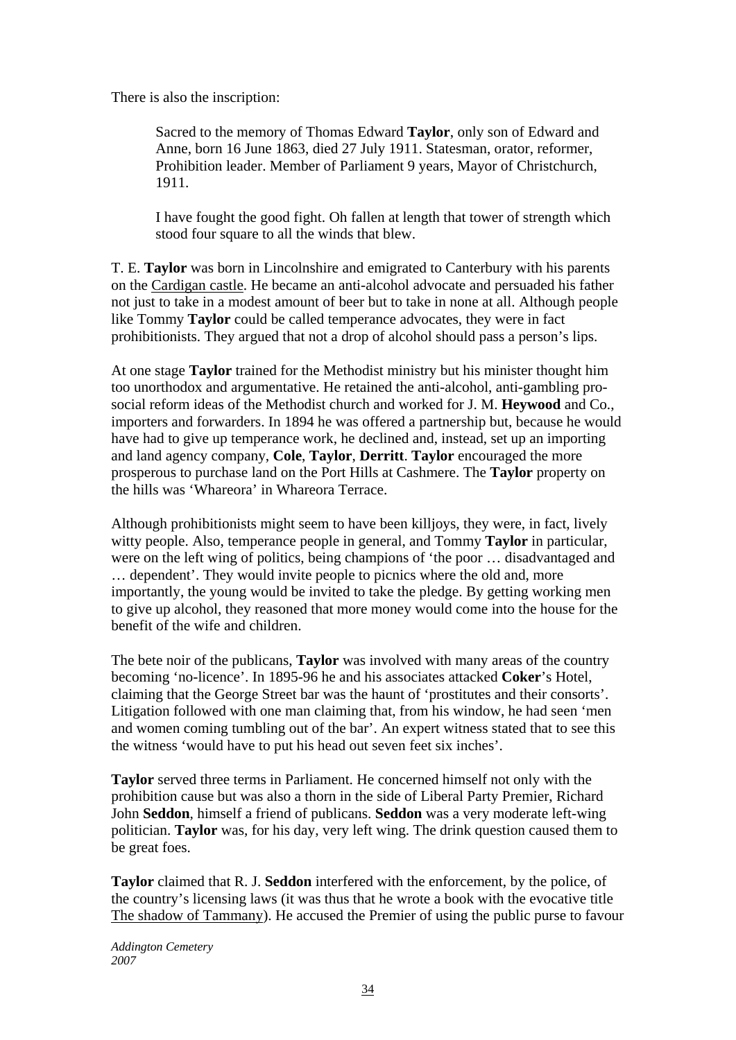There is also the inscription:

> Sacred to the memory of Thomas Edward **Taylor**, only son of Edward and Anne, born 16 June 1863, died 27 July 1911. Statesman, orator, reformer, Prohibition leader. Member of Parliament 9 years, Mayor of Christchurch, 1911.
>
> I have fought the good fight. Oh fallen at length that tower of strength which stood four square to all the winds that blew.

T. E. **Taylor** was born in Lincolnshire and emigrated to Canterbury with his parents on the Cardigan castle. He became an anti-alcohol advocate and persuaded his father not just to take in a modest amount of beer but to take in none at all. Although people like Tommy **Taylor** could be called temperance advocates, they were in fact prohibitionists. They argued that not a drop of alcohol should pass a person's lips.

At one stage **Taylor** trained for the Methodist ministry but his minister thought him too unorthodox and argumentative. He retained the anti-alcohol, anti-gambling pro-social reform ideas of the Methodist church and worked for J. M. **Heywood** and Co., importers and forwarders. In 1894 he was offered a partnership but, because he would have had to give up temperance work, he declined and, instead, set up an importing and land agency company, **Cole**, **Taylor**, **Derritt**. **Taylor** encouraged the more prosperous to purchase land on the Port Hills at Cashmere. The **Taylor** property on the hills was 'Whareora' in Whareora Terrace.

Although prohibitionists might seem to have been killjoys, they were, in fact, lively witty people. Also, temperance people in general, and Tommy **Taylor** in particular, were on the left wing of politics, being champions of 'the poor … disadvantaged and … dependent'. They would invite people to picnics where the old and, more importantly, the young would be invited to take the pledge. By getting working men to give up alcohol, they reasoned that more money would come into the house for the benefit of the wife and children.

The bete noir of the publicans, **Taylor** was involved with many areas of the country becoming 'no-licence'. In 1895-96 he and his associates attacked **Coker**'s Hotel, claiming that the George Street bar was the haunt of 'prostitutes and their consorts'. Litigation followed with one man claiming that, from his window, he had seen 'men and women coming tumbling out of the bar'. An expert witness stated that to see this the witness 'would have to put his head out seven feet six inches'.

**Taylor** served three terms in Parliament. He concerned himself not only with the prohibition cause but was also a thorn in the side of Liberal Party Premier, Richard John **Seddon**, himself a friend of publicans. **Seddon** was a very moderate left-wing politician. **Taylor** was, for his day, very left wing. The drink question caused them to be great foes.

**Taylor** claimed that R. J. **Seddon** interfered with the enforcement, by the police, of the country's licensing laws (it was thus that he wrote a book with the evocative title The shadow of Tammany). He accused the Premier of using the public purse to favour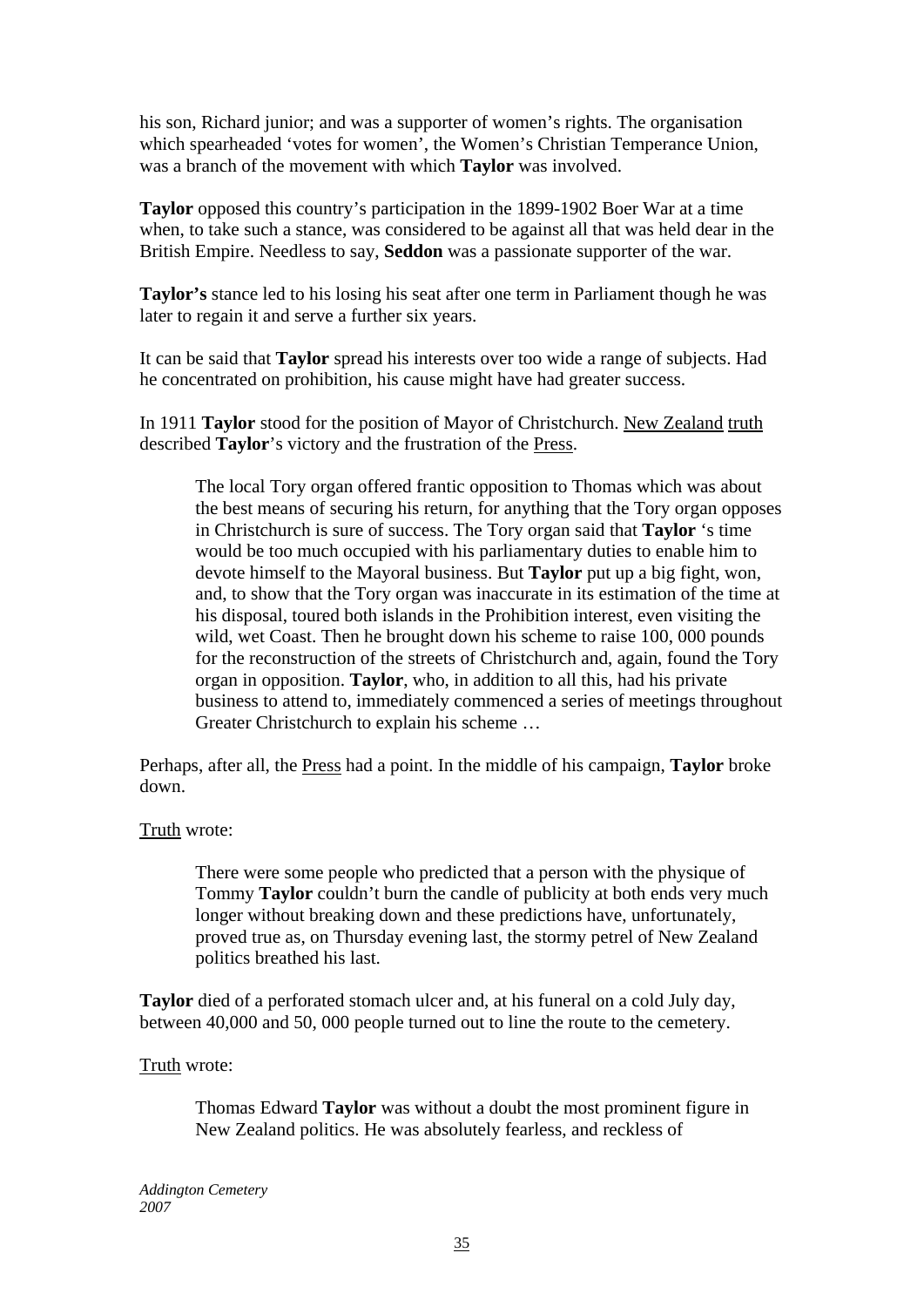his son, Richard junior; and was a supporter of women's rights. The organisation which spearheaded 'votes for women', the Women's Christian Temperance Union, was a branch of the movement with which **Taylor** was involved.

**Taylor** opposed this country's participation in the 1899-1902 Boer War at a time when, to take such a stance, was considered to be against all that was held dear in the British Empire. Needless to say, **Seddon** was a passionate supporter of the war.

**Taylor's** stance led to his losing his seat after one term in Parliament though he was later to regain it and serve a further six years.

It can be said that **Taylor** spread his interests over too wide a range of subjects. Had he concentrated on prohibition, his cause might have had greater success.

In 1911 **Taylor** stood for the position of Mayor of Christchurch. New Zealand truth described **Taylor**'s victory and the frustration of the Press.

> The local Tory organ offered frantic opposition to Thomas which was about the best means of securing his return, for anything that the Tory organ opposes in Christchurch is sure of success. The Tory organ said that **Taylor** 's time would be too much occupied with his parliamentary duties to enable him to devote himself to the Mayoral business. But **Taylor** put up a big fight, won, and, to show that the Tory organ was inaccurate in its estimation of the time at his disposal, toured both islands in the Prohibition interest, even visiting the wild, wet Coast. Then he brought down his scheme to raise 100, 000 pounds for the reconstruction of the streets of Christchurch and, again, found the Tory organ in opposition. **Taylor**, who, in addition to all this, had his private business to attend to, immediately commenced a series of meetings throughout Greater Christchurch to explain his scheme …

Perhaps, after all, the Press had a point. In the middle of his campaign, **Taylor** broke down.

Truth wrote:

> There were some people who predicted that a person with the physique of Tommy **Taylor** couldn't burn the candle of publicity at both ends very much longer without breaking down and these predictions have, unfortunately, proved true as, on Thursday evening last, the stormy petrel of New Zealand politics breathed his last.

**Taylor** died of a perforated stomach ulcer and, at his funeral on a cold July day, between 40,000 and 50, 000 people turned out to line the route to the cemetery.

Truth wrote:

> Thomas Edward **Taylor** was without a doubt the most prominent figure in New Zealand politics. He was absolutely fearless, and reckless of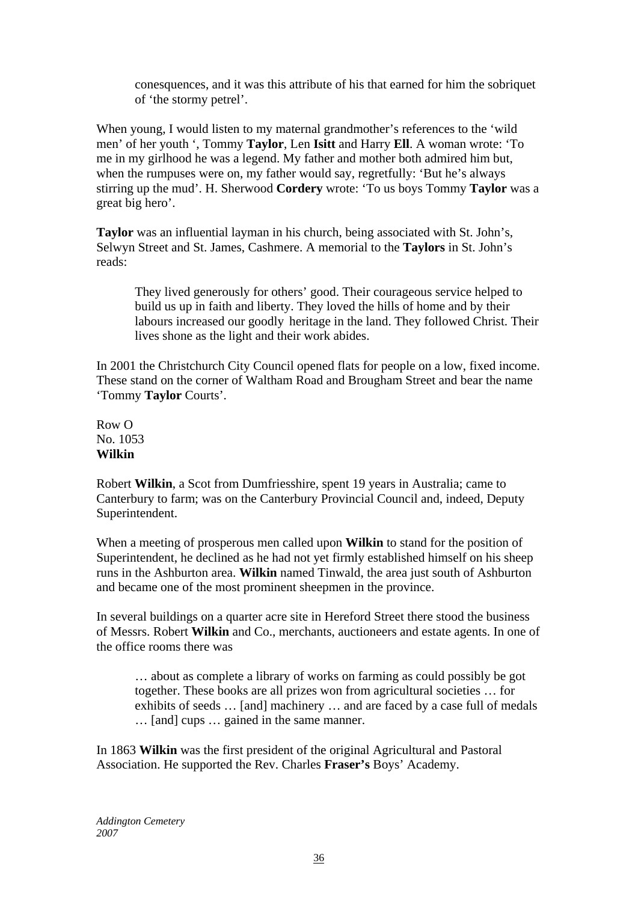> conesquences, and it was this attribute of his that earned for him the sobriquet of 'the stormy petrel'.

When young, I would listen to my maternal grandmother's references to the 'wild men' of her youth ', Tommy **Taylor**, Len **Isitt** and Harry **Ell**. A woman wrote: 'To me in my girlhood he was a legend. My father and mother both admired him but, when the rumpuses were on, my father would say, regretfully: 'But he's always stirring up the mud'. H. Sherwood **Cordery** wrote: 'To us boys Tommy **Taylor** was a great big hero'.

**Taylor** was an influential layman in his church, being associated with St. John's, Selwyn Street and St. James, Cashmere. A memorial to the **Taylors** in St. John's reads:

> They lived generously for others' good. Their courageous service helped to build us up in faith and liberty. They loved the hills of home and by their labours increased our goodly heritage in the land. They followed Christ. Their lives shone as the light and their work abides.

In 2001 the Christchurch City Council opened flats for people on a low, fixed income. These stand on the corner of Waltham Road and Brougham Street and bear the name 'Tommy **Taylor** Courts'.

Row O
No. 1053
**Wilkin**

Robert **Wilkin**, a Scot from Dumfriesshire, spent 19 years in Australia; came to Canterbury to farm; was on the Canterbury Provincial Council and, indeed, Deputy Superintendent.

When a meeting of prosperous men called upon **Wilkin** to stand for the position of Superintendent, he declined as he had not yet firmly established himself on his sheep runs in the Ashburton area. **Wilkin** named Tinwald, the area just south of Ashburton and became one of the most prominent sheepmen in the province.

In several buildings on a quarter acre site in Hereford Street there stood the business of Messrs. Robert **Wilkin** and Co., merchants, auctioneers and estate agents. In one of the office rooms there was

> … about as complete a library of works on farming as could possibly be got together. These books are all prizes won from agricultural societies … for exhibits of seeds … [and] machinery … and are faced by a case full of medals … [and] cups … gained in the same manner.

In 1863 **Wilkin** was the first president of the original Agricultural and Pastoral Association. He supported the Rev. Charles **Fraser's** Boys' Academy.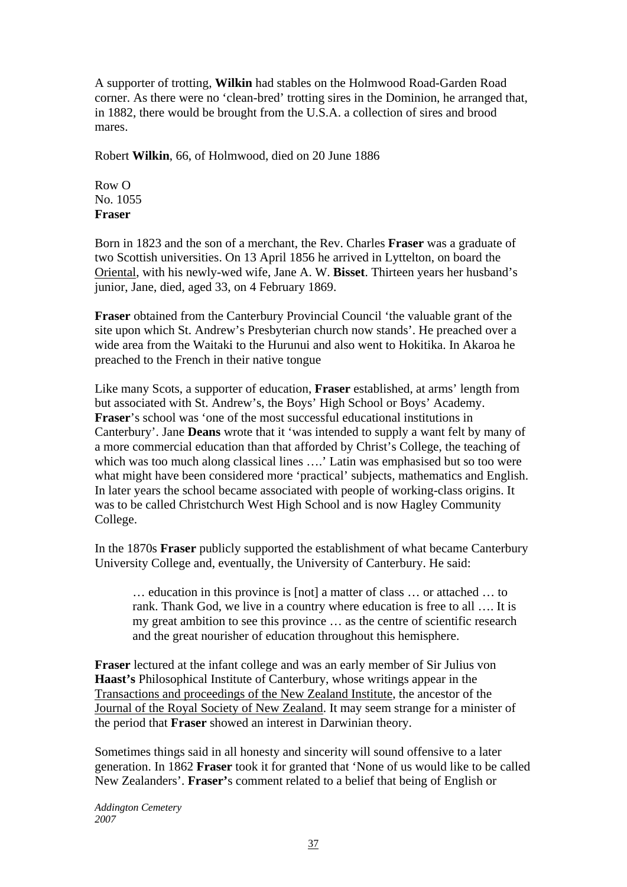A supporter of trotting, **Wilkin** had stables on the Holmwood Road-Garden Road corner. As there were no 'clean-bred' trotting sires in the Dominion, he arranged that, in 1882, there would be brought from the U.S.A. a collection of sires and brood mares.

Robert **Wilkin**, 66, of Holmwood, died on 20 June 1886

Row O
No. 1055
**Fraser**

Born in 1823 and the son of a merchant, the Rev. Charles **Fraser** was a graduate of two Scottish universities. On 13 April 1856 he arrived in Lyttelton, on board the Oriental, with his newly-wed wife, Jane A. W. **Bisset**. Thirteen years her husband's junior, Jane, died, aged 33, on 4 February 1869.

**Fraser** obtained from the Canterbury Provincial Council 'the valuable grant of the site upon which St. Andrew's Presbyterian church now stands'. He preached over a wide area from the Waitaki to the Hurunui and also went to Hokitika. In Akaroa he preached to the French in their native tongue

Like many Scots, a supporter of education, **Fraser** established, at arms' length from but associated with St. Andrew's, the Boys' High School or Boys' Academy. **Fraser**'s school was 'one of the most successful educational institutions in Canterbury'. Jane **Deans** wrote that it 'was intended to supply a want felt by many of a more commercial education than that afforded by Christ's College, the teaching of which was too much along classical lines ….' Latin was emphasised but so too were what might have been considered more 'practical' subjects, mathematics and English. In later years the school became associated with people of working-class origins. It was to be called Christchurch West High School and is now Hagley Community College.

In the 1870s **Fraser** publicly supported the establishment of what became Canterbury University College and, eventually, the University of Canterbury. He said:

> … education in this province is [not] a matter of class … or attached … to rank. Thank God, we live in a country where education is free to all …. It is my great ambition to see this province … as the centre of scientific research and the great nourisher of education throughout this hemisphere.

**Fraser** lectured at the infant college and was an early member of Sir Julius von **Haast's** Philosophical Institute of Canterbury, whose writings appear in the Transactions and proceedings of the New Zealand Institute, the ancestor of the Journal of the Royal Society of New Zealand. It may seem strange for a minister of the period that **Fraser** showed an interest in Darwinian theory.

Sometimes things said in all honesty and sincerity will sound offensive to a later generation. In 1862 **Fraser** took it for granted that 'None of us would like to be called New Zealanders'. **Fraser'**s comment related to a belief that being of English or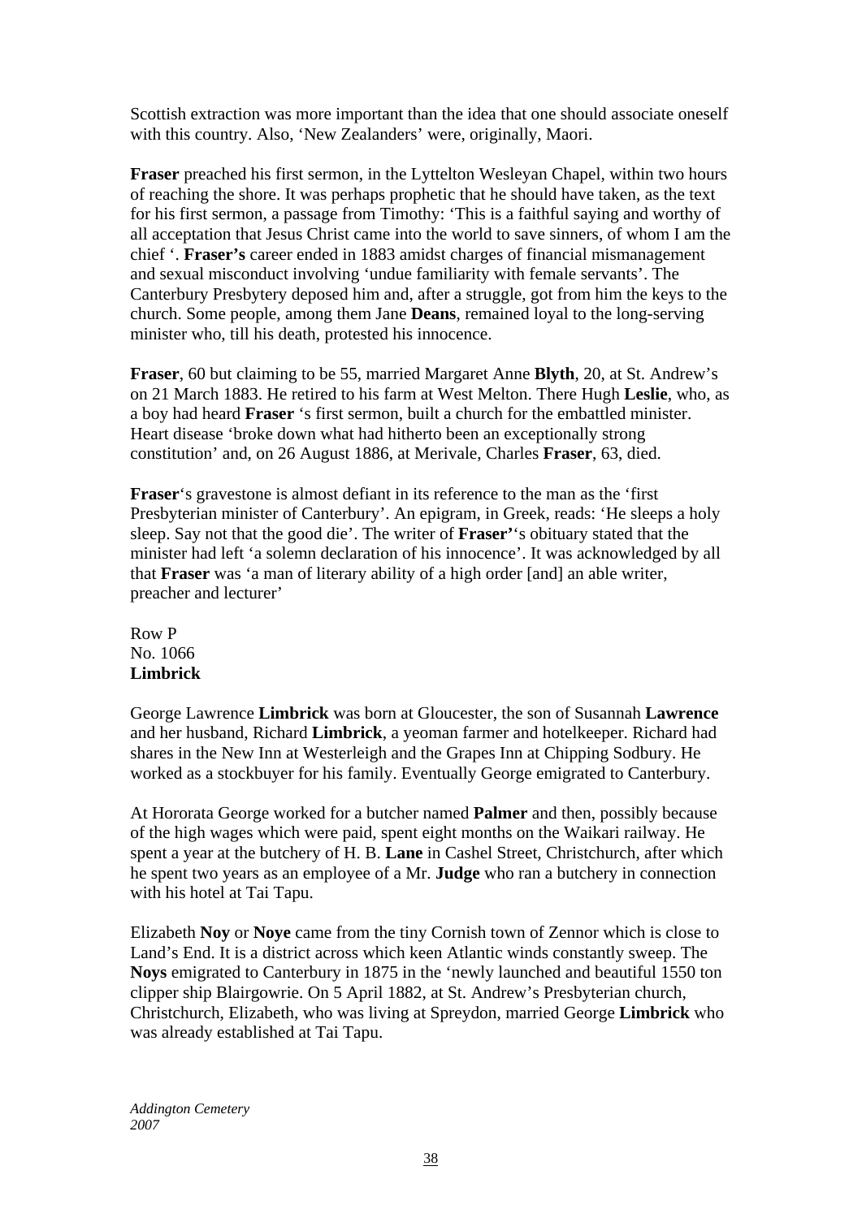Scottish extraction was more important than the idea that one should associate oneself with this country. Also, 'New Zealanders' were, originally, Maori.

**Fraser** preached his first sermon, in the Lyttelton Wesleyan Chapel, within two hours of reaching the shore. It was perhaps prophetic that he should have taken, as the text for his first sermon, a passage from Timothy: 'This is a faithful saying and worthy of all acceptation that Jesus Christ came into the world to save sinners, of whom I am the chief '. **Fraser's** career ended in 1883 amidst charges of financial mismanagement and sexual misconduct involving 'undue familiarity with female servants'. The Canterbury Presbytery deposed him and, after a struggle, got from him the keys to the church. Some people, among them Jane **Deans**, remained loyal to the long-serving minister who, till his death, protested his innocence.

**Fraser**, 60 but claiming to be 55, married Margaret Anne **Blyth**, 20, at St. Andrew's on 21 March 1883. He retired to his farm at West Melton. There Hugh **Leslie**, who, as a boy had heard **Fraser** 's first sermon, built a church for the embattled minister. Heart disease 'broke down what had hitherto been an exceptionally strong constitution' and, on 26 August 1886, at Merivale, Charles **Fraser**, 63, died.

**Fraser**'s gravestone is almost defiant in its reference to the man as the 'first Presbyterian minister of Canterbury'. An epigram, in Greek, reads: 'He sleeps a holy sleep. Say not that the good die'. The writer of **Fraser'**'s obituary stated that the minister had left 'a solemn declaration of his innocence'. It was acknowledged by all that **Fraser** was 'a man of literary ability of a high order [and] an able writer, preacher and lecturer'

Row P
No. 1066
**Limbrick**

George Lawrence **Limbrick** was born at Gloucester, the son of Susannah **Lawrence** and her husband, Richard **Limbrick**, a yeoman farmer and hotelkeeper. Richard had shares in the New Inn at Westerleigh and the Grapes Inn at Chipping Sodbury. He worked as a stockbuyer for his family. Eventually George emigrated to Canterbury.

At Hororata George worked for a butcher named **Palmer** and then, possibly because of the high wages which were paid, spent eight months on the Waikari railway. He spent a year at the butchery of H. B. **Lane** in Cashel Street, Christchurch, after which he spent two years as an employee of a Mr. **Judge** who ran a butchery in connection with his hotel at Tai Tapu.

Elizabeth **Noy** or **Noye** came from the tiny Cornish town of Zennor which is close to Land's End. It is a district across which keen Atlantic winds constantly sweep. The **Noys** emigrated to Canterbury in 1875 in the 'newly launched and beautiful 1550 ton clipper ship Blairgowrie. On 5 April 1882, at St. Andrew's Presbyterian church, Christchurch, Elizabeth, who was living at Spreydon, married George **Limbrick** who was already established at Tai Tapu.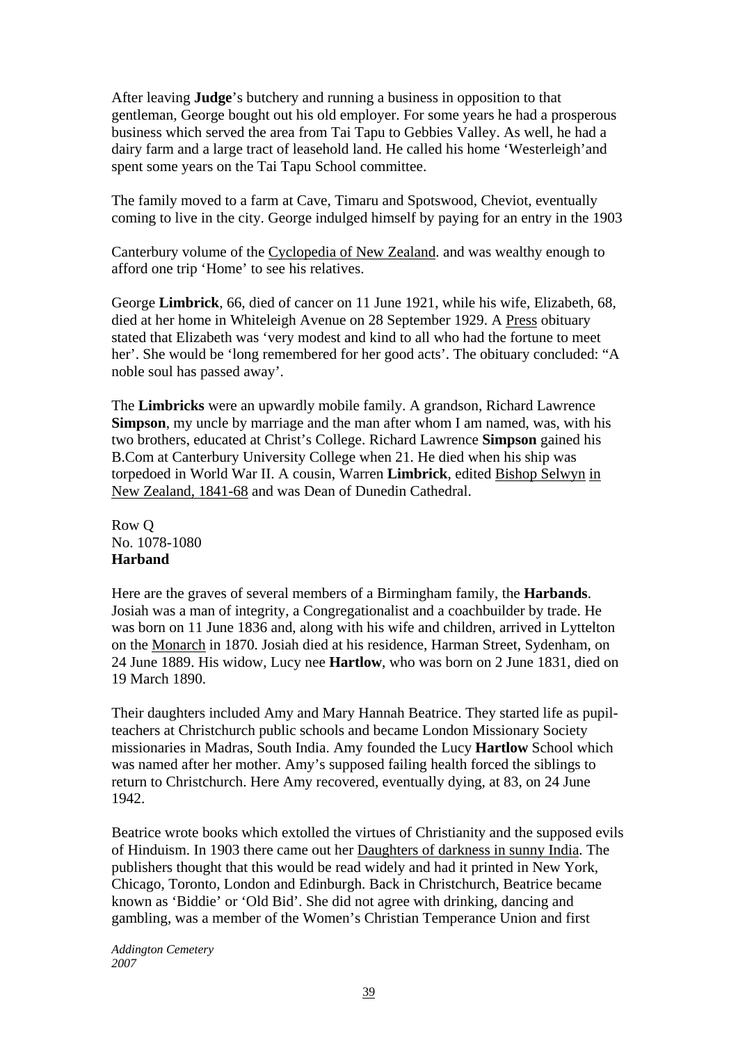After leaving **Judge**'s butchery and running a business in opposition to that gentleman, George bought out his old employer. For some years he had a prosperous business which served the area from Tai Tapu to Gebbies Valley. As well, he had a dairy farm and a large tract of leasehold land. He called his home 'Westerleigh'and spent some years on the Tai Tapu School committee.

The family moved to a farm at Cave, Timaru and Spotswood, Cheviot, eventually coming to live in the city. George indulged himself by paying for an entry in the 1903

Canterbury volume of the Cyclopedia of New Zealand. and was wealthy enough to afford one trip 'Home' to see his relatives.

George **Limbrick**, 66, died of cancer on 11 June 1921, while his wife, Elizabeth, 68, died at her home in Whiteleigh Avenue on 28 September 1929. A Press obituary stated that Elizabeth was 'very modest and kind to all who had the fortune to meet her'. She would be 'long remembered for her good acts'. The obituary concluded: "A noble soul has passed away'.

The **Limbricks** were an upwardly mobile family. A grandson, Richard Lawrence **Simpson**, my uncle by marriage and the man after whom I am named, was, with his two brothers, educated at Christ's College. Richard Lawrence **Simpson** gained his B.Com at Canterbury University College when 21. He died when his ship was torpedoed in World War II. A cousin, Warren **Limbrick**, edited Bishop Selwyn in New Zealand, 1841-68 and was Dean of Dunedin Cathedral.

Row Q
No. 1078-1080
**Harband**

Here are the graves of several members of a Birmingham family, the **Harbands**. Josiah was a man of integrity, a Congregationalist and a coachbuilder by trade. He was born on 11 June 1836 and, along with his wife and children, arrived in Lyttelton on the Monarch in 1870. Josiah died at his residence, Harman Street, Sydenham, on 24 June 1889. His widow, Lucy nee **Hartlow**, who was born on 2 June 1831, died on 19 March 1890.

Their daughters included Amy and Mary Hannah Beatrice. They started life as pupil-teachers at Christchurch public schools and became London Missionary Society missionaries in Madras, South India. Amy founded the Lucy **Hartlow** School which was named after her mother. Amy's supposed failing health forced the siblings to return to Christchurch. Here Amy recovered, eventually dying, at 83, on 24 June 1942.

Beatrice wrote books which extolled the virtues of Christianity and the supposed evils of Hinduism. In 1903 there came out her Daughters of darkness in sunny India. The publishers thought that this would be read widely and had it printed in New York, Chicago, Toronto, London and Edinburgh. Back in Christchurch, Beatrice became known as 'Biddie' or 'Old Bid'. She did not agree with drinking, dancing and gambling, was a member of the Women's Christian Temperance Union and first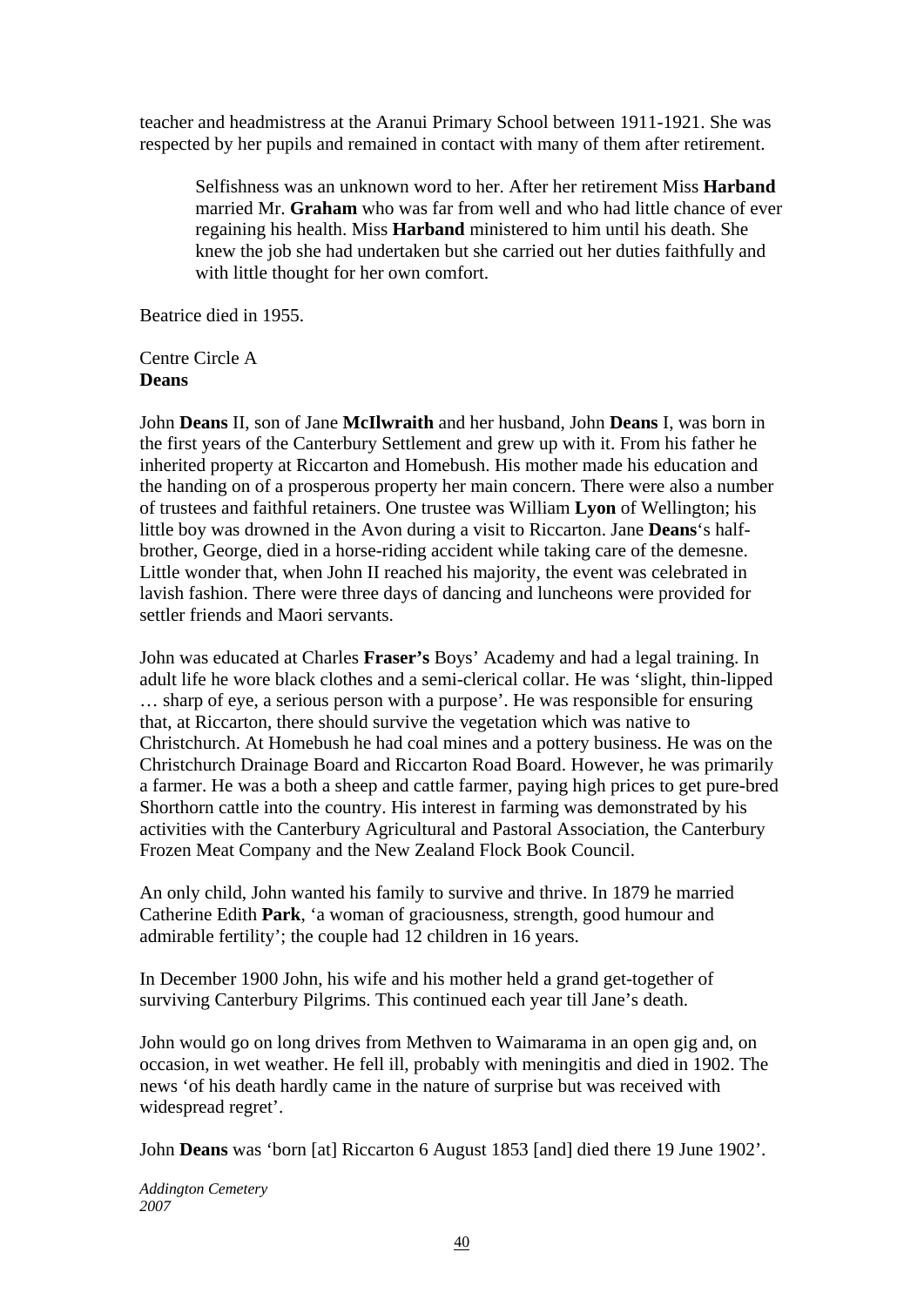teacher and headmistress at the Aranui Primary School between 1911-1921. She was respected by her pupils and remained in contact with many of them after retirement.

> Selfishness was an unknown word to her. After her retirement Miss **Harband** married Mr. **Graham** who was far from well and who had little chance of ever regaining his health. Miss **Harband** ministered to him until his death. She knew the job she had undertaken but she carried out her duties faithfully and with little thought for her own comfort.

Beatrice died in 1955.

Centre Circle A
**Deans**

John **Deans** II, son of Jane **McIlwraith** and her husband, John **Deans** I, was born in the first years of the Canterbury Settlement and grew up with it. From his father he inherited property at Riccarton and Homebush. His mother made his education and the handing on of a prosperous property her main concern. There were also a number of trustees and faithful retainers. One trustee was William **Lyon** of Wellington; his little boy was drowned in the Avon during a visit to Riccarton. Jane **Deans**'s half-brother, George, died in a horse-riding accident while taking care of the demesne. Little wonder that, when John II reached his majority, the event was celebrated in lavish fashion. There were three days of dancing and luncheons were provided for settler friends and Maori servants.

John was educated at Charles **Fraser's** Boys' Academy and had a legal training. In adult life he wore black clothes and a semi-clerical collar. He was 'slight, thin-lipped … sharp of eye, a serious person with a purpose'. He was responsible for ensuring that, at Riccarton, there should survive the vegetation which was native to Christchurch. At Homebush he had coal mines and a pottery business. He was on the Christchurch Drainage Board and Riccarton Road Board. However, he was primarily a farmer. He was a both a sheep and cattle farmer, paying high prices to get pure-bred Shorthorn cattle into the country. His interest in farming was demonstrated by his activities with the Canterbury Agricultural and Pastoral Association, the Canterbury Frozen Meat Company and the New Zealand Flock Book Council.

An only child, John wanted his family to survive and thrive. In 1879 he married Catherine Edith **Park**, 'a woman of graciousness, strength, good humour and admirable fertility'; the couple had 12 children in 16 years.

In December 1900 John, his wife and his mother held a grand get-together of surviving Canterbury Pilgrims. This continued each year till Jane's death.

John would go on long drives from Methven to Waimarama in an open gig and, on occasion, in wet weather. He fell ill, probably with meningitis and died in 1902. The news 'of his death hardly came in the nature of surprise but was received with widespread regret'.

John **Deans** was 'born [at] Riccarton 6 August 1853 [and] died there 19 June 1902'.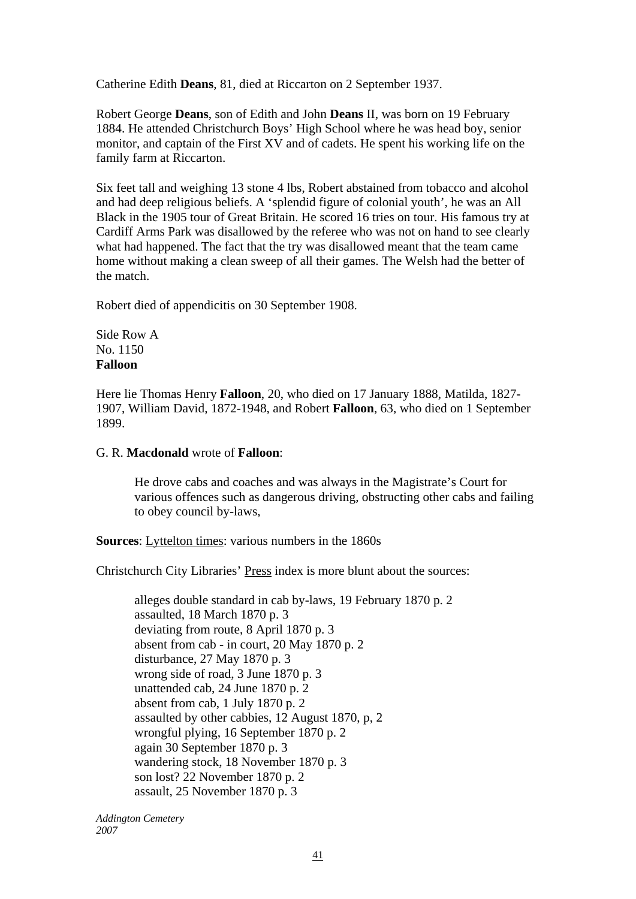Catherine Edith **Deans**, 81, died at Riccarton on 2 September 1937.

Robert George **Deans**, son of Edith and John **Deans** II, was born on 19 February 1884. He attended Christchurch Boys' High School where he was head boy, senior monitor, and captain of the First XV and of cadets. He spent his working life on the family farm at Riccarton.

Six feet tall and weighing 13 stone 4 lbs, Robert abstained from tobacco and alcohol and had deep religious beliefs. A 'splendid figure of colonial youth', he was an All Black in the 1905 tour of Great Britain. He scored 16 tries on tour. His famous try at Cardiff Arms Park was disallowed by the referee who was not on hand to see clearly what had happened. The fact that the try was disallowed meant that the team came home without making a clean sweep of all their games. The Welsh had the better of the match.

Robert died of appendicitis on 30 September 1908.

Side Row A
No. 1150
**Falloon**

Here lie Thomas Henry **Falloon**, 20, who died on 17 January 1888, Matilda, 1827-1907, William David, 1872-1948, and Robert **Falloon**, 63, who died on 1 September 1899.

G. R. **Macdonald** wrote of **Falloon**:

> He drove cabs and coaches and was always in the Magistrate's Court for various offences such as dangerous driving, obstructing other cabs and failing to obey council by-laws,

**Sources**: Lyttelton times: various numbers in the 1860s

Christchurch City Libraries' Press index is more blunt about the sources:

> alleges double standard in cab by-laws, 19 February 1870 p. 2
> assaulted, 18 March 1870 p. 3
> deviating from route, 8 April 1870 p. 3
> absent from cab - in court, 20 May 1870 p. 2
> disturbance, 27 May 1870 p. 3
> wrong side of road, 3 June 1870 p. 3
> unattended cab, 24 June 1870 p. 2
> absent from cab, 1 July 1870 p. 2
> assaulted by other cabbies, 12 August 1870, p, 2
> wrongful plying, 16 September 1870 p. 2
> again 30 September 1870 p. 3
> wandering stock, 18 November 1870 p. 3
> son lost? 22 November 1870 p. 2
> assault, 25 November 1870 p. 3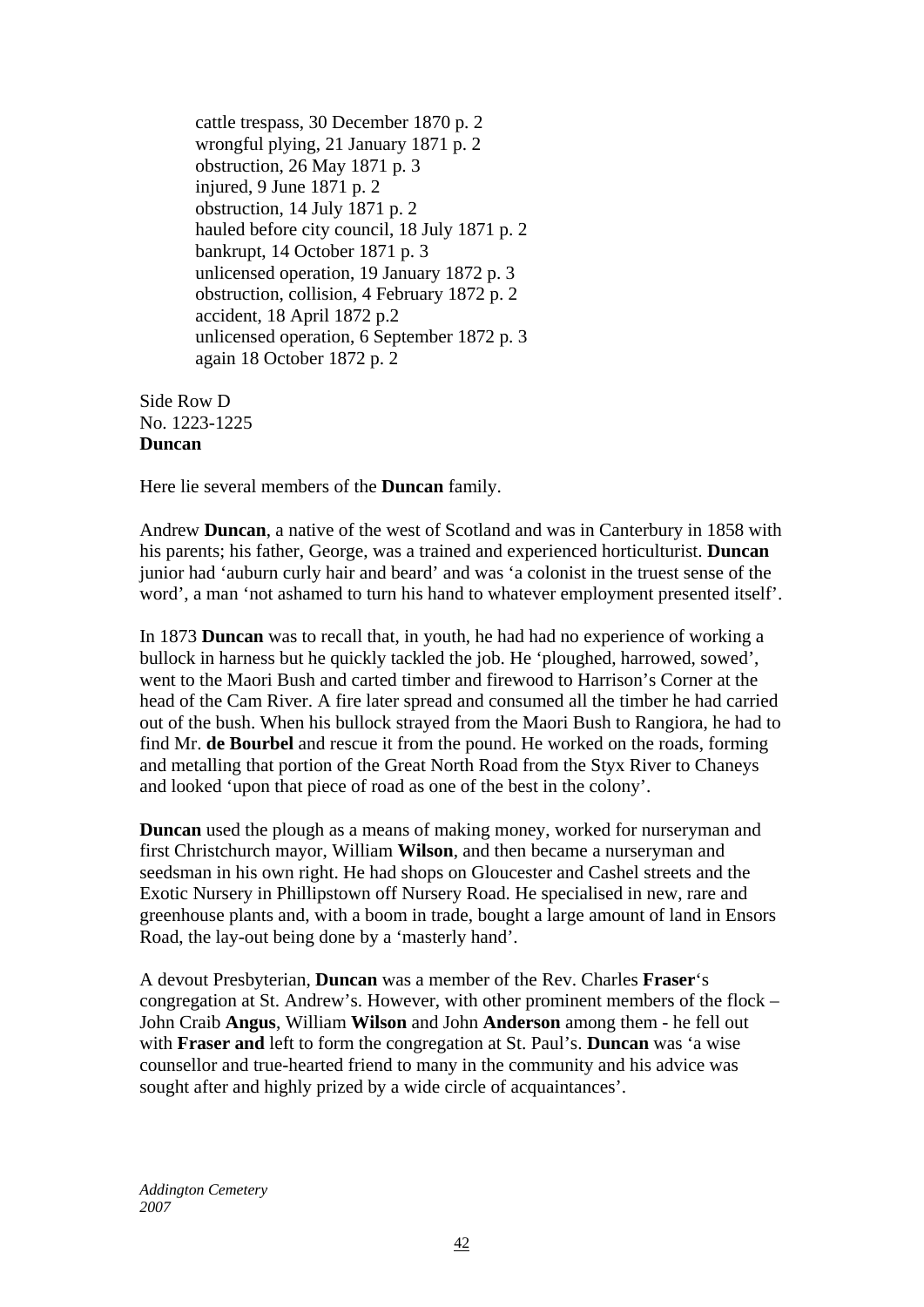cattle trespass, 30 December 1870 p. 2
wrongful plying, 21 January 1871 p. 2
obstruction, 26 May 1871 p. 3
injured, 9 June 1871 p. 2
obstruction, 14 July 1871 p. 2
hauled before city council, 18 July 1871 p. 2
bankrupt, 14 October 1871 p. 3
unlicensed operation, 19 January 1872 p. 3
obstruction, collision, 4 February 1872 p. 2
accident, 18 April 1872 p.2
unlicensed operation, 6 September 1872 p. 3
again 18 October 1872 p. 2

Side Row D
No. 1223-1225
**Duncan**

Here lie several members of the **Duncan** family.

Andrew **Duncan**, a native of the west of Scotland and was in Canterbury in 1858 with his parents; his father, George, was a trained and experienced horticulturist. **Duncan** junior had 'auburn curly hair and beard' and was 'a colonist in the truest sense of the word', a man 'not ashamed to turn his hand to whatever employment presented itself'.

In 1873 **Duncan** was to recall that, in youth, he had had no experience of working a bullock in harness but he quickly tackled the job. He 'ploughed, harrowed, sowed', went to the Maori Bush and carted timber and firewood to Harrison's Corner at the head of the Cam River. A fire later spread and consumed all the timber he had carried out of the bush. When his bullock strayed from the Maori Bush to Rangiora, he had to find Mr. **de Bourbel** and rescue it from the pound. He worked on the roads, forming and metalling that portion of the Great North Road from the Styx River to Chaneys and looked 'upon that piece of road as one of the best in the colony'.

**Duncan** used the plough as a means of making money, worked for nurseryman and first Christchurch mayor, William **Wilson**, and then became a nurseryman and seedsman in his own right. He had shops on Gloucester and Cashel streets and the Exotic Nursery in Phillipstown off Nursery Road. He specialised in new, rare and greenhouse plants and, with a boom in trade, bought a large amount of land in Ensors Road, the lay-out being done by a 'masterly hand'.

A devout Presbyterian, **Duncan** was a member of the Rev. Charles **Fraser**'s congregation at St. Andrew's. However, with other prominent members of the flock – John Craib **Angus**, William **Wilson** and John **Anderson** among them - he fell out with **Fraser and** left to form the congregation at St. Paul's. **Duncan** was 'a wise counsellor and true-hearted friend to many in the community and his advice was sought after and highly prized by a wide circle of acquaintances'.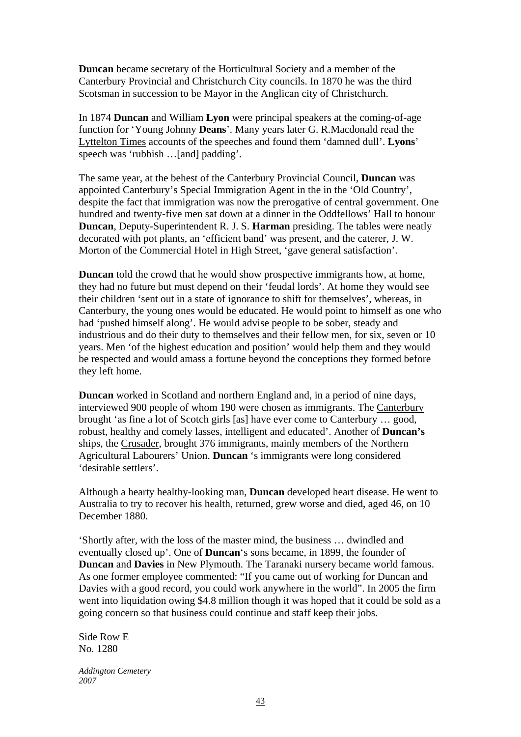**Duncan** became secretary of the Horticultural Society and a member of the Canterbury Provincial and Christchurch City councils. In 1870 he was the third Scotsman in succession to be Mayor in the Anglican city of Christchurch.

In 1874 **Duncan** and William **Lyon** were principal speakers at the coming-of-age function for 'Young Johnny **Deans**'. Many years later G. R.Macdonald read the Lyttelton Times accounts of the speeches and found them 'damned dull'. **Lyons**' speech was 'rubbish …[and] padding'.

The same year, at the behest of the Canterbury Provincial Council, **Duncan** was appointed Canterbury's Special Immigration Agent in the in the 'Old Country', despite the fact that immigration was now the prerogative of central government. One hundred and twenty-five men sat down at a dinner in the Oddfellows' Hall to honour **Duncan**, Deputy-Superintendent R. J. S. **Harman** presiding. The tables were neatly decorated with pot plants, an 'efficient band' was present, and the caterer, J. W. Morton of the Commercial Hotel in High Street, 'gave general satisfaction'.

**Duncan** told the crowd that he would show prospective immigrants how, at home, they had no future but must depend on their 'feudal lords'. At home they would see their children 'sent out in a state of ignorance to shift for themselves', whereas, in Canterbury, the young ones would be educated. He would point to himself as one who had 'pushed himself along'. He would advise people to be sober, steady and industrious and do their duty to themselves and their fellow men, for six, seven or 10 years. Men 'of the highest education and position' would help them and they would be respected and would amass a fortune beyond the conceptions they formed before they left home.

**Duncan** worked in Scotland and northern England and, in a period of nine days, interviewed 900 people of whom 190 were chosen as immigrants. The Canterbury brought 'as fine a lot of Scotch girls [as] have ever come to Canterbury … good, robust, healthy and comely lasses, intelligent and educated'. Another of **Duncan's** ships, the Crusader, brought 376 immigrants, mainly members of the Northern Agricultural Labourers' Union. **Duncan** 's immigrants were long considered 'desirable settlers'.

Although a hearty healthy-looking man, **Duncan** developed heart disease. He went to Australia to try to recover his health, returned, grew worse and died, aged 46, on 10 December 1880.

'Shortly after, with the loss of the master mind, the business … dwindled and eventually closed up'. One of **Duncan**'s sons became, in 1899, the founder of **Duncan** and **Davies** in New Plymouth. The Taranaki nursery became world famous. As one former employee commented: "If you came out of working for Duncan and Davies with a good record, you could work anywhere in the world". In 2005 the firm went into liquidation owing $4.8 million though it was hoped that it could be sold as a going concern so that business could continue and staff keep their jobs.

Side Row E
No. 1280

*Addington Cemetery*
*2007*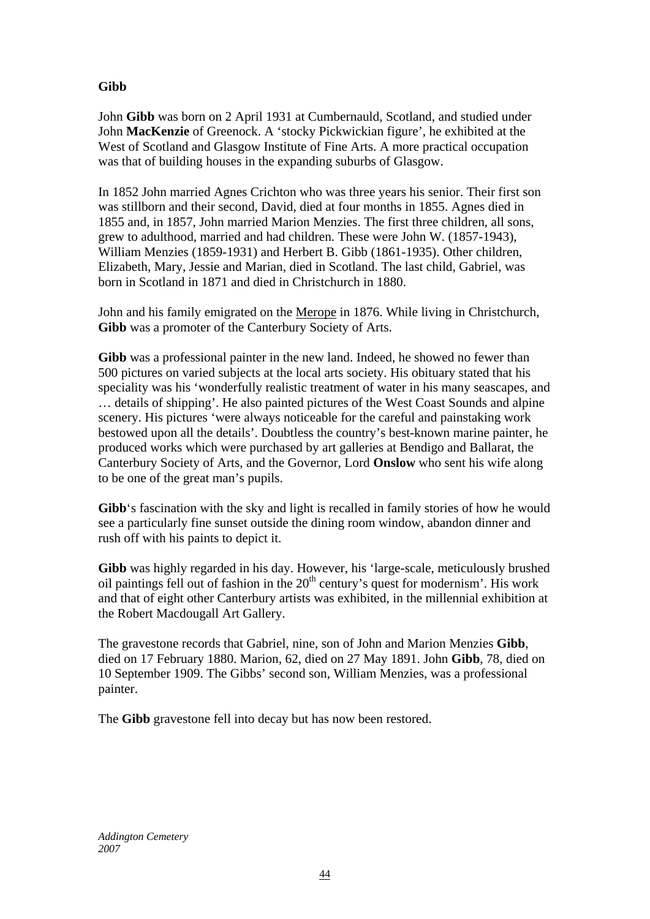**Gibb**

John **Gibb** was born on 2 April 1931 at Cumbernauld, Scotland, and studied under John **MacKenzie** of Greenock. A 'stocky Pickwickian figure', he exhibited at the West of Scotland and Glasgow Institute of Fine Arts. A more practical occupation was that of building houses in the expanding suburbs of Glasgow.

In 1852 John married Agnes Crichton who was three years his senior. Their first son was stillborn and their second, David, died at four months in 1855. Agnes died in 1855 and, in 1857, John married Marion Menzies. The first three children, all sons, grew to adulthood, married and had children. These were John W. (1857-1943), William Menzies (1859-1931) and Herbert B. Gibb (1861-1935). Other children, Elizabeth, Mary, Jessie and Marian, died in Scotland. The last child, Gabriel, was born in Scotland in 1871 and died in Christchurch in 1880.

John and his family emigrated on the Merope in 1876. While living in Christchurch, **Gibb** was a promoter of the Canterbury Society of Arts.

**Gibb** was a professional painter in the new land. Indeed, he showed no fewer than 500 pictures on varied subjects at the local arts society. His obituary stated that his speciality was his 'wonderfully realistic treatment of water in his many seascapes, and … details of shipping'. He also painted pictures of the West Coast Sounds and alpine scenery. His pictures 'were always noticeable for the careful and painstaking work bestowed upon all the details'. Doubtless the country's best-known marine painter, he produced works which were purchased by art galleries at Bendigo and Ballarat, the Canterbury Society of Arts, and the Governor, Lord **Onslow** who sent his wife along to be one of the great man's pupils.

**Gibb**'s fascination with the sky and light is recalled in family stories of how he would see a particularly fine sunset outside the dining room window, abandon dinner and rush off with his paints to depict it.

**Gibb** was highly regarded in his day. However, his 'large-scale, meticulously brushed oil paintings fell out of fashion in the 20th century's quest for modernism'. His work and that of eight other Canterbury artists was exhibited, in the millennial exhibition at the Robert Macdougall Art Gallery.

The gravestone records that Gabriel, nine, son of John and Marion Menzies **Gibb**, died on 17 February 1880. Marion, 62, died on 27 May 1891. John **Gibb**, 78, died on 10 September 1909. The Gibbs' second son, William Menzies, was a professional painter.

The **Gibb** gravestone fell into decay but has now been restored.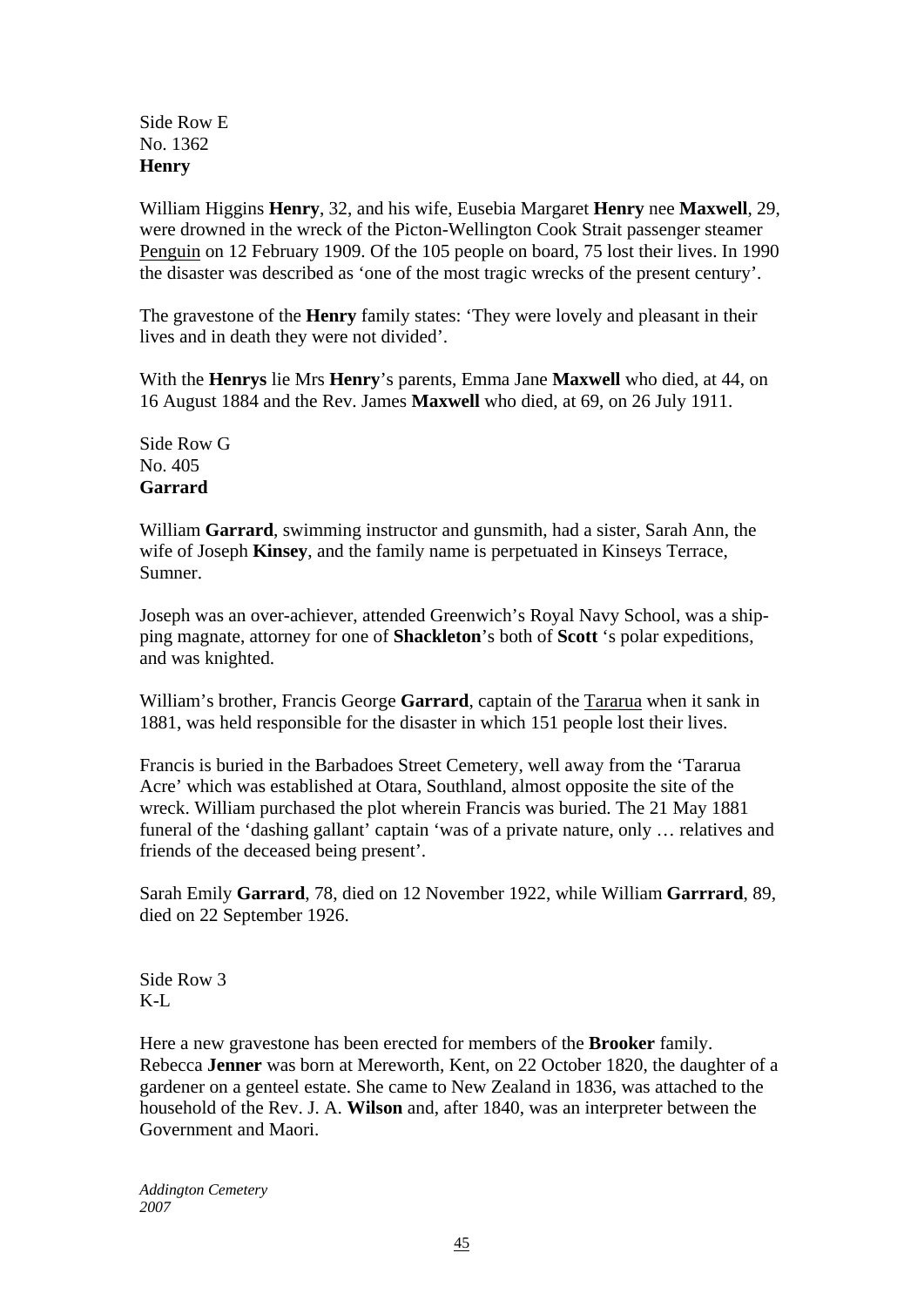Side Row E
No. 1362
**Henry**

William Higgins **Henry**, 32, and his wife, Eusebia Margaret **Henry** nee **Maxwell**, 29, were drowned in the wreck of the Picton-Wellington Cook Strait passenger steamer Penguin on 12 February 1909. Of the 105 people on board, 75 lost their lives. In 1990 the disaster was described as 'one of the most tragic wrecks of the present century'.

The gravestone of the **Henry** family states: 'They were lovely and pleasant in their lives and in death they were not divided'.

With the **Henrys** lie Mrs **Henry**'s parents, Emma Jane **Maxwell** who died, at 44, on 16 August 1884 and the Rev. James **Maxwell** who died, at 69, on 26 July 1911.

Side Row G
No. 405
**Garrard**

William **Garrard**, swimming instructor and gunsmith, had a sister, Sarah Ann, the wife of Joseph **Kinsey**, and the family name is perpetuated in Kinseys Terrace, Sumner.

Joseph was an over-achiever, attended Greenwich's Royal Navy School, was a shipping magnate, attorney for one of **Shackleton**'s both of **Scott** 's polar expeditions, and was knighted.

William's brother, Francis George **Garrard**, captain of the Tararua when it sank in 1881, was held responsible for the disaster in which 151 people lost their lives.

Francis is buried in the Barbadoes Street Cemetery, well away from the 'Tararua Acre' which was established at Otara, Southland, almost opposite the site of the wreck. William purchased the plot wherein Francis was buried. The 21 May 1881 funeral of the 'dashing gallant' captain 'was of a private nature, only … relatives and friends of the deceased being present'.

Sarah Emily **Garrard**, 78, died on 12 November 1922, while William **Garrrard**, 89, died on 22 September 1926.

Side Row 3
K-L

Here a new gravestone has been erected for members of the **Brooker** family. Rebecca **Jenner** was born at Mereworth, Kent, on 22 October 1820, the daughter of a gardener on a genteel estate. She came to New Zealand in 1836, was attached to the household of the Rev. J. A. **Wilson** and, after 1840, was an interpreter between the Government and Maori.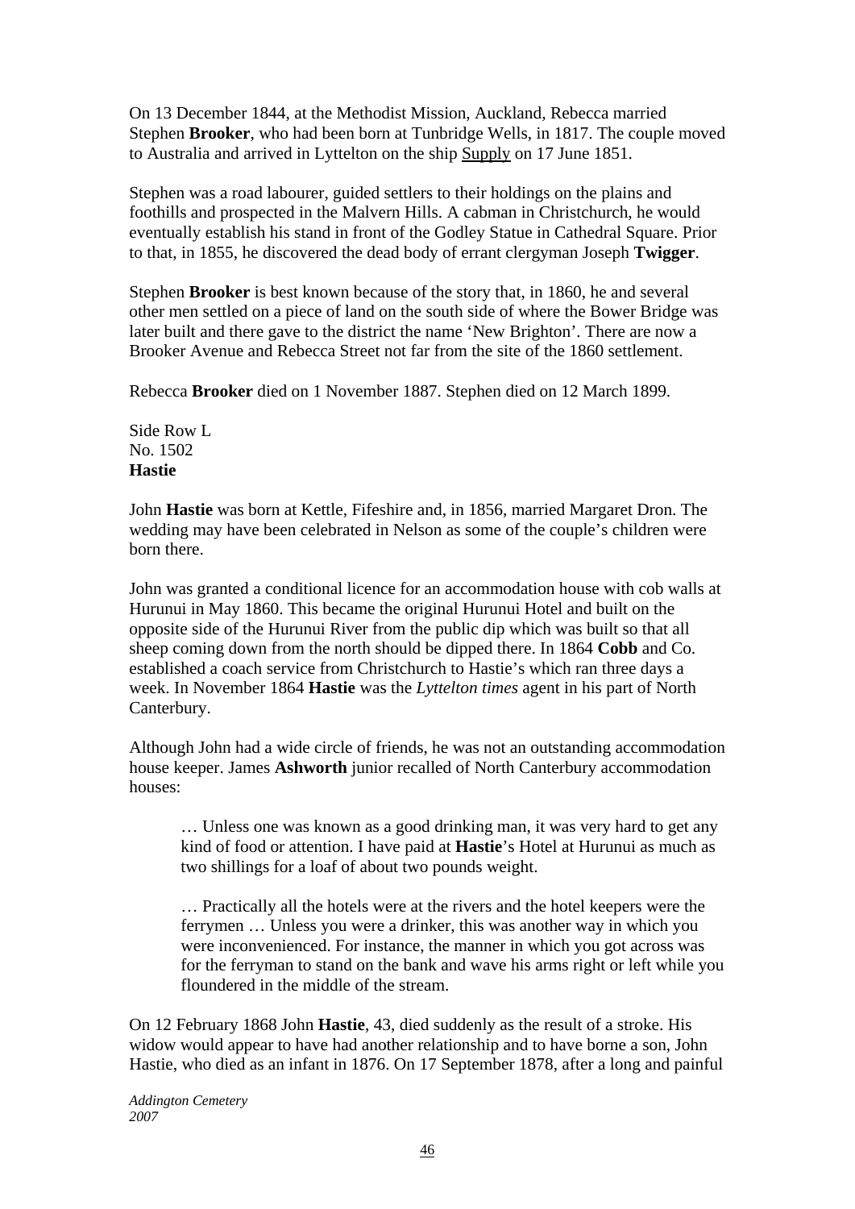On 13 December 1844, at the Methodist Mission, Auckland, Rebecca married Stephen **Brooker**, who had been born at Tunbridge Wells, in 1817. The couple moved to Australia and arrived in Lyttelton on the ship Supply on 17 June 1851.

Stephen was a road labourer, guided settlers to their holdings on the plains and foothills and prospected in the Malvern Hills. A cabman in Christchurch, he would eventually establish his stand in front of the Godley Statue in Cathedral Square. Prior to that, in 1855, he discovered the dead body of errant clergyman Joseph **Twigger**.

Stephen **Brooker** is best known because of the story that, in 1860, he and several other men settled on a piece of land on the south side of where the Bower Bridge was later built and there gave to the district the name 'New Brighton'. There are now a Brooker Avenue and Rebecca Street not far from the site of the 1860 settlement.

Rebecca **Brooker** died on 1 November 1887. Stephen died on 12 March 1899.

Side Row L
No. 1502
**Hastie**

John **Hastie** was born at Kettle, Fifeshire and, in 1856, married Margaret Dron. The wedding may have been celebrated in Nelson as some of the couple's children were born there.

John was granted a conditional licence for an accommodation house with cob walls at Hurunui in May 1860. This became the original Hurunui Hotel and built on the opposite side of the Hurunui River from the public dip which was built so that all sheep coming down from the north should be dipped there. In 1864 **Cobb** and Co. established a coach service from Christchurch to Hastie's which ran three days a week. In November 1864 **Hastie** was the *Lyttelton times* agent in his part of North Canterbury.

Although John had a wide circle of friends, he was not an outstanding accommodation house keeper. James **Ashworth** junior recalled of North Canterbury accommodation houses:

> … Unless one was known as a good drinking man, it was very hard to get any kind of food or attention. I have paid at **Hastie**'s Hotel at Hurunui as much as two shillings for a loaf of about two pounds weight.
>
> … Practically all the hotels were at the rivers and the hotel keepers were the ferrymen … Unless you were a drinker, this was another way in which you were inconvenienced. For instance, the manner in which you got across was for the ferryman to stand on the bank and wave his arms right or left while you floundered in the middle of the stream.

On 12 February 1868 John **Hastie**, 43, died suddenly as the result of a stroke. His widow would appear to have had another relationship and to have borne a son, John Hastie, who died as an infant in 1876. On 17 September 1878, after a long and painful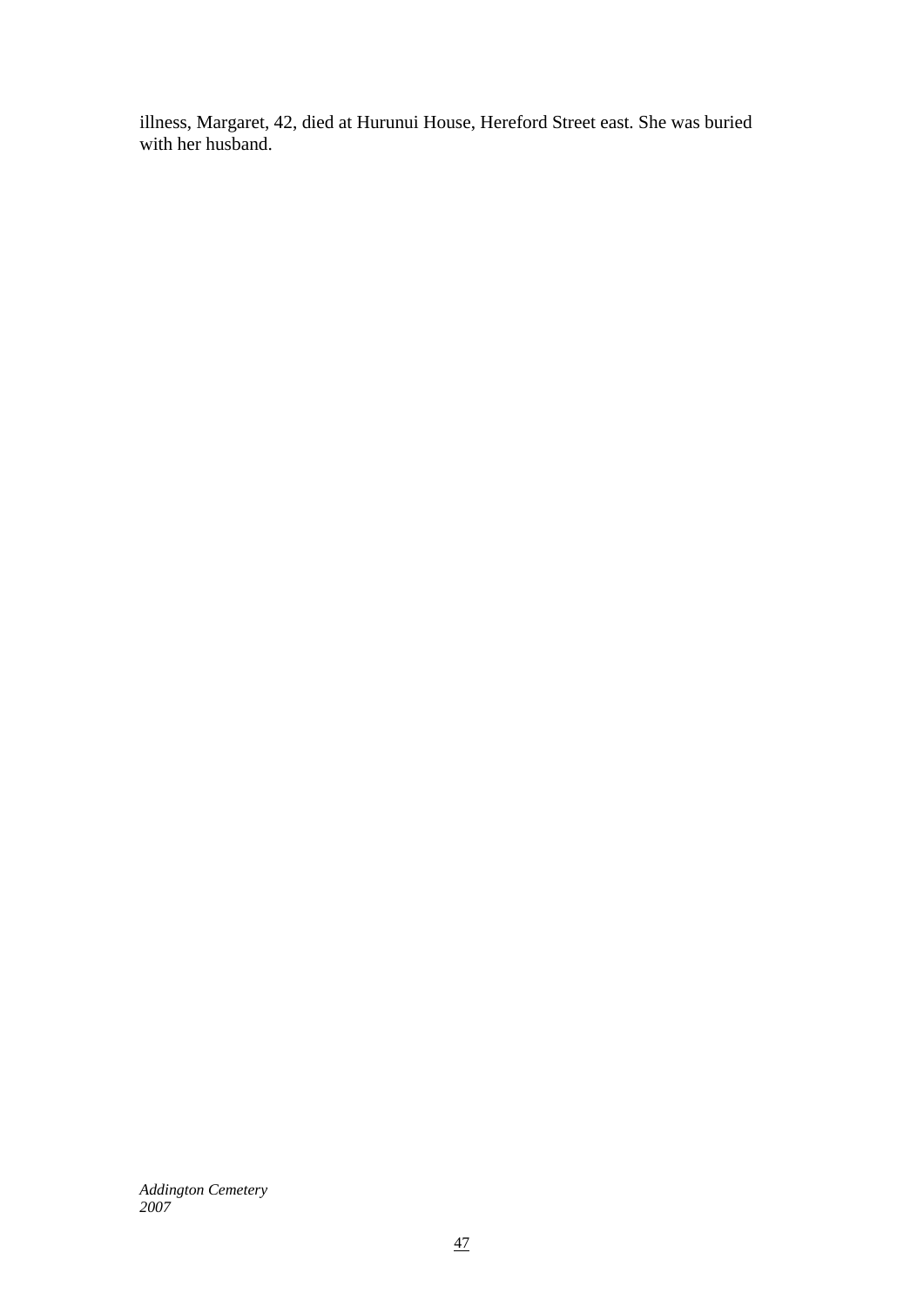illness, Margaret, 42, died at Hurunui House, Hereford Street east. She was buried with her husband.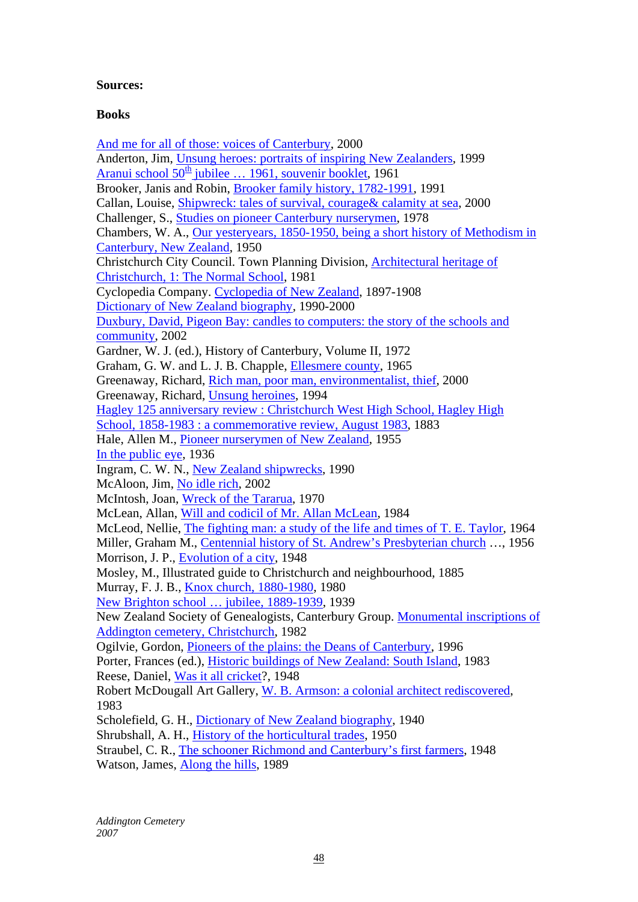**Sources:**

**Books**

And me for all of those: voices of Canterbury, 2000
Anderton, Jim, Unsung heroes: portraits of inspiring New Zealanders, 1999
Aranui school 50th jubilee … 1961, souvenir booklet, 1961
Brooker, Janis and Robin, Brooker family history, 1782-1991, 1991
Callan, Louise, Shipwreck: tales of survival, courage& calamity at sea, 2000
Challenger, S., Studies on pioneer Canterbury nurserymen, 1978
Chambers, W. A., Our yesteryears, 1850-1950, being a short history of Methodism in Canterbury, New Zealand, 1950
Christchurch City Council. Town Planning Division, Architectural heritage of Christchurch, 1: The Normal School, 1981
Cyclopedia Company. Cyclopedia of New Zealand, 1897-1908
Dictionary of New Zealand biography, 1990-2000
Duxbury, David, Pigeon Bay: candles to computers: the story of the schools and community, 2002
Gardner, W. J. (ed.), History of Canterbury, Volume II, 1972
Graham, G. W. and L. J. B. Chapple, Ellesmere county, 1965
Greenaway, Richard, Rich man, poor man, environmentalist, thief, 2000
Greenaway, Richard, Unsung heroines, 1994
Hagley 125 anniversary review : Christchurch West High School, Hagley High School, 1858-1983 : a commemorative review, August 1983, 1883
Hale, Allen M., Pioneer nurserymen of New Zealand, 1955
In the public eye, 1936
Ingram, C. W. N., New Zealand shipwrecks, 1990
McAloon, Jim, No idle rich, 2002
McIntosh, Joan, Wreck of the Tararua, 1970
McLean, Allan, Will and codicil of Mr. Allan McLean, 1984
McLeod, Nellie, The fighting man: a study of the life and times of T. E. Taylor, 1964
Miller, Graham M., Centennial history of St. Andrew's Presbyterian church …, 1956
Morrison, J. P., Evolution of a city, 1948
Mosley, M., Illustrated guide to Christchurch and neighbourhood, 1885
Murray, F. J. B., Knox church, 1880-1980, 1980
New Brighton school … jubilee, 1889-1939, 1939
New Zealand Society of Genealogists, Canterbury Group. Monumental inscriptions of Addington cemetery, Christchurch, 1982
Ogilvie, Gordon, Pioneers of the plains: the Deans of Canterbury, 1996
Porter, Frances (ed.), Historic buildings of New Zealand: South Island, 1983
Reese, Daniel, Was it all cricket?, 1948
Robert McDougall Art Gallery, W. B. Armson: a colonial architect rediscovered, 1983
Scholefield, G. H., Dictionary of New Zealand biography, 1940
Shrubshall, A. H., History of the horticultural trades, 1950
Straubel, C. R., The schooner Richmond and Canterbury's first farmers, 1948
Watson, James, Along the hills, 1989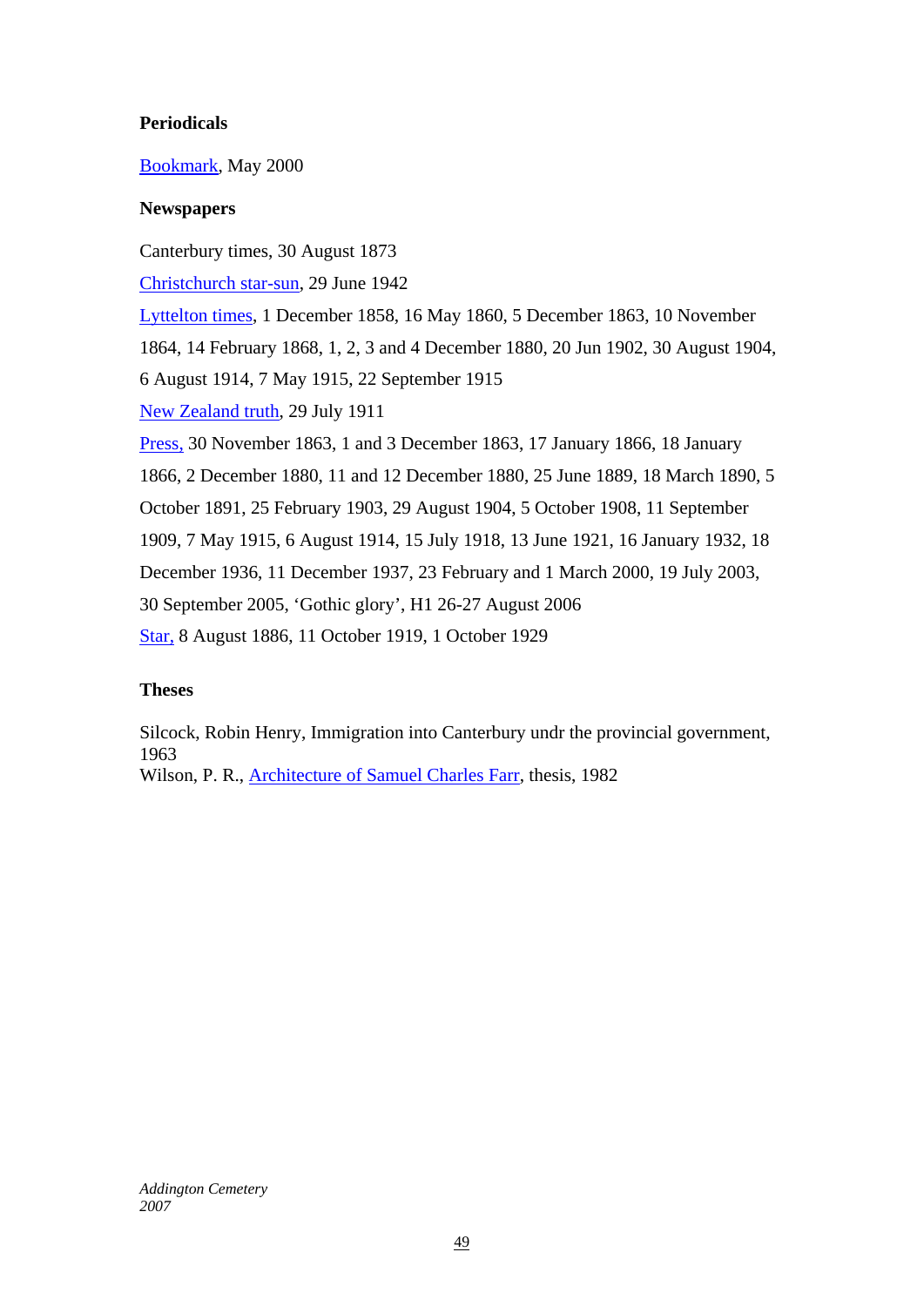**Periodicals**

Bookmark, May 2000

**Newspapers**

Canterbury times, 30 August 1873

Christchurch star-sun, 29 June 1942

Lyttelton times, 1 December 1858, 16 May 1860, 5 December 1863, 10 November 1864, 14 February 1868, 1, 2, 3 and 4 December 1880, 20 Jun 1902, 30 August 1904, 6 August 1914, 7 May 1915, 22 September 1915

New Zealand truth, 29 July 1911

Press, 30 November 1863, 1 and 3 December 1863, 17 January 1866, 18 January 1866, 2 December 1880, 11 and 12 December 1880, 25 June 1889, 18 March 1890, 5 October 1891, 25 February 1903, 29 August 1904, 5 October 1908, 11 September 1909, 7 May 1915, 6 August 1914, 15 July 1918, 13 June 1921, 16 January 1932, 18 December 1936, 11 December 1937, 23 February and 1 March 2000, 19 July 2003, 30 September 2005, 'Gothic glory', H1 26-27 August 2006

Star, 8 August 1886, 11 October 1919, 1 October 1929

**Theses**

Silcock, Robin Henry, Immigration into Canterbury undr the provincial government, 1963

Wilson, P. R., Architecture of Samuel Charles Farr, thesis, 1982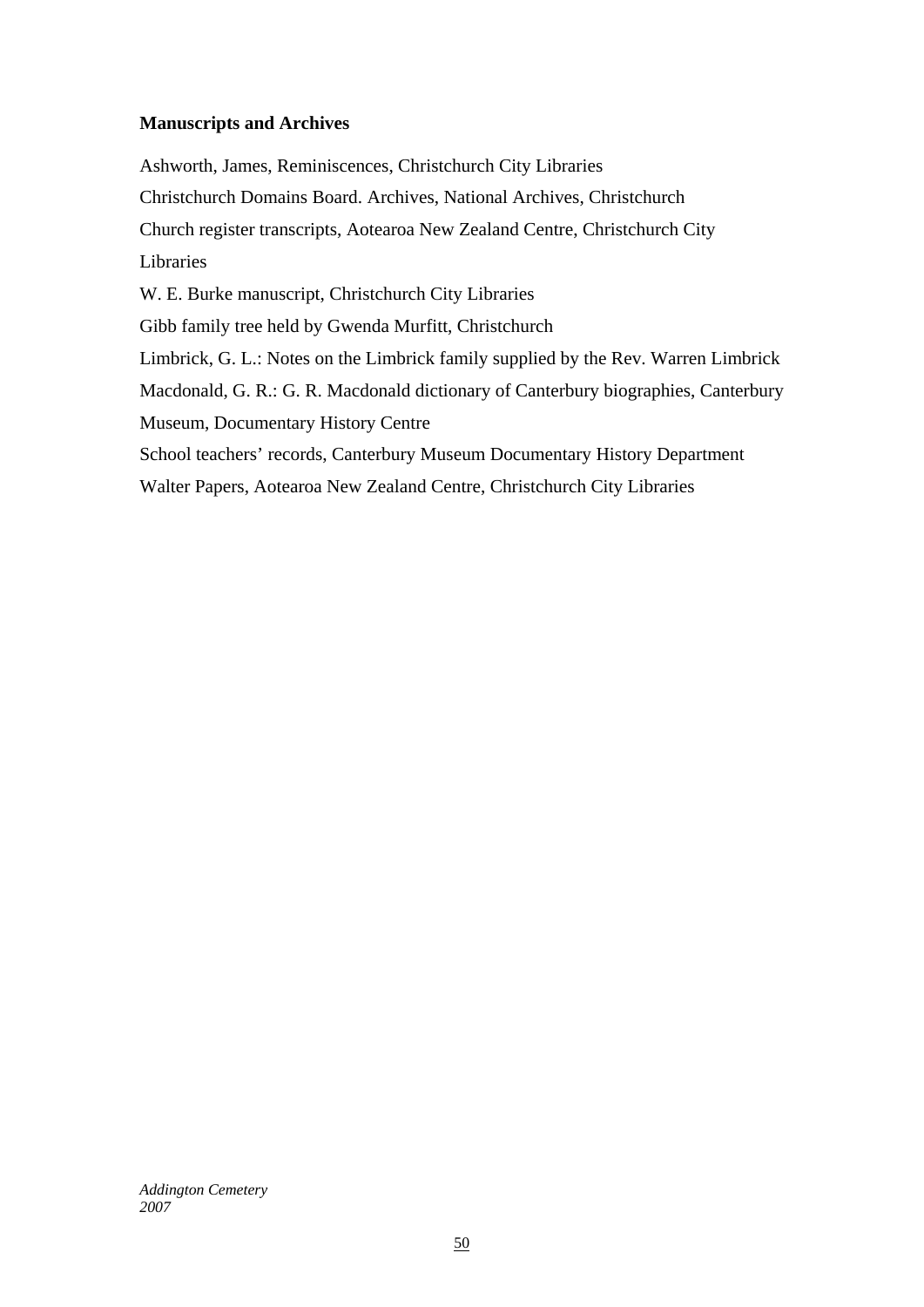**Manuscripts and Archives**

Ashworth, James, Reminiscences, Christchurch City Libraries

Christchurch Domains Board. Archives, National Archives, Christchurch

Church register transcripts, Aotearoa New Zealand Centre, Christchurch City Libraries

W. E. Burke manuscript, Christchurch City Libraries

Gibb family tree held by Gwenda Murfitt, Christchurch

Limbrick, G. L.: Notes on the Limbrick family supplied by the Rev. Warren Limbrick

Macdonald, G. R.: G. R. Macdonald dictionary of Canterbury biographies, Canterbury Museum, Documentary History Centre

School teachers' records, Canterbury Museum Documentary History Department

Walter Papers, Aotearoa New Zealand Centre, Christchurch City Libraries